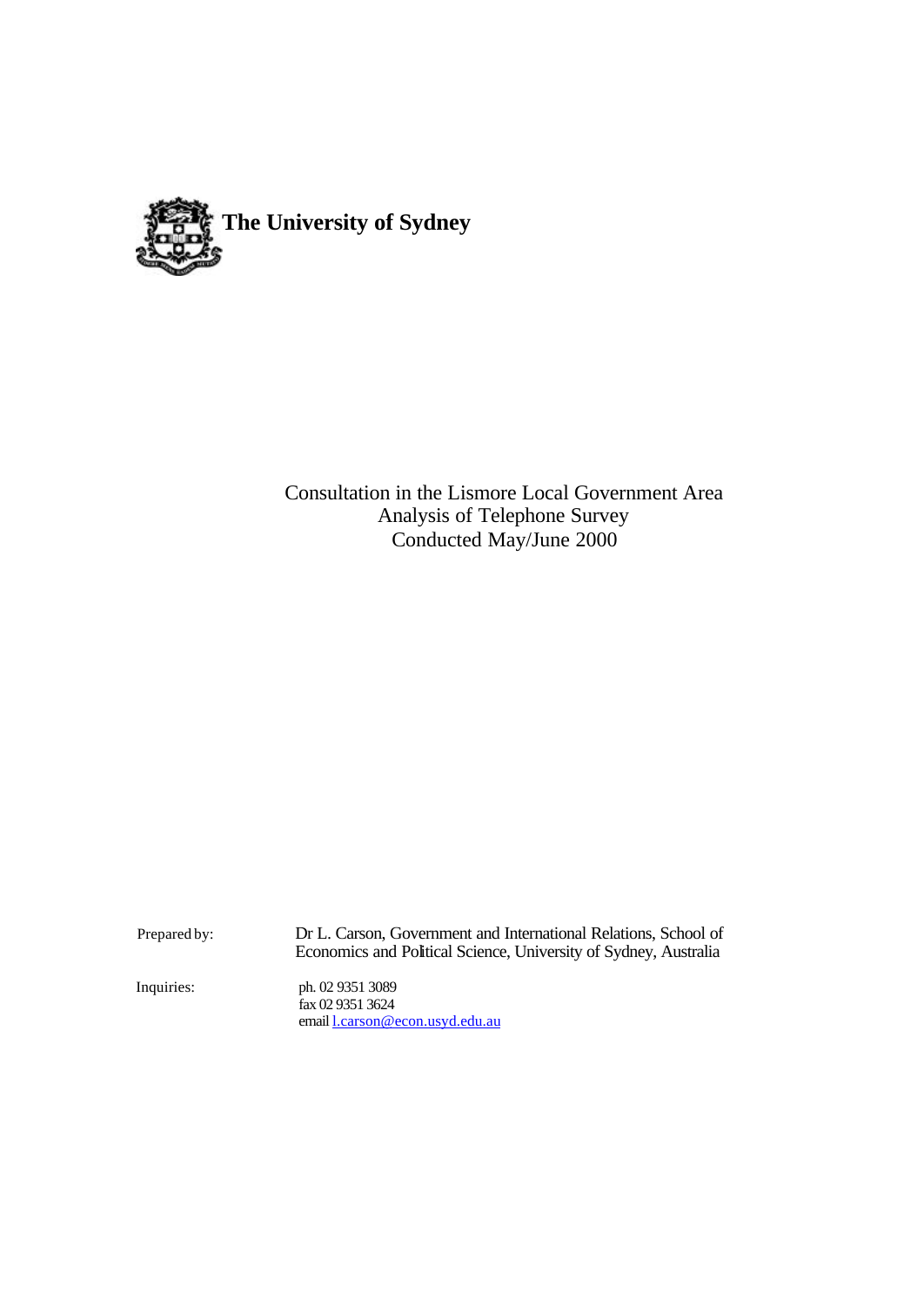**The University of Sydney**

Consultation in the Lismore Local Government Area
Analysis of Telephone Survey
Conducted May/June 2000

Prepared by: Dr L. Carson, Government and International Relations, School of Economics and Political Science, University of Sydney, Australia

Inquiries: ph. 02 9351 3089
fax 02 9351 3624
email l.carson@econ.usyd.edu.au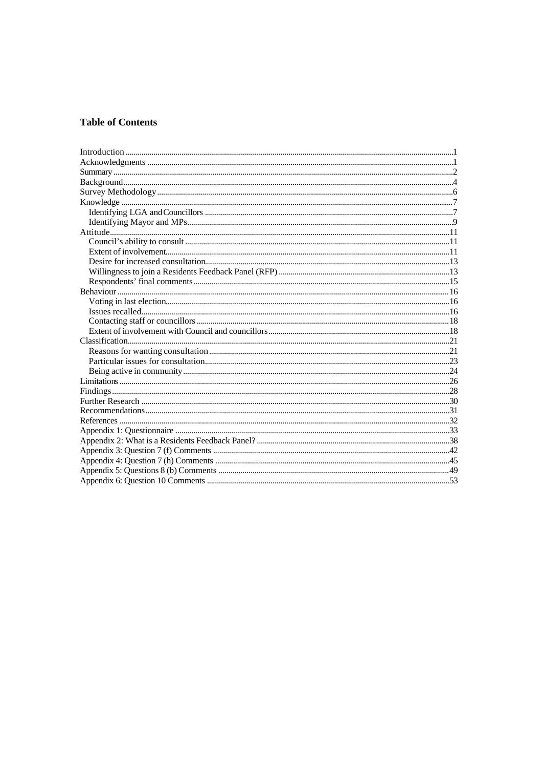## Table of Contents

Introduction ....................................................................................................................................................1
Acknowledgments ..........................................................................................................................................1
Summary .........................................................................................................................................................2
Background.....................................................................................................................................................4
Survey Methodology.......................................................................................................................................6
Knowledge ......................................................................................................................................................7
  Identifying LGA and Councillors ..............................................................................................................7
  Identifying Mayor and MPs.........................................................................................................................9
Attitude..........................................................................................................................................................11
  Council's ability to consult .......................................................................................................................11
  Extent of involvement.................................................................................................................................11
  Desire for increased consultation.............................................................................................................13
  Willingness to join a Residents Feedback Panel (RFP) .........................................................................13
  Respondents' final comments....................................................................................................................15
Behaviour ......................................................................................................................................................16
  Voting in last election.................................................................................................................................16
  Issues recalled.............................................................................................................................................16
  Contacting staff or councillors .................................................................................................................18
  Extent of involvement with Council and councillors...............................................................................18
Classification.................................................................................................................................................21
  Reasons for wanting consultation ............................................................................................................21
  Particular issues for consultation.............................................................................................................23
  Being active in community........................................................................................................................24
Limitations ....................................................................................................................................................26
Findings.........................................................................................................................................................28
Further Research ..........................................................................................................................................30
Recommendations.........................................................................................................................................31
References .....................................................................................................................................................32
Appendix 1: Questionnaire ..........................................................................................................................33
Appendix 2: What is a Residents Feedback Panel? ..................................................................................38
Appendix 3: Question 7 (f) Comments .......................................................................................................42
Appendix 4: Question 7 (h) Comments .......................................................................................................45
Appendix 5: Questions 8 (b) Comments .....................................................................................................49
Appendix 6: Question 10 Comments ..........................................................................................................53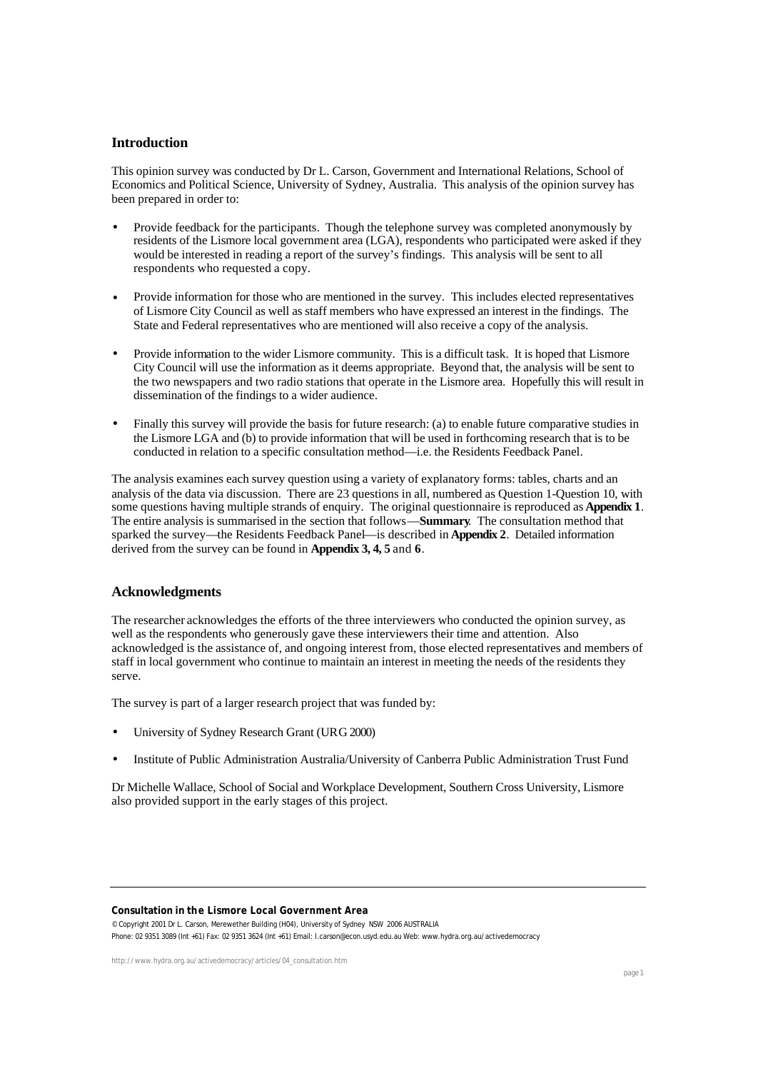## Introduction

This opinion survey was conducted by Dr L. Carson, Government and International Relations, School of Economics and Political Science, University of Sydney, Australia. This analysis of the opinion survey has been prepared in order to:

- Provide feedback for the participants. Though the telephone survey was completed anonymously by residents of the Lismore local government area (LGA), respondents who participated were asked if they would be interested in reading a report of the survey's findings. This analysis will be sent to all respondents who requested a copy.
- Provide information for those who are mentioned in the survey. This includes elected representatives of Lismore City Council as well as staff members who have expressed an interest in the findings. The State and Federal representatives who are mentioned will also receive a copy of the analysis.
- Provide information to the wider Lismore community. This is a difficult task. It is hoped that Lismore City Council will use the information as it deems appropriate. Beyond that, the analysis will be sent to the two newspapers and two radio stations that operate in the Lismore area. Hopefully this will result in dissemination of the findings to a wider audience.
- Finally this survey will provide the basis for future research: (a) to enable future comparative studies in the Lismore LGA and (b) to provide information that will be used in forthcoming research that is to be conducted in relation to a specific consultation method—i.e. the Residents Feedback Panel.

The analysis examines each survey question using a variety of explanatory forms: tables, charts and an analysis of the data via discussion. There are 23 questions in all, numbered as Question 1-Question 10, with some questions having multiple strands of enquiry. The original questionnaire is reproduced as **Appendix 1**. The entire analysis is summarised in the section that follows—**Summary**. The consultation method that sparked the survey—the Residents Feedback Panel—is described in **Appendix 2**. Detailed information derived from the survey can be found in **Appendix 3, 4, 5** and **6**.

## Acknowledgments

The researcher acknowledges the efforts of the three interviewers who conducted the opinion survey, as well as the respondents who generously gave these interviewers their time and attention. Also acknowledged is the assistance of, and ongoing interest from, those elected representatives and members of staff in local government who continue to maintain an interest in meeting the needs of the residents they serve.

The survey is part of a larger research project that was funded by:

- University of Sydney Research Grant (URG 2000)
- Institute of Public Administration Australia/University of Canberra Public Administration Trust Fund

Dr Michelle Wallace, School of Social and Workplace Development, Southern Cross University, Lismore also provided support in the early stages of this project.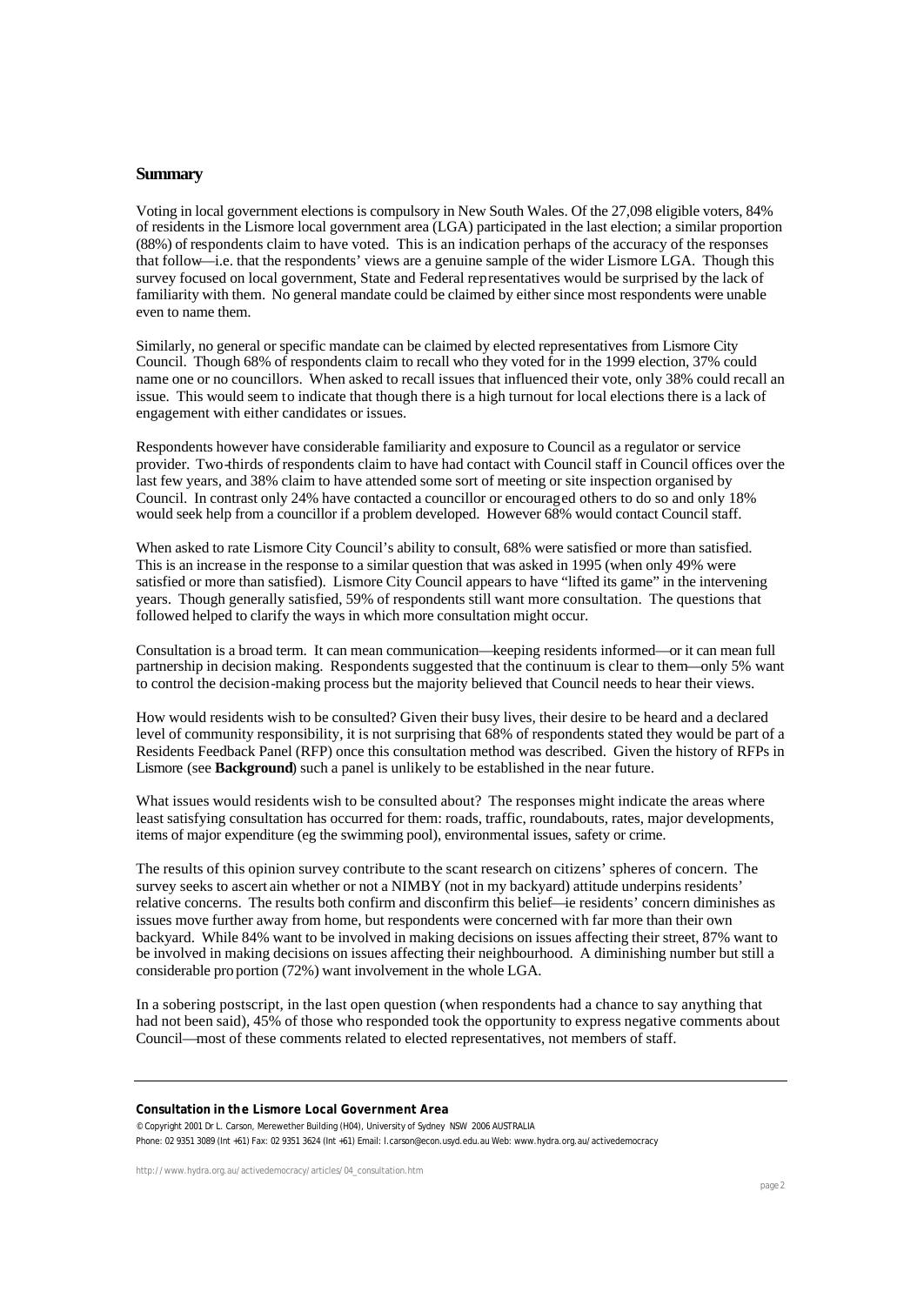## Summary

Voting in local government elections is compulsory in New South Wales. Of the 27,098 eligible voters, 84% of residents in the Lismore local government area (LGA) participated in the last election; a similar proportion (88%) of respondents claim to have voted. This is an indication perhaps of the accuracy of the responses that follow—i.e. that the respondents' views are a genuine sample of the wider Lismore LGA. Though this survey focused on local government, State and Federal representatives would be surprised by the lack of familiarity with them. No general mandate could be claimed by either since most respondents were unable even to name them.

Similarly, no general or specific mandate can be claimed by elected representatives from Lismore City Council. Though 68% of respondents claim to recall who they voted for in the 1999 election, 37% could name one or no councillors. When asked to recall issues that influenced their vote, only 38% could recall an issue. This would seem to indicate that though there is a high turnout for local elections there is a lack of engagement with either candidates or issues.

Respondents however have considerable familiarity and exposure to Council as a regulator or service provider. Two-thirds of respondents claim to have had contact with Council staff in Council offices over the last few years, and 38% claim to have attended some sort of meeting or site inspection organised by Council. In contrast only 24% have contacted a councillor or encouraged others to do so and only 18% would seek help from a councillor if a problem developed. However 68% would contact Council staff.

When asked to rate Lismore City Council's ability to consult, 68% were satisfied or more than satisfied. This is an increase in the response to a similar question that was asked in 1995 (when only 49% were satisfied or more than satisfied). Lismore City Council appears to have "lifted its game" in the intervening years. Though generally satisfied, 59% of respondents still want more consultation. The questions that followed helped to clarify the ways in which more consultation might occur.

Consultation is a broad term. It can mean communication—keeping residents informed—or it can mean full partnership in decision making. Respondents suggested that the continuum is clear to them—only 5% want to control the decision-making process but the majority believed that Council needs to hear their views.

How would residents wish to be consulted? Given their busy lives, their desire to be heard and a declared level of community responsibility, it is not surprising that 68% of respondents stated they would be part of a Residents Feedback Panel (RFP) once this consultation method was described. Given the history of RFPs in Lismore (see **Background**) such a panel is unlikely to be established in the near future.

What issues would residents wish to be consulted about? The responses might indicate the areas where least satisfying consultation has occurred for them: roads, traffic, roundabouts, rates, major developments, items of major expenditure (eg the swimming pool), environmental issues, safety or crime.

The results of this opinion survey contribute to the scant research on citizens' spheres of concern. The survey seeks to ascertain whether or not a NIMBY (not in my backyard) attitude underpins residents' relative concerns. The results both confirm and disconfirm this belief—ie residents' concern diminishes as issues move further away from home, but respondents were concerned with far more than their own backyard. While 84% want to be involved in making decisions on issues affecting their street, 87% want to be involved in making decisions on issues affecting their neighbourhood. A diminishing number but still a considerable proportion (72%) want involvement in the whole LGA.

In a sobering postscript, in the last open question (when respondents had a chance to say anything that had not been said), 45% of those who responded took the opportunity to express negative comments about Council—most of these comments related to elected representatives, not members of staff.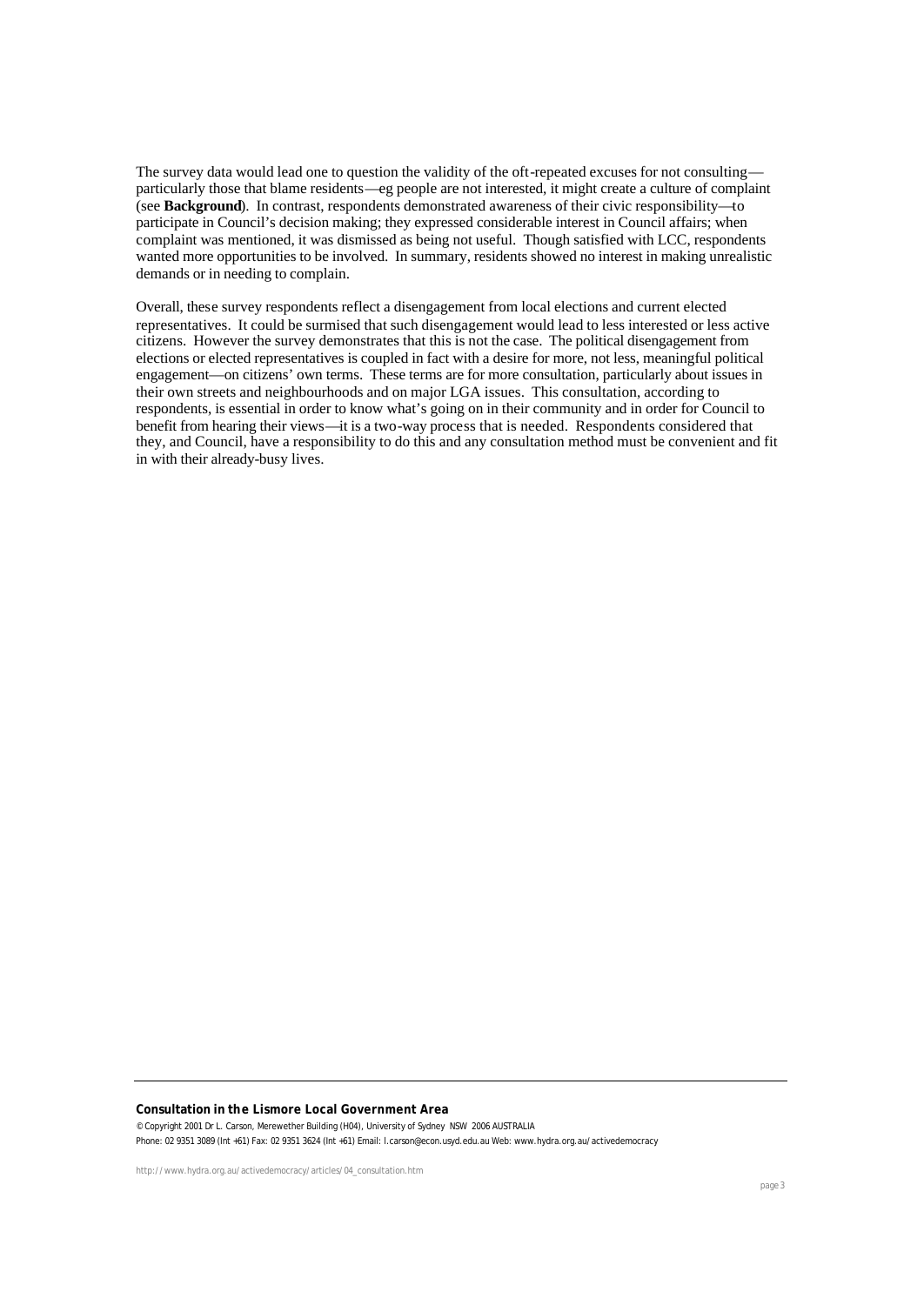The survey data would lead one to question the validity of the oft-repeated excuses for not consulting—particularly those that blame residents—eg people are not interested, it might create a culture of complaint (see **Background**). In contrast, respondents demonstrated awareness of their civic responsibility—to participate in Council's decision making; they expressed considerable interest in Council affairs; when complaint was mentioned, it was dismissed as being not useful. Though satisfied with LCC, respondents wanted more opportunities to be involved. In summary, residents showed no interest in making unrealistic demands or in needing to complain.

Overall, these survey respondents reflect a disengagement from local elections and current elected representatives. It could be surmised that such disengagement would lead to less interested or less active citizens. However the survey demonstrates that this is not the case. The political disengagement from elections or elected representatives is coupled in fact with a desire for more, not less, meaningful political engagement—on citizens' own terms. These terms are for more consultation, particularly about issues in their own streets and neighbourhoods and on major LGA issues. This consultation, according to respondents, is essential in order to know what's going on in their community and in order for Council to benefit from hearing their views—it is a two-way process that is needed. Respondents considered that they, and Council, have a responsibility to do this and any consultation method must be convenient and fit in with their already-busy lives.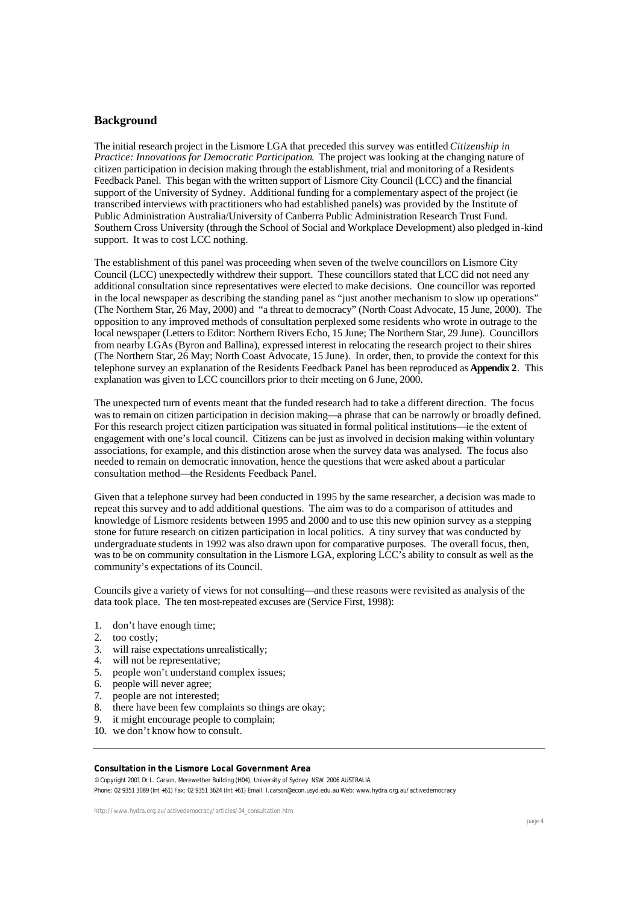## Background

The initial research project in the Lismore LGA that preceded this survey was entitled *Citizenship in Practice: Innovations for Democratic Participation*. The project was looking at the changing nature of citizen participation in decision making through the establishment, trial and monitoring of a Residents Feedback Panel. This began with the written support of Lismore City Council (LCC) and the financial support of the University of Sydney. Additional funding for a complementary aspect of the project (ie transcribed interviews with practitioners who had established panels) was provided by the Institute of Public Administration Australia/University of Canberra Public Administration Research Trust Fund. Southern Cross University (through the School of Social and Workplace Development) also pledged in-kind support. It was to cost LCC nothing.

The establishment of this panel was proceeding when seven of the twelve councillors on Lismore City Council (LCC) unexpectedly withdrew their support. These councillors stated that LCC did not need any additional consultation since representatives were elected to make decisions. One councillor was reported in the local newspaper as describing the standing panel as "just another mechanism to slow up operations" (The Northern Star, 26 May, 2000) and "a threat to democracy" (North Coast Advocate, 15 June, 2000). The opposition to any improved methods of consultation perplexed some residents who wrote in outrage to the local newspaper (Letters to Editor: Northern Rivers Echo, 15 June; The Northern Star, 29 June). Councillors from nearby LGAs (Byron and Ballina), expressed interest in relocating the research project to their shires (The Northern Star, 26 May; North Coast Advocate, 15 June). In order, then, to provide the context for this telephone survey an explanation of the Residents Feedback Panel has been reproduced as **Appendix 2**. This explanation was given to LCC councillors prior to their meeting on 6 June, 2000.

The unexpected turn of events meant that the funded research had to take a different direction. The focus was to remain on citizen participation in decision making—a phrase that can be narrowly or broadly defined. For this research project citizen participation was situated in formal political institutions—ie the extent of engagement with one's local council. Citizens can be just as involved in decision making within voluntary associations, for example, and this distinction arose when the survey data was analysed. The focus also needed to remain on democratic innovation, hence the questions that were asked about a particular consultation method—the Residents Feedback Panel.

Given that a telephone survey had been conducted in 1995 by the same researcher, a decision was made to repeat this survey and to add additional questions. The aim was to do a comparison of attitudes and knowledge of Lismore residents between 1995 and 2000 and to use this new opinion survey as a stepping stone for future research on citizen participation in local politics. A tiny survey that was conducted by undergraduate students in 1992 was also drawn upon for comparative purposes. The overall focus, then, was to be on community consultation in the Lismore LGA, exploring LCC's ability to consult as well as the community's expectations of its Council.

Councils give a variety of views for not consulting—and these reasons were revisited as analysis of the data took place. The ten most-repeated excuses are (Service First, 1998):

1. don't have enough time;
2. too costly;
3. will raise expectations unrealistically;
4. will not be representative;
5. people won't understand complex issues;
6. people will never agree;
7. people are not interested;
8. there have been few complaints so things are okay;
9. it might encourage people to complain;
10. we don't know how to consult.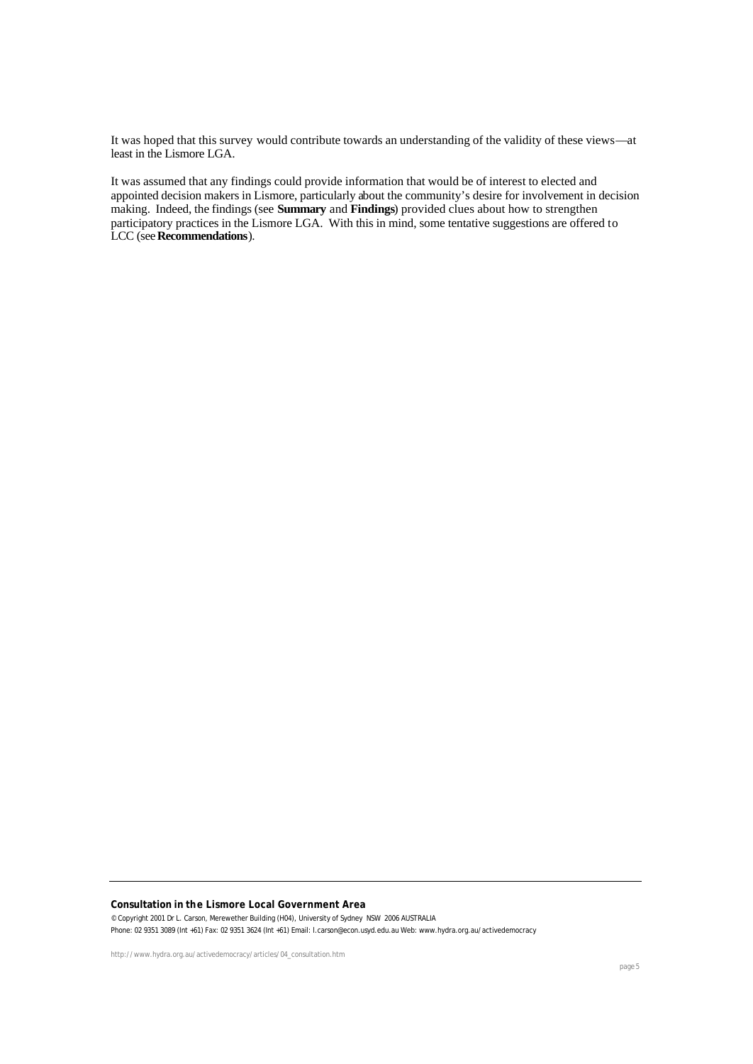It was hoped that this survey would contribute towards an understanding of the validity of these views—at least in the Lismore LGA.

It was assumed that any findings could provide information that would be of interest to elected and appointed decision makers in Lismore, particularly about the community's desire for involvement in decision making. Indeed, the findings (see **Summary** and **Findings**) provided clues about how to strengthen participatory practices in the Lismore LGA. With this in mind, some tentative suggestions are offered to LCC (see **Recommendations**).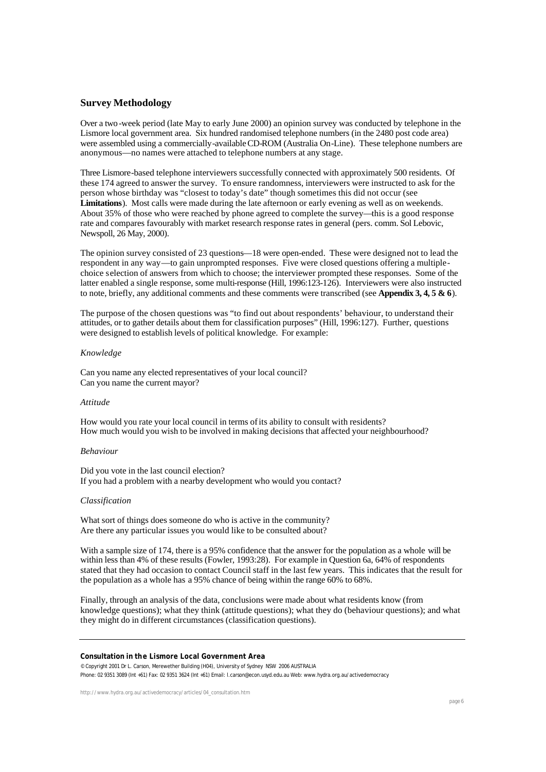## Survey Methodology

Over a two-week period (late May to early June 2000) an opinion survey was conducted by telephone in the Lismore local government area. Six hundred randomised telephone numbers (in the 2480 post code area) were assembled using a commercially-available CD-ROM (Australia On-Line). These telephone numbers are anonymous—no names were attached to telephone numbers at any stage.

Three Lismore-based telephone interviewers successfully connected with approximately 500 residents. Of these 174 agreed to answer the survey. To ensure randomness, interviewers were instructed to ask for the person whose birthday was "closest to today's date" though sometimes this did not occur (see **Limitations**). Most calls were made during the late afternoon or early evening as well as on weekends. About 35% of those who were reached by phone agreed to complete the survey—this is a good response rate and compares favourably with market research response rates in general (pers. comm. Sol Lebovic, Newspoll, 26 May, 2000).

The opinion survey consisted of 23 questions—18 were open-ended. These were designed not to lead the respondent in any way—to gain unprompted responses. Five were closed questions offering a multiple-choice selection of answers from which to choose; the interviewer prompted these responses. Some of the latter enabled a single response, some multi-response (Hill, 1996:123-126). Interviewers were also instructed to note, briefly, any additional comments and these comments were transcribed (see **Appendix 3, 4, 5 & 6**).

The purpose of the chosen questions was "to find out about respondents' behaviour, to understand their attitudes, or to gather details about them for classification purposes" (Hill, 1996:127). Further, questions were designed to establish levels of political knowledge. For example:

*Knowledge*

Can you name any elected representatives of your local council?
Can you name the current mayor?

*Attitude*

How would you rate your local council in terms of its ability to consult with residents?
How much would you wish to be involved in making decisions that affected your neighbourhood?

*Behaviour*

Did you vote in the last council election?
If you had a problem with a nearby development who would you contact?

*Classification*

What sort of things does someone do who is active in the community?
Are there any particular issues you would like to be consulted about?

With a sample size of 174, there is a 95% confidence that the answer for the population as a whole will be within less than 4% of these results (Fowler, 1993:28). For example in Question 6a, 64% of respondents stated that they had occasion to contact Council staff in the last few years. This indicates that the result for the population as a whole has a 95% chance of being within the range 60% to 68%.

Finally, through an analysis of the data, conclusions were made about what residents know (from knowledge questions); what they think (attitude questions); what they do (behaviour questions); and what they might do in different circumstances (classification questions).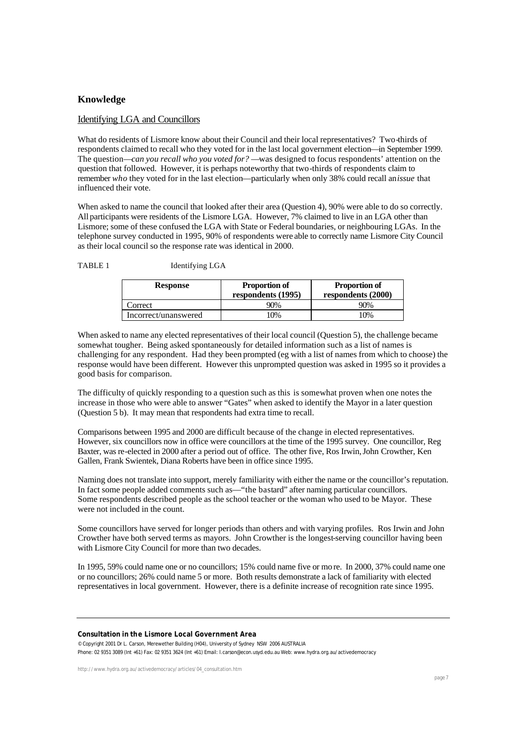## Knowledge

### Identifying LGA and Councillors

What do residents of Lismore know about their Council and their local representatives? Two-thirds of respondents claimed to recall who they voted for in the last local government election—in September 1999. The question—*can you recall who you voted for?* —was designed to focus respondents' attention on the question that followed. However, it is perhaps noteworthy that two-thirds of respondents claim to remember *who* they voted for in the last election—particularly when only 38% could recall an *issue* that influenced their vote.

When asked to name the council that looked after their area (Question 4), 90% were able to do so correctly. All participants were residents of the Lismore LGA. However, 7% claimed to live in an LGA other than Lismore; some of these confused the LGA with State or Federal boundaries, or neighbouring LGAs. In the telephone survey conducted in 1995, 90% of respondents were able to correctly name Lismore City Council as their local council so the response rate was identical in 2000.

TABLE 1 Identifying LGA

| Response | Proportion of respondents (1995) | Proportion of respondents (2000) |
|---|---|---|
| Correct | 90% | 90% |
| Incorrect/unanswered | 10% | 10% |

When asked to name any elected representatives of their local council (Question 5), the challenge became somewhat tougher. Being asked spontaneously for detailed information such as a list of names is challenging for any respondent. Had they been prompted (eg with a list of names from which to choose) the response would have been different. However this unprompted question was asked in 1995 so it provides a good basis for comparison.

The difficulty of quickly responding to a question such as this is somewhat proven when one notes the increase in those who were able to answer "Gates" when asked to identify the Mayor in a later question (Question 5 b). It may mean that respondents had extra time to recall.

Comparisons between 1995 and 2000 are difficult because of the change in elected representatives. However, six councillors now in office were councillors at the time of the 1995 survey. One councillor, Reg Baxter, was re-elected in 2000 after a period out of office. The other five, Ros Irwin, John Crowther, Ken Gallen, Frank Swientek, Diana Roberts have been in office since 1995.

Naming does not translate into support, merely familiarity with either the name or the councillor's reputation. In fact some people added comments such as—"the bastard" after naming particular councillors. Some respondents described people as the school teacher or the woman who used to be Mayor. These were not included in the count.

Some councillors have served for longer periods than others and with varying profiles. Ros Irwin and John Crowther have both served terms as mayors. John Crowther is the longest-serving councillor having been with Lismore City Council for more than two decades.

In 1995, 59% could name one or no councillors; 15% could name five or more. In 2000, 37% could name one or no councillors; 26% could name 5 or more. Both results demonstrate a lack of familiarity with elected representatives in local government. However, there is a definite increase of recognition rate since 1995.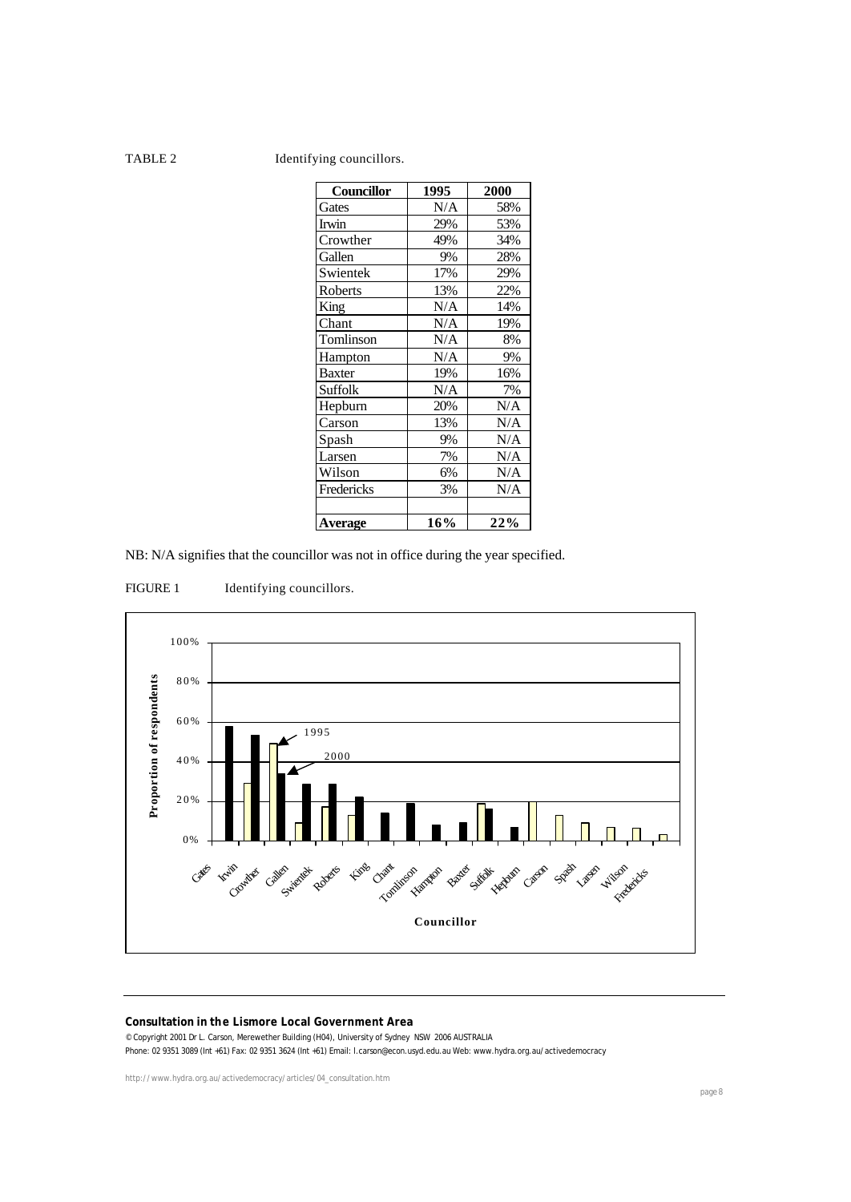TABLE 2 Identifying councillors.

| Councillor | 1995 | 2000 |
|---|---|---|
| Gates | N/A | 58% |
| Irwin | 29% | 53% |
| Crowther | 49% | 34% |
| Gallen | 9% | 28% |
| Swientek | 17% | 29% |
| Roberts | 13% | 22% |
| King | N/A | 14% |
| Chant | N/A | 19% |
| Tomlinson | N/A | 8% |
| Hampton | N/A | 9% |
| Baxter | 19% | 16% |
| Suffolk | N/A | 7% |
| Hepburn | 20% | N/A |
| Carson | 13% | N/A |
| Spash | 9% | N/A |
| Larsen | 7% | N/A |
| Wilson | 6% | N/A |
| Fredericks | 3% | N/A |
| | | |
| **Average** | **16%** | **22%** |

NB: N/A signifies that the councillor was not in office during the year specified.

FIGURE 1 Identifying councillors.

| Councillor | 1995 | 2000 |
|---|---|---|
| Gates | | 58% |
| Irwin | 29% | 53% |
| Crowther | 49% | 34% |
| Gallen | 9% | 28% |
| Swientek | 17% | 29% |
| Roberts | 13% | 22% |
| King | | 14% |
| Chant | | 19% |
| Tomlinson | | 8% |
| Hampton | | 9% |
| Baxter | 19% | 16% |
| Suffolk | | 7% |
| Hepburn | 20% | |
| Carson | 13% | |
| Spash | 9% | |
| Larsen | 7% | |
| Wilson | 6% | |
| Fredericks | 3% | |

**Consultation in the Lismore Local Government Area**

© Copyright 2001 Dr L. Carson, Merewether Building (H04), University of Sydney NSW 2006 AUSTRALIA
Phone: 02 9351 3089 (Int +61) Fax: 02 9351 3624 (Int +61) Email: l.carson@econ.usyd.edu.au Web: www.hydra.org.au/activedemocracy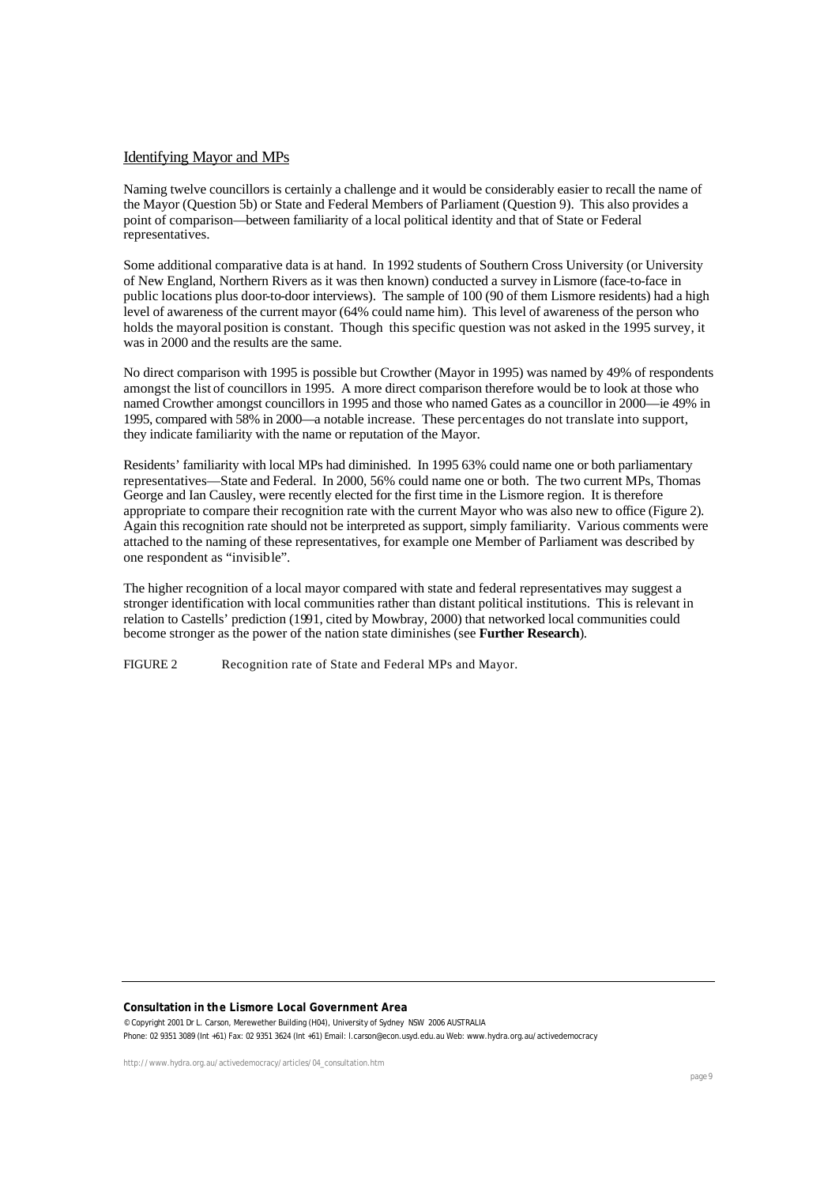## Identifying Mayor and MPs

Naming twelve councillors is certainly a challenge and it would be considerably easier to recall the name of the Mayor (Question 5b) or State and Federal Members of Parliament (Question 9). This also provides a point of comparison—between familiarity of a local political identity and that of State or Federal representatives.

Some additional comparative data is at hand. In 1992 students of Southern Cross University (or University of New England, Northern Rivers as it was then known) conducted a survey in Lismore (face-to-face in public locations plus door-to-door interviews). The sample of 100 (90 of them Lismore residents) had a high level of awareness of the current mayor (64% could name him). This level of awareness of the person who holds the mayoral position is constant. Though this specific question was not asked in the 1995 survey, it was in 2000 and the results are the same.

No direct comparison with 1995 is possible but Crowther (Mayor in 1995) was named by 49% of respondents amongst the list of councillors in 1995. A more direct comparison therefore would be to look at those who named Crowther amongst councillors in 1995 and those who named Gates as a councillor in 2000—ie 49% in 1995, compared with 58% in 2000—a notable increase. These percentages do not translate into support, they indicate familiarity with the name or reputation of the Mayor.

Residents' familiarity with local MPs had diminished. In 1995 63% could name one or both parliamentary representatives—State and Federal. In 2000, 56% could name one or both. The two current MPs, Thomas George and Ian Causley, were recently elected for the first time in the Lismore region. It is therefore appropriate to compare their recognition rate with the current Mayor who was also new to office (Figure 2). Again this recognition rate should not be interpreted as support, simply familiarity. Various comments were attached to the naming of these representatives, for example one Member of Parliament was described by one respondent as "invisible".

The higher recognition of a local mayor compared with state and federal representatives may suggest a stronger identification with local communities rather than distant political institutions. This is relevant in relation to Castells' prediction (1991, cited by Mowbray, 2000) that networked local communities could become stronger as the power of the nation state diminishes (see **Further Research**).

FIGURE 2 Recognition rate of State and Federal MPs and Mayor.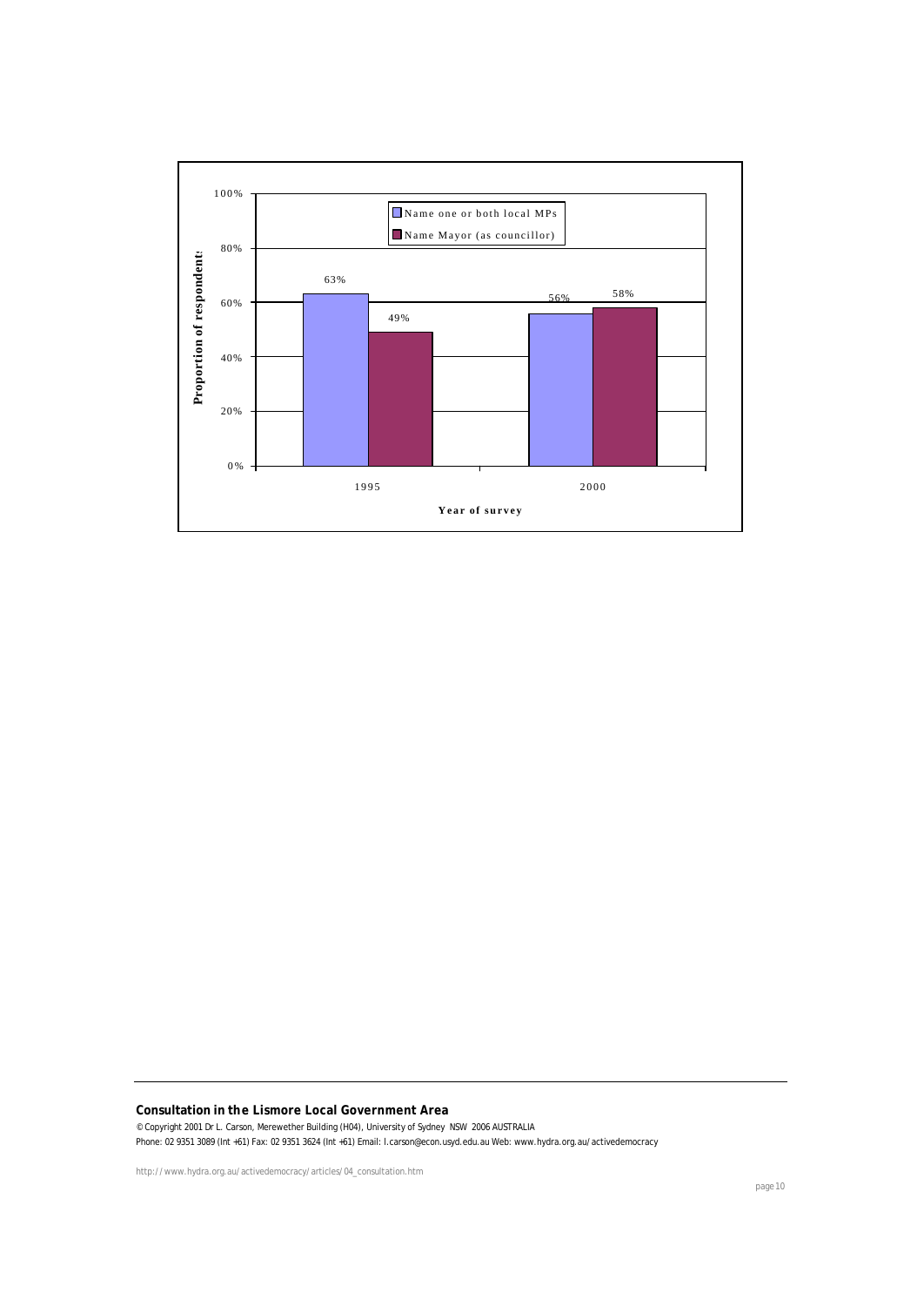100%
80%
60%
40%
20%
0%

Proportion of respondents

Name one or both local MPs
Name Mayor (as councillor)

63%
49%
56%
58%

1995
2000

Year of survey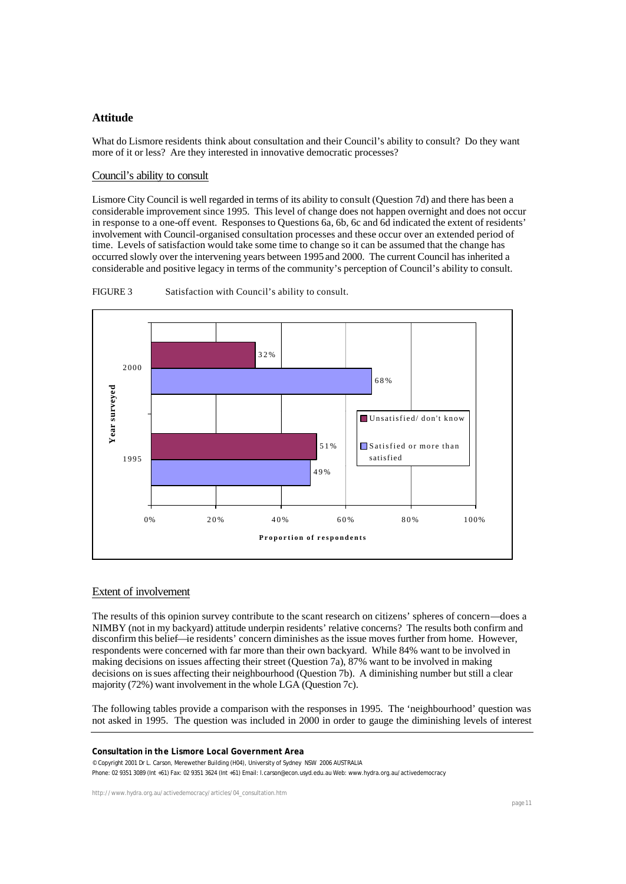## Attitude

What do Lismore residents think about consultation and their Council's ability to consult? Do they want more of it or less? Are they interested in innovative democratic processes?

### Council's ability to consult

Lismore City Council is well regarded in terms of its ability to consult (Question 7d) and there has been a considerable improvement since 1995. This level of change does not happen overnight and does not occur in response to a one-off event. Responses to Questions 6a, 6b, 6c and 6d indicated the extent of residents' involvement with Council-organised consultation processes and these occur over an extended period of time. Levels of satisfaction would take some time to change so it can be assumed that the change has occurred slowly over the intervening years between 1995 and 2000. The current Council has inherited a considerable and positive legacy in terms of the community's perception of Council's ability to consult.

FIGURE 3 Satisfaction with Council's ability to consult.

Year surveyed

2000

32%

68%

1995

51%

49%

Unsatisfied/ don't know

Satisfied or more than satisfied

0% 20% 40% 60% 80% 100%

Proportion of respondents

### Extent of involvement

The results of this opinion survey contribute to the scant research on citizens' spheres of concern—does a NIMBY (not in my backyard) attitude underpin residents' relative concerns? The results both confirm and disconfirm this belief—ie residents' concern diminishes as the issue moves further from home. However, respondents were concerned with far more than their own backyard. While 84% want to be involved in making decisions on issues affecting their street (Question 7a), 87% want to be involved in making decisions on issues affecting their neighbourhood (Question 7b). A diminishing number but still a clear majority (72%) want involvement in the whole LGA (Question 7c).

The following tables provide a comparison with the responses in 1995. The 'neighbourhood' question was not asked in 1995. The question was included in 2000 in order to gauge the diminishing levels of interest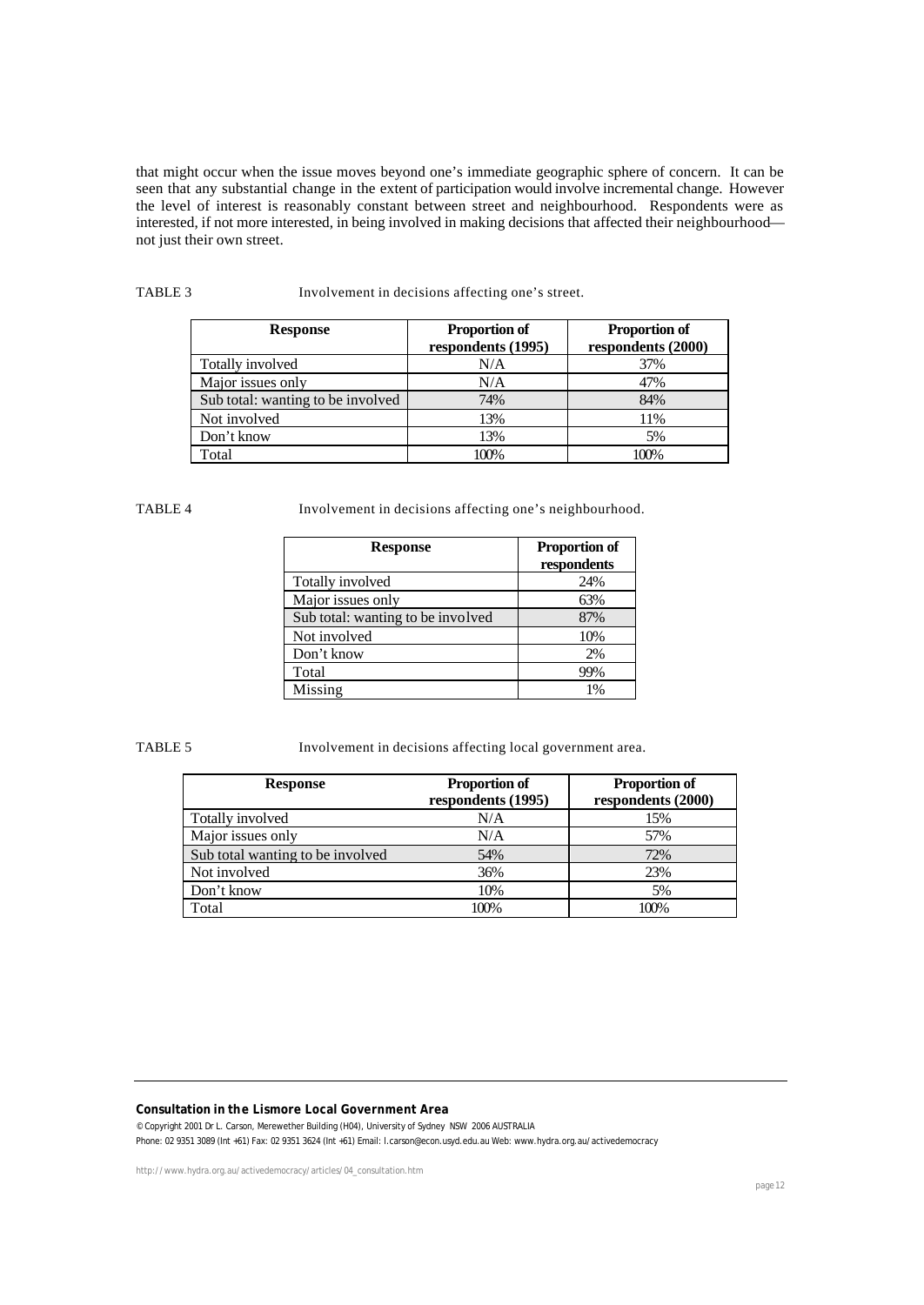that might occur when the issue moves beyond one's immediate geographic sphere of concern. It can be seen that any substantial change in the extent of participation would involve incremental change. However the level of interest is reasonably constant between street and neighbourhood. Respondents were as interested, if not more interested, in being involved in making decisions that affected their neighbourhood—not just their own street.

TABLE 3 Involvement in decisions affecting one's street.

| Response | Proportion of respondents (1995) | Proportion of respondents (2000) |
|---|---|---|
| Totally involved | N/A | 37% |
| Major issues only | N/A | 47% |
| Sub total: wanting to be involved | 74% | 84% |
| Not involved | 13% | 11% |
| Don't know | 13% | 5% |
| Total | 100% | 100% |

TABLE 4 Involvement in decisions affecting one's neighbourhood.

| Response | Proportion of respondents |
|---|---|
| Totally involved | 24% |
| Major issues only | 63% |
| Sub total: wanting to be involved | 87% |
| Not involved | 10% |
| Don't know | 2% |
| Total | 99% |
| Missing | 1% |

TABLE 5 Involvement in decisions affecting local government area.

| Response | Proportion of respondents (1995) | Proportion of respondents (2000) |
|---|---|---|
| Totally involved | N/A | 15% |
| Major issues only | N/A | 57% |
| Sub total wanting to be involved | 54% | 72% |
| Not involved | 36% | 23% |
| Don't know | 10% | 5% |
| Total | 100% | 100% |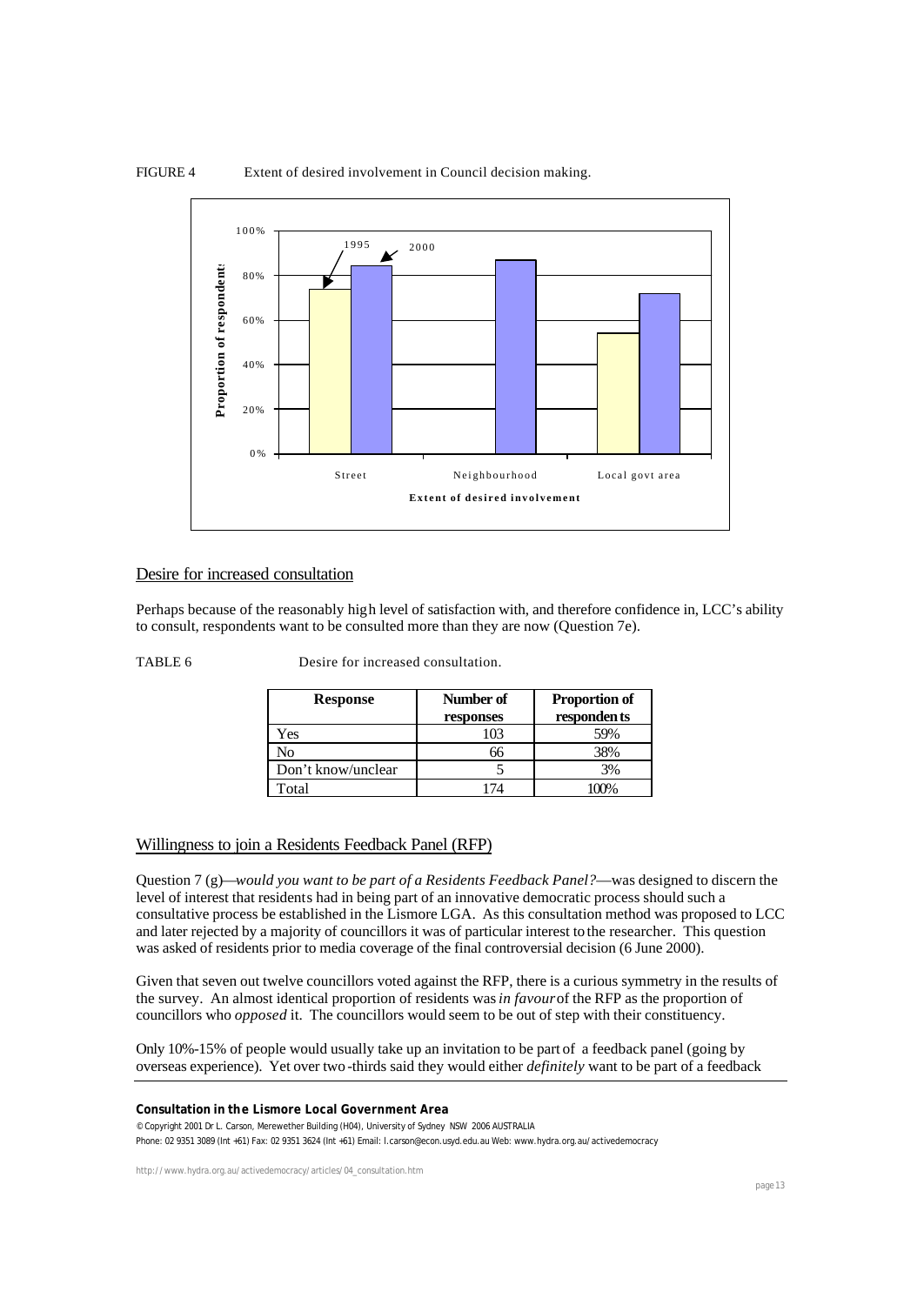FIGURE 4 Extent of desired involvement in Council decision making.

100%
80%
60%
40%
20%
0%
Proportion of respondents
1995
2000
Street
Neighbourhood
Local govt area
Extent of desired involvement

## Desire for increased consultation

Perhaps because of the reasonably high level of satisfaction with, and therefore confidence in, LCC's ability to consult, respondents want to be consulted more than they are now (Question 7e).

TABLE 6 Desire for increased consultation.

| Response | Number of responses | Proportion of respondents |
|---|---|---|
| Yes | 103 | 59% |
| No | 66 | 38% |
| Don't know/unclear | 5 | 3% |
| Total | 174 | 100% |

## Willingness to join a Residents Feedback Panel (RFP)

Question 7 (g)—*would you want to be part of a Residents Feedback Panel?*—was designed to discern the level of interest that residents had in being part of an innovative democratic process should such a consultative process be established in the Lismore LGA. As this consultation method was proposed to LCC and later rejected by a majority of councillors it was of particular interest to the researcher. This question was asked of residents prior to media coverage of the final controversial decision (6 June 2000).

Given that seven out twelve councillors voted against the RFP, there is a curious symmetry in the results of the survey. An almost identical proportion of residents was *in favour* of the RFP as the proportion of councillors who *opposed* it. The councillors would seem to be out of step with their constituency.

Only 10%-15% of people would usually take up an invitation to be part of a feedback panel (going by overseas experience). Yet over two-thirds said they would either *definitely* want to be part of a feedback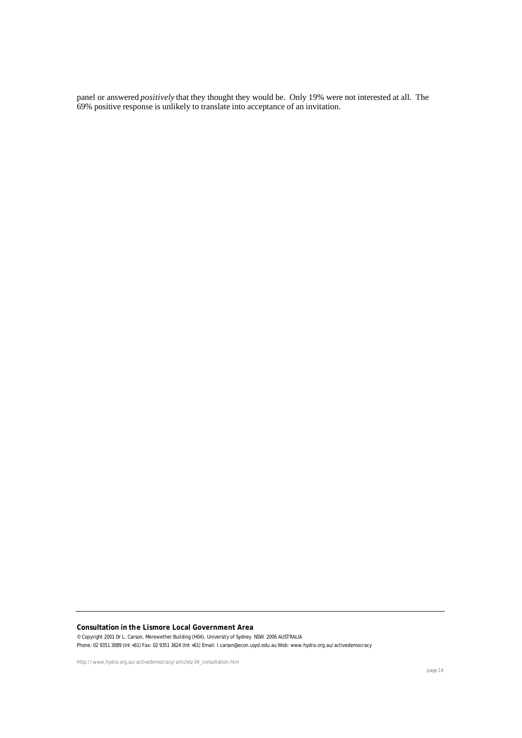panel or answered *positively* that they thought they would be. Only 19% were not interested at all. The 69% positive response is unlikely to translate into acceptance of an invitation.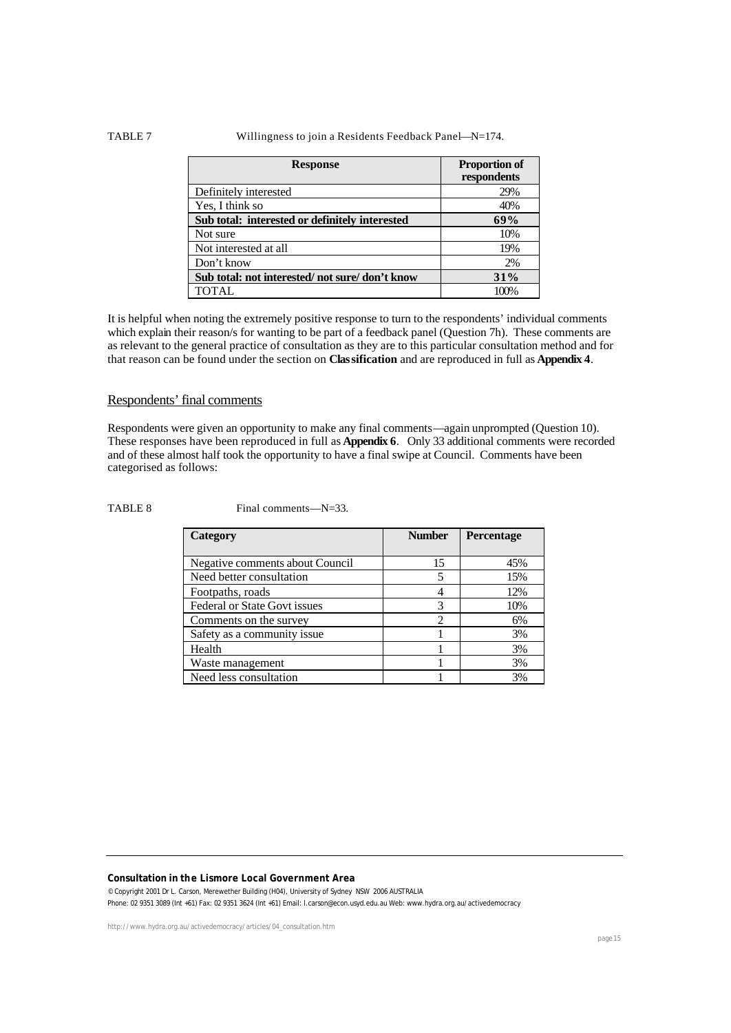TABLE 7 Willingness to join a Residents Feedback Panel—N=174.

| Response | Proportion of respondents |
|---|---|
| Definitely interested | 29% |
| Yes, I think so | 40% |
| **Sub total: interested or definitely interested** | **69%** |
| Not sure | 10% |
| Not interested at all | 19% |
| Don't know | 2% |
| **Sub total: not interested/ not sure/ don't know** | **31%** |
| TOTAL | 100% |

It is helpful when noting the extremely positive response to turn to the respondents' individual comments which explain their reason/s for wanting to be part of a feedback panel (Question 7h). These comments are as relevant to the general practice of consultation as they are to this particular consultation method and for that reason can be found under the section on **Classification** and are reproduced in full as **Appendix 4**.

## Respondents' final comments

Respondents were given an opportunity to make any final comments—again unprompted (Question 10). These responses have been reproduced in full as **Appendix 6**. Only 33 additional comments were recorded and of these almost half took the opportunity to have a final swipe at Council. Comments have been categorised as follows:

TABLE 8 Final comments—N=33.

| Category | Number | Percentage |
|---|---|---|
| Negative comments about Council | 15 | 45% |
| Need better consultation | 5 | 15% |
| Footpaths, roads | 4 | 12% |
| Federal or State Govt issues | 3 | 10% |
| Comments on the survey | 2 | 6% |
| Safety as a community issue | 1 | 3% |
| Health | 1 | 3% |
| Waste management | 1 | 3% |
| Need less consultation | 1 | 3% |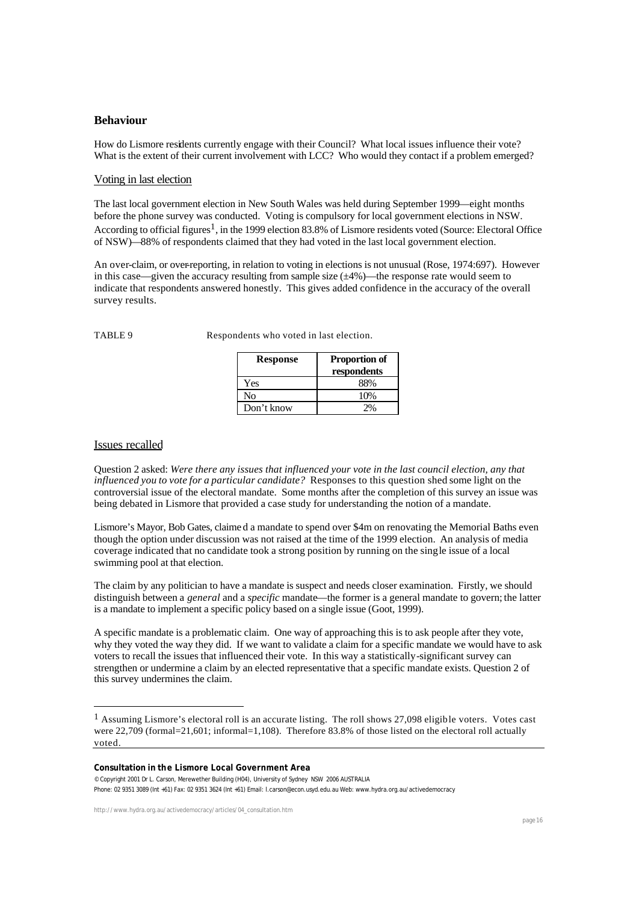## Behaviour

How do Lismore residents currently engage with their Council? What local issues influence their vote? What is the extent of their current involvement with LCC? Who would they contact if a problem emerged?

### Voting in last election

The last local government election in New South Wales was held during September 1999—eight months before the phone survey was conducted. Voting is compulsory for local government elections in NSW. According to official figures[1], in the 1999 election 83.8% of Lismore residents voted (Source: Electoral Office of NSW)—88% of respondents claimed that they had voted in the last local government election.

An over-claim, or over-reporting, in relation to voting in elections is not unusual (Rose, 1974:697). However in this case—given the accuracy resulting from sample size (±4%)—the response rate would seem to indicate that respondents answered honestly. This gives added confidence in the accuracy of the overall survey results.

TABLE 9 Respondents who voted in last election.

| Response | Proportion of respondents |
|---|---|
| Yes | 88% |
| No | 10% |
| Don't know | 2% |

### Issues recalled

Question 2 asked: *Were there any issues that influenced your vote in the last council election, any that influenced you to vote for a particular candidate?* Responses to this question shed some light on the controversial issue of the electoral mandate. Some months after the completion of this survey an issue was being debated in Lismore that provided a case study for understanding the notion of a mandate.

Lismore's Mayor, Bob Gates, claimed a mandate to spend over $4m on renovating the Memorial Baths even though the option under discussion was not raised at the time of the 1999 election. An analysis of media coverage indicated that no candidate took a strong position by running on the single issue of a local swimming pool at that election.

The claim by any politician to have a mandate is suspect and needs closer examination. Firstly, we should distinguish between a *general* and a *specific* mandate—the former is a general mandate to govern; the latter is a mandate to implement a specific policy based on a single issue (Goot, 1999).

A specific mandate is a problematic claim. One way of approaching this is to ask people after they vote, why they voted the way they did. If we want to validate a claim for a specific mandate we would have to ask voters to recall the issues that influenced their vote. In this way a statistically-significant survey can strengthen or undermine a claim by an elected representative that a specific mandate exists. Question 2 of this survey undermines the claim.

---

[1] Assuming Lismore's electoral roll is an accurate listing. The roll shows 27,098 eligible voters. Votes cast were 22,709 (formal=21,601; informal=1,108). Therefore 83.8% of those listed on the electoral roll actually voted.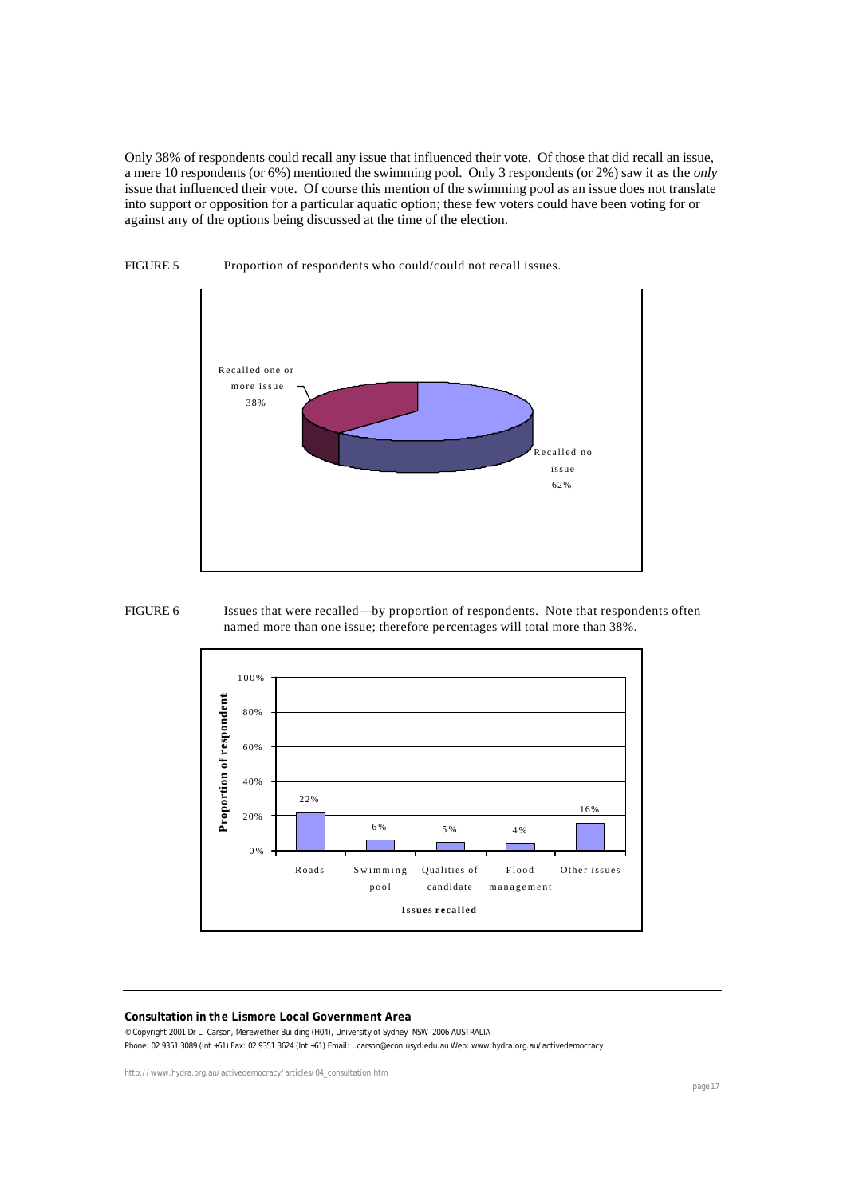Only 38% of respondents could recall any issue that influenced their vote. Of those that did recall an issue, a mere 10 respondents (or 6%) mentioned the swimming pool. Only 3 respondents (or 2%) saw it as the *only* issue that influenced their vote. Of course this mention of the swimming pool as an issue does not translate into support or opposition for a particular aquatic option; these few voters could have been voting for or against any of the options being discussed at the time of the election.

FIGURE 5 Proportion of respondents who could/could not recall issues.

Recalled one or more issue
38%

Recalled no issue
62%

FIGURE 6 Issues that were recalled—by proportion of respondents. Note that respondents often named more than one issue; therefore percentages will total more than 38%.

Proportion of respondent

100%
80%
60%
40%
20%
0%

22%
6%
5%
4%
16%

Roads
Swimming pool
Qualities of candidate
Flood management
Other issues

Issues recalled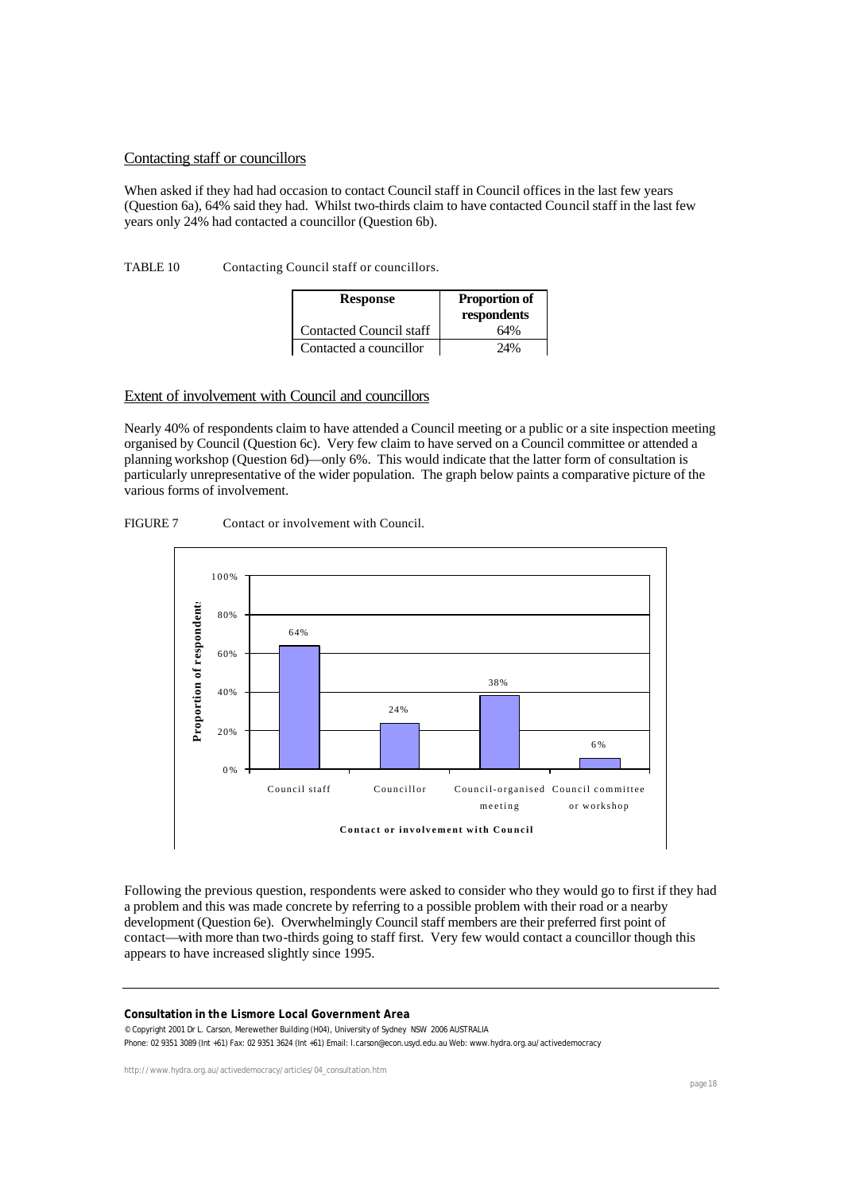## Contacting staff or councillors

When asked if they had had occasion to contact Council staff in Council offices in the last few years (Question 6a), 64% said they had. Whilst two-thirds claim to have contacted Council staff in the last few years only 24% had contacted a councillor (Question 6b).

TABLE 10 Contacting Council staff or councillors.

| Response | Proportion of respondents |
|---|---|
| Contacted Council staff | 64% |
| Contacted a councillor | 24% |

## Extent of involvement with Council and councillors

Nearly 40% of respondents claim to have attended a Council meeting or a public or a site inspection meeting organised by Council (Question 6c). Very few claim to have served on a Council committee or attended a planning workshop (Question 6d)—only 6%. This would indicate that the latter form of consultation is particularly unrepresentative of the wider population. The graph below paints a comparative picture of the various forms of involvement.

FIGURE 7 Contact or involvement with Council.

Proportion of respondents

100%
80%
60%
40%
20%
0%

64%
24%
38%
6%

Council staff
Councillor
Council-organised meeting
Council committee or workshop

Contact or involvement with Council

Following the previous question, respondents were asked to consider who they would go to first if they had a problem and this was made concrete by referring to a possible problem with their road or a nearby development (Question 6e). Overwhelmingly Council staff members are their preferred first point of contact—with more than two-thirds going to staff first. Very few would contact a councillor though this appears to have increased slightly since 1995.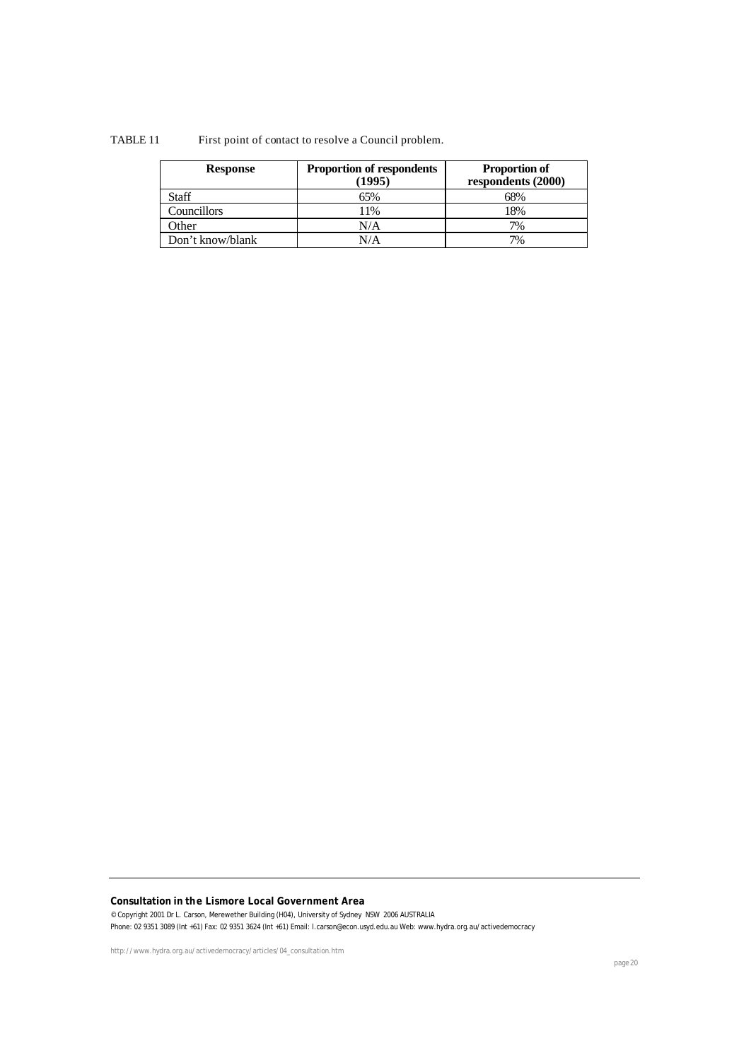TABLE 11 First point of contact to resolve a Council problem.

| Response | Proportion of respondents (1995) | Proportion of respondents (2000) |
|---|---|---|
| Staff | 65% | 68% |
| Councillors | 11% | 18% |
| Other | N/A | 7% |
| Don't know/blank | N/A | 7% |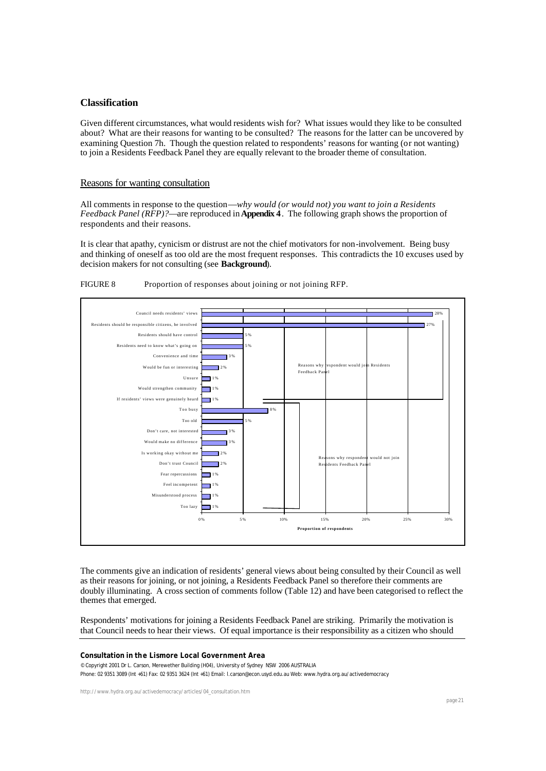## Classification

Given different circumstances, what would residents wish for? What issues would they like to be consulted about? What are their reasons for wanting to be consulted? The reasons for the latter can be uncovered by examining Question 7h. Though the question related to respondents' reasons for wanting (or not wanting) to join a Residents Feedback Panel they are equally relevant to the broader theme of consultation.

### Reasons for wanting consultation

All comments in response to the question—*why would (or would not) you want to join a Residents Feedback Panel (RFP)?*—are reproduced in **Appendix 4**. The following graph shows the proportion of respondents and their reasons.

It is clear that apathy, cynicism or distrust are not the chief motivators for non-involvement. Being busy and thinking of oneself as too old are the most frequent responses. This contradicts the 10 excuses used by decision makers for not consulting (see **Background**).

FIGURE 8 Proportion of responses about joining or not joining RFP.

Council needs residents' views 28%
Residents should be responsible citizens, be involved 27%
Residents should have control 5%
Residents need to know what's going on 5%
Convenience and time 3%
Would be fun or interesting 2%
Unsure 1%
Would strengthen community 1%
If residents' views were genuinely heard 1%
Too busy 8%
Too old 5%
Don't care, not interested 3%
Would make no difference 3%
Is working okay without me 2%
Don't trust Council 2%
Fear repercussions 1%
Feel incompetent 1%
Misunderstood process 1%
Too lazy 1%

Reasons why respondent would join Residents Feedback Panel

Reasons why respondent would not join Residents Feedback Panel

0% 5% 10% 15% 20% 25% 30%

Proportion of respondents

The comments give an indication of residents' general views about being consulted by their Council as well as their reasons for joining, or not joining, a Residents Feedback Panel so therefore their comments are doubly illuminating. A cross section of comments follow (Table 12) and have been categorised to reflect the themes that emerged.

Respondents' motivations for joining a Residents Feedback Panel are striking. Primarily the motivation is that Council needs to hear their views. Of equal importance is their responsibility as a citizen who should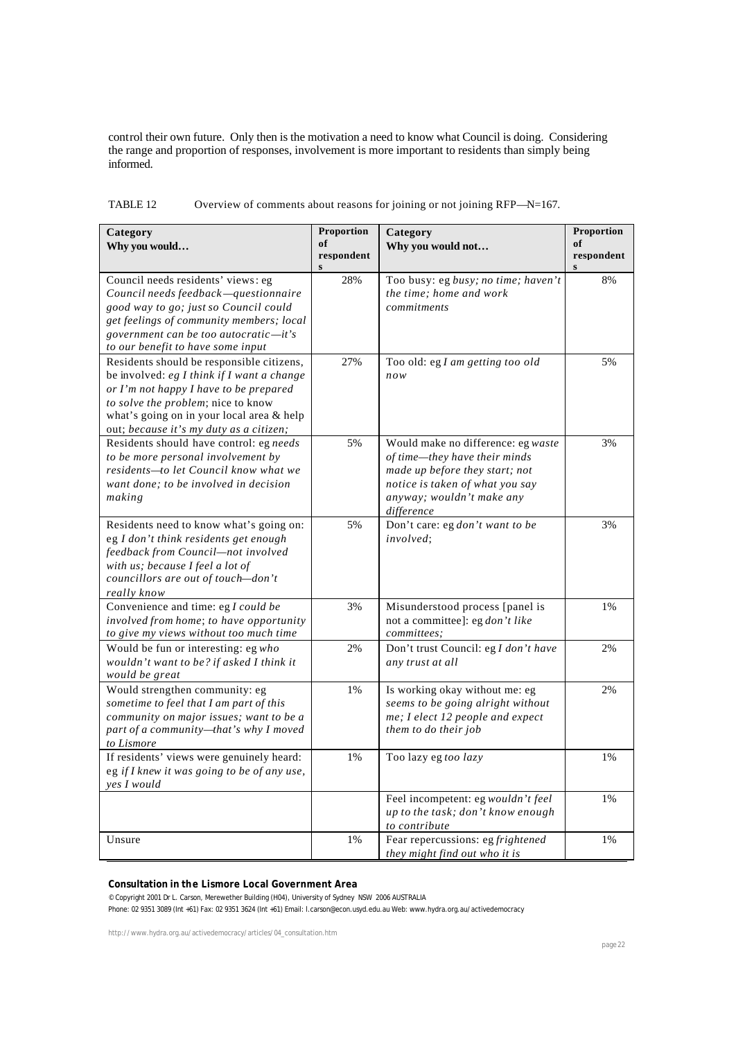control their own future. Only then is the motivation a need to know what Council is doing. Considering the range and proportion of responses, involvement is more important to residents than simply being informed.

TABLE 12 Overview of comments about reasons for joining or not joining RFP—N=167.

| **Category**<br>**Why you would…** | **Proportion of respondents** | **Category**<br>**Why you would not…** | **Proportion of respondents** |
|---|---|---|---|
| Council needs residents' views: eg *Council needs feedback—questionnaire good way to go; just so Council could get feelings of community members; local government can be too autocratic—it's to our benefit to have some input* | 28% | Too busy: eg *busy; no time; haven't the time; home and work commitments* | 8% |
| Residents should be responsible citizens, be involved: *eg I think if I want a change or I'm not happy I have to be prepared to solve the problem*; nice to know what's going on in your local area & help out; *because it's my duty as a citizen;* | 27% | Too old: eg *I am getting too old now* | 5% |
| Residents should have control: eg *needs to be more personal involvement by residents—to let Council know what we want done; to be involved in decision making* | 5% | Would make no difference: eg *waste of time—they have their minds made up before they start; not notice is taken of what you say anyway; wouldn't make any difference* | 3% |
| Residents need to know what's going on: eg *I don't think residents get enough feedback from Council—not involved with us; because I feel a lot of councillors are out of touch—don't really know* | 5% | Don't care: eg *don't want to be involved*; | 3% |
| Convenience and time: eg *I could be involved from home*; *to have opportunity to give my views without too much time* | 3% | Misunderstood process [panel is not a committee]: eg *don't like committees;* | 1% |
| Would be fun or interesting: eg *who wouldn't want to be? if asked I think it would be great* | 2% | Don't trust Council: eg *I don't have any trust at all* | 2% |
| Would strengthen community: eg *sometime to feel that I am part of this community on major issues; want to be a part of a community—that's why I moved to Lismore* | 1% | Is working okay without me: eg *seems to be going alright without me; I elect 12 people and expect them to do their job* | 2% |
| If residents' views were genuinely heard: eg *if I knew it was going to be of any use, yes I would* | 1% | Too lazy eg *too lazy* | 1% |
| | | Feel incompetent: eg *wouldn't feel up to the task; don't know enough to contribute* | 1% |
| Unsure | 1% | Fear repercussions: eg *frightened they might find out who it is* | 1% |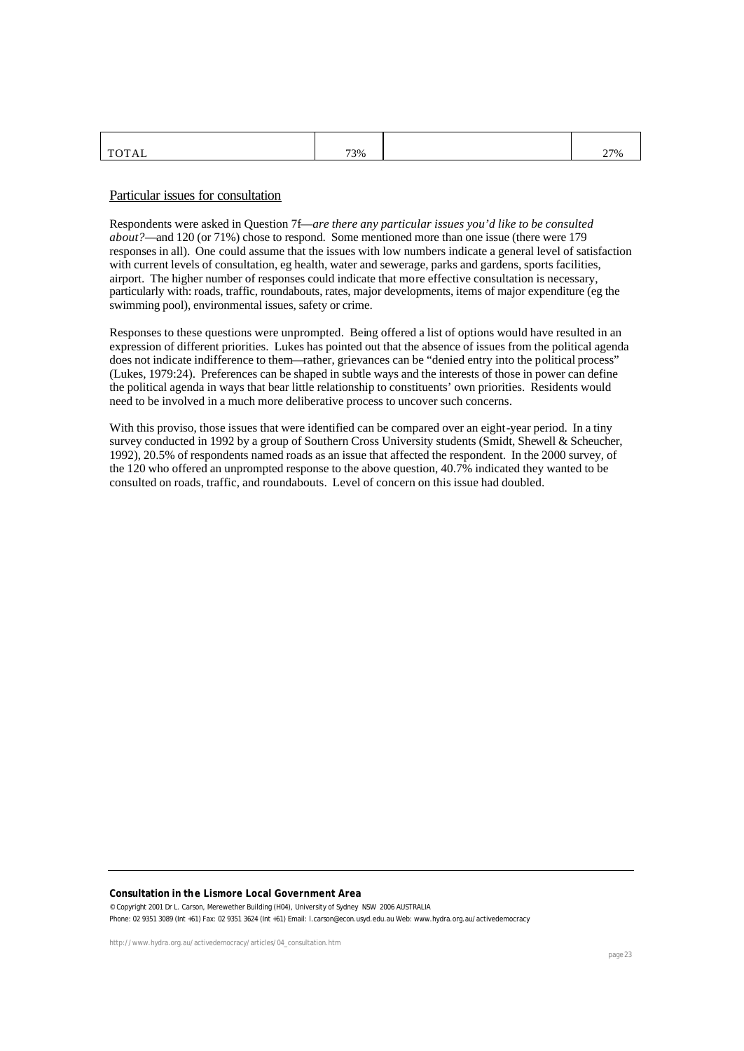| | | | |
|---|---|---|---|
| TOTAL | 73% | | 27% |

## Particular issues for consultation

Respondents were asked in Question 7f—*are there any particular issues you'd like to be consulted about?*—and 120 (or 71%) chose to respond. Some mentioned more than one issue (there were 179 responses in all). One could assume that the issues with low numbers indicate a general level of satisfaction with current levels of consultation, eg health, water and sewerage, parks and gardens, sports facilities, airport. The higher number of responses could indicate that more effective consultation is necessary, particularly with: roads, traffic, roundabouts, rates, major developments, items of major expenditure (eg the swimming pool), environmental issues, safety or crime.

Responses to these questions were unprompted. Being offered a list of options would have resulted in an expression of different priorities. Lukes has pointed out that the absence of issues from the political agenda does not indicate indifference to them—rather, grievances can be "denied entry into the political process" (Lukes, 1979:24). Preferences can be shaped in subtle ways and the interests of those in power can define the political agenda in ways that bear little relationship to constituents' own priorities. Residents would need to be involved in a much more deliberative process to uncover such concerns.

With this proviso, those issues that were identified can be compared over an eight-year period. In a tiny survey conducted in 1992 by a group of Southern Cross University students (Smidt, Shewell & Scheucher, 1992), 20.5% of respondents named roads as an issue that affected the respondent. In the 2000 survey, of the 120 who offered an unprompted response to the above question, 40.7% indicated they wanted to be consulted on roads, traffic, and roundabouts. Level of concern on this issue had doubled.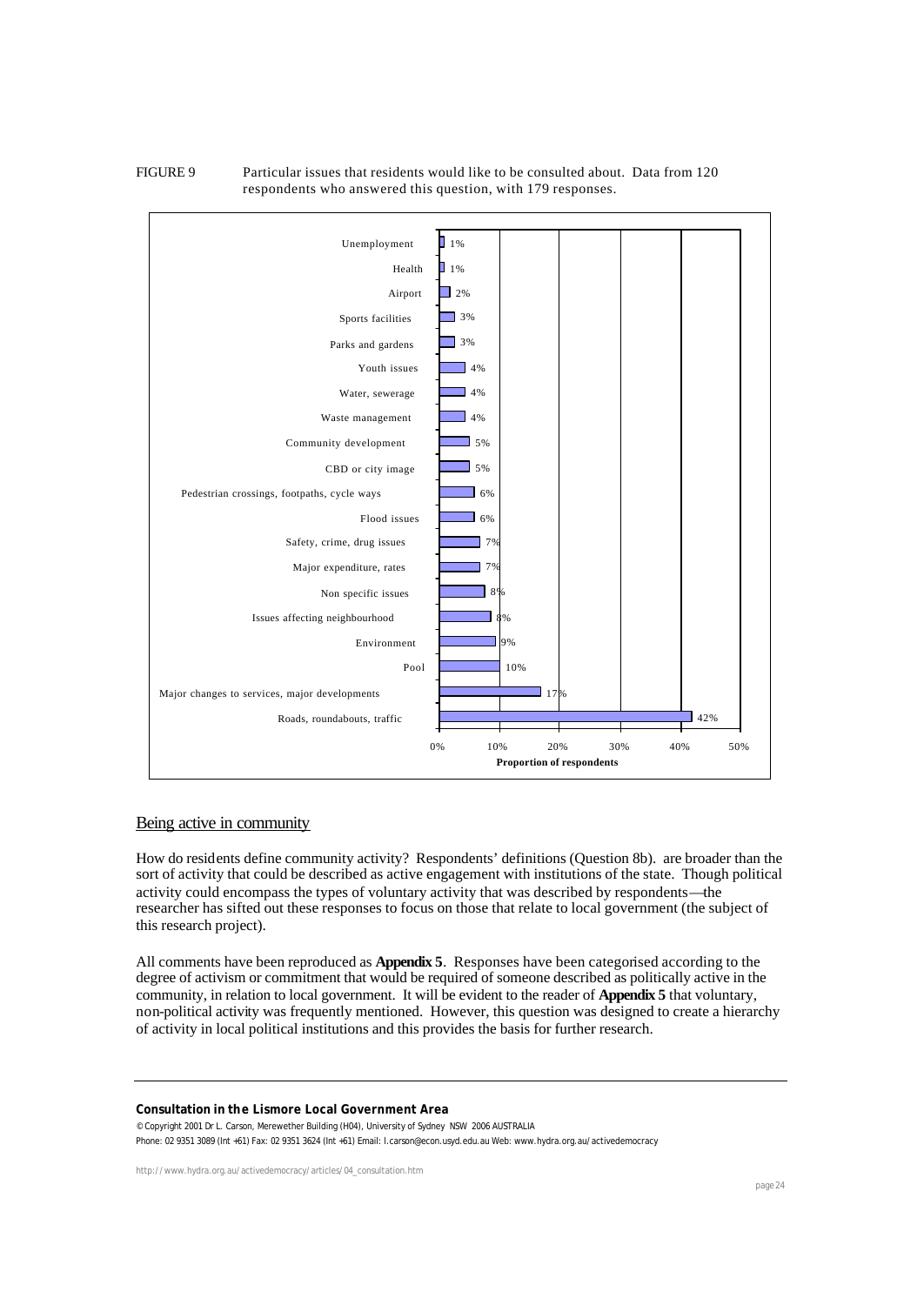FIGURE 9 Particular issues that residents would like to be consulted about. Data from 120 respondents who answered this question, with 179 responses.

Unemployment 1%
Health 1%
Airport 2%
Sports facilities 3%
Parks and gardens 3%
Youth issues 4%
Water, sewerage 4%
Waste management 4%
Community development 5%
CBD or city image 5%
Pedestrian crossings, footpaths, cycle ways 6%
Flood issues 6%
Safety, crime, drug issues 7%
Major expenditure, rates 7%
Non specific issues 8%
Issues affecting neighbourhood 8%
Environment 9%
Pool 10%
Major changes to services, major developments 17%
Roads, roundabouts, traffic 42%

0% 10% 20% 30% 40% 50%

**Proportion of respondents**

## Being active in community

How do residents define community activity? Respondents' definitions (Question 8b). are broader than the sort of activity that could be described as active engagement with institutions of the state. Though political activity could encompass the types of voluntary activity that was described by respondents—the researcher has sifted out these responses to focus on those that relate to local government (the subject of this research project).

All comments have been reproduced as **Appendix 5**. Responses have been categorised according to the degree of activism or commitment that would be required of someone described as politically active in the community, in relation to local government. It will be evident to the reader of **Appendix 5** that voluntary, non-political activity was frequently mentioned. However, this question was designed to create a hierarchy of activity in local political institutions and this provides the basis for further research.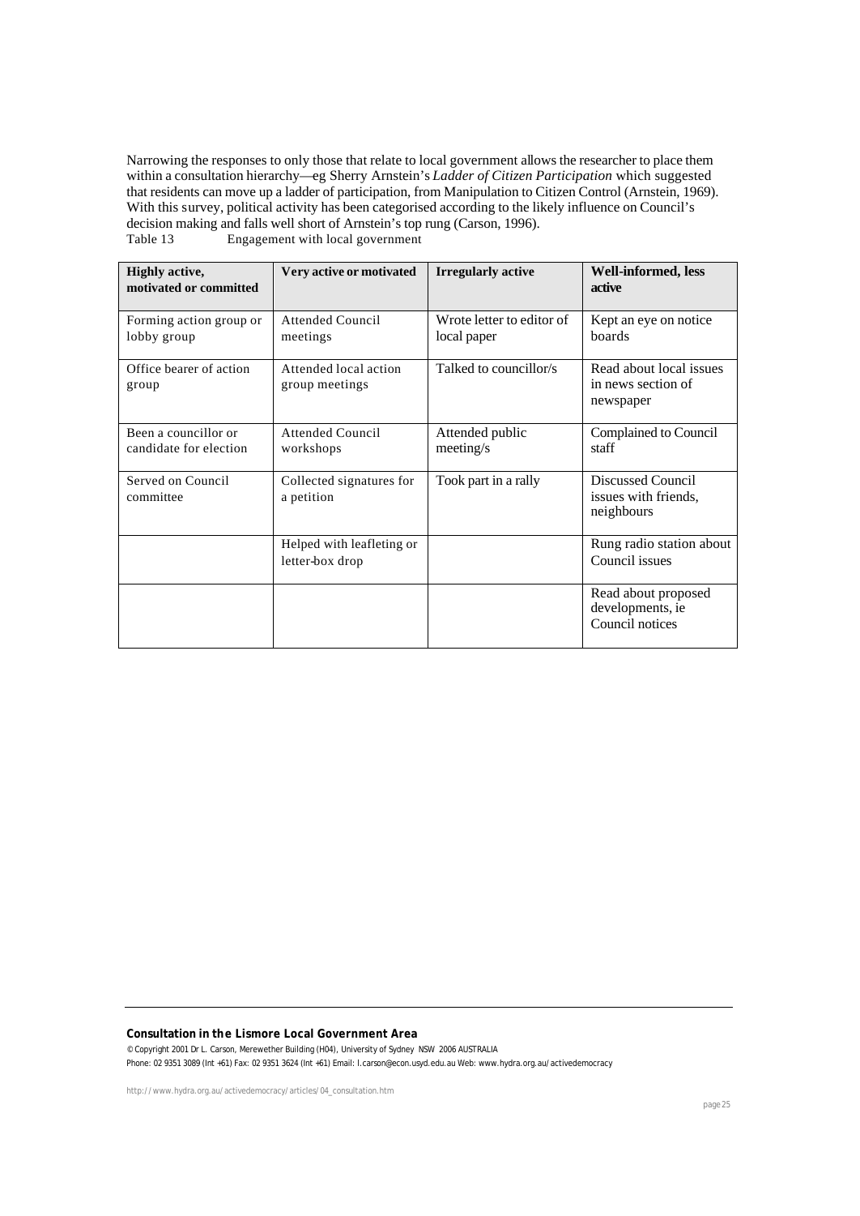Narrowing the responses to only those that relate to local government allows the researcher to place them within a consultation hierarchy—eg Sherry Arnstein's *Ladder of Citizen Participation* which suggested that residents can move up a ladder of participation, from Manipulation to Citizen Control (Arnstein, 1969). With this survey, political activity has been categorised according to the likely influence on Council's decision making and falls well short of Arnstein's top rung (Carson, 1996).

Table 13 Engagement with local government

| **Highly active, motivated or committed** | **Very active or motivated** | **Irregularly active** | **Well-informed, less active** |
|---|---|---|---|
| Forming action group or lobby group | Attended Council meetings | Wrote letter to editor of local paper | Kept an eye on notice boards |
| Office bearer of action group | Attended local action group meetings | Talked to councillor/s | Read about local issues in news section of newspaper |
| Been a councillor or candidate for election | Attended Council workshops | Attended public meeting/s | Complained to Council staff |
| Served on Council committee | Collected signatures for a petition | Took part in a rally | Discussed Council issues with friends, neighbours |
| | Helped with leafleting or letter-box drop | | Rung radio station about Council issues |
| | | | Read about proposed developments, ie Council notices |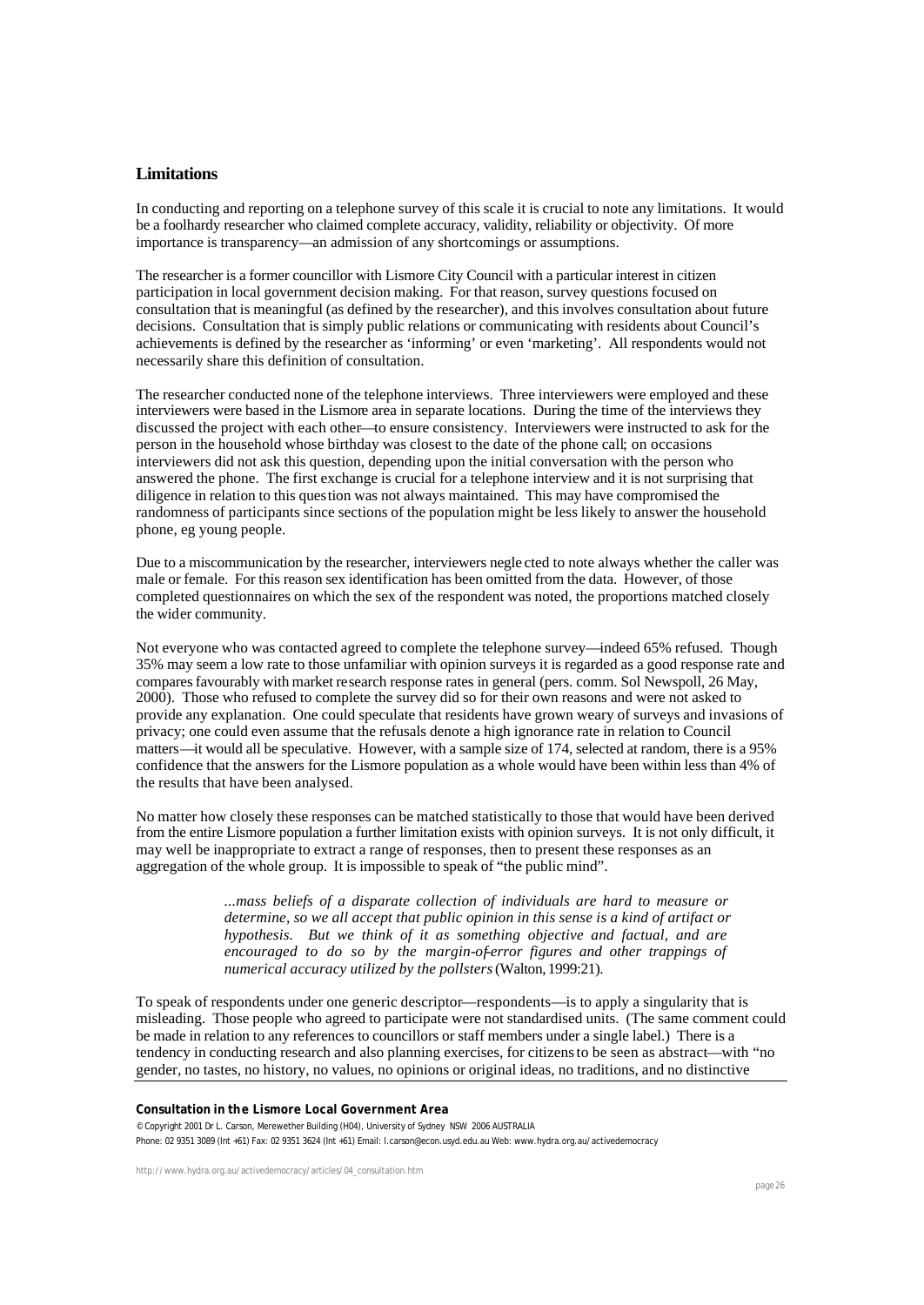## Limitations

In conducting and reporting on a telephone survey of this scale it is crucial to note any limitations. It would be a foolhardy researcher who claimed complete accuracy, validity, reliability or objectivity. Of more importance is transparency—an admission of any shortcomings or assumptions.

The researcher is a former councillor with Lismore City Council with a particular interest in citizen participation in local government decision making. For that reason, survey questions focused on consultation that is meaningful (as defined by the researcher), and this involves consultation about future decisions. Consultation that is simply public relations or communicating with residents about Council's achievements is defined by the researcher as 'informing' or even 'marketing'. All respondents would not necessarily share this definition of consultation.

The researcher conducted none of the telephone interviews. Three interviewers were employed and these interviewers were based in the Lismore area in separate locations. During the time of the interviews they discussed the project with each other—to ensure consistency. Interviewers were instructed to ask for the person in the household whose birthday was closest to the date of the phone call; on occasions interviewers did not ask this question, depending upon the initial conversation with the person who answered the phone. The first exchange is crucial for a telephone interview and it is not surprising that diligence in relation to this question was not always maintained. This may have compromised the randomness of participants since sections of the population might be less likely to answer the household phone, eg young people.

Due to a miscommunication by the researcher, interviewers neglected to note always whether the caller was male or female. For this reason sex identification has been omitted from the data. However, of those completed questionnaires on which the sex of the respondent was noted, the proportions matched closely the wider community.

Not everyone who was contacted agreed to complete the telephone survey—indeed 65% refused. Though 35% may seem a low rate to those unfamiliar with opinion surveys it is regarded as a good response rate and compares favourably with market research response rates in general (pers. comm. Sol Newspoll, 26 May, 2000). Those who refused to complete the survey did so for their own reasons and were not asked to provide any explanation. One could speculate that residents have grown weary of surveys and invasions of privacy; one could even assume that the refusals denote a high ignorance rate in relation to Council matters—it would all be speculative. However, with a sample size of 174, selected at random, there is a 95% confidence that the answers for the Lismore population as a whole would have been within less than 4% of the results that have been analysed.

No matter how closely these responses can be matched statistically to those that would have been derived from the entire Lismore population a further limitation exists with opinion surveys. It is not only difficult, it may well be inappropriate to extract a range of responses, then to present these responses as an aggregation of the whole group. It is impossible to speak of "the public mind".

> *...mass beliefs of a disparate collection of individuals are hard to measure or determine, so we all accept that public opinion in this sense is a kind of artifact or hypothesis. But we think of it as something objective and factual, and are encouraged to do so by the margin-of-error figures and other trappings of numerical accuracy utilized by the pollsters* (Walton, 1999:21).

To speak of respondents under one generic descriptor—respondents—is to apply a singularity that is misleading. Those people who agreed to participate were not standardised units. (The same comment could be made in relation to any references to councillors or staff members under a single label.) There is a tendency in conducting research and also planning exercises, for citizens to be seen as abstract—with "no gender, no tastes, no history, no values, no opinions or original ideas, no traditions, and no distinctive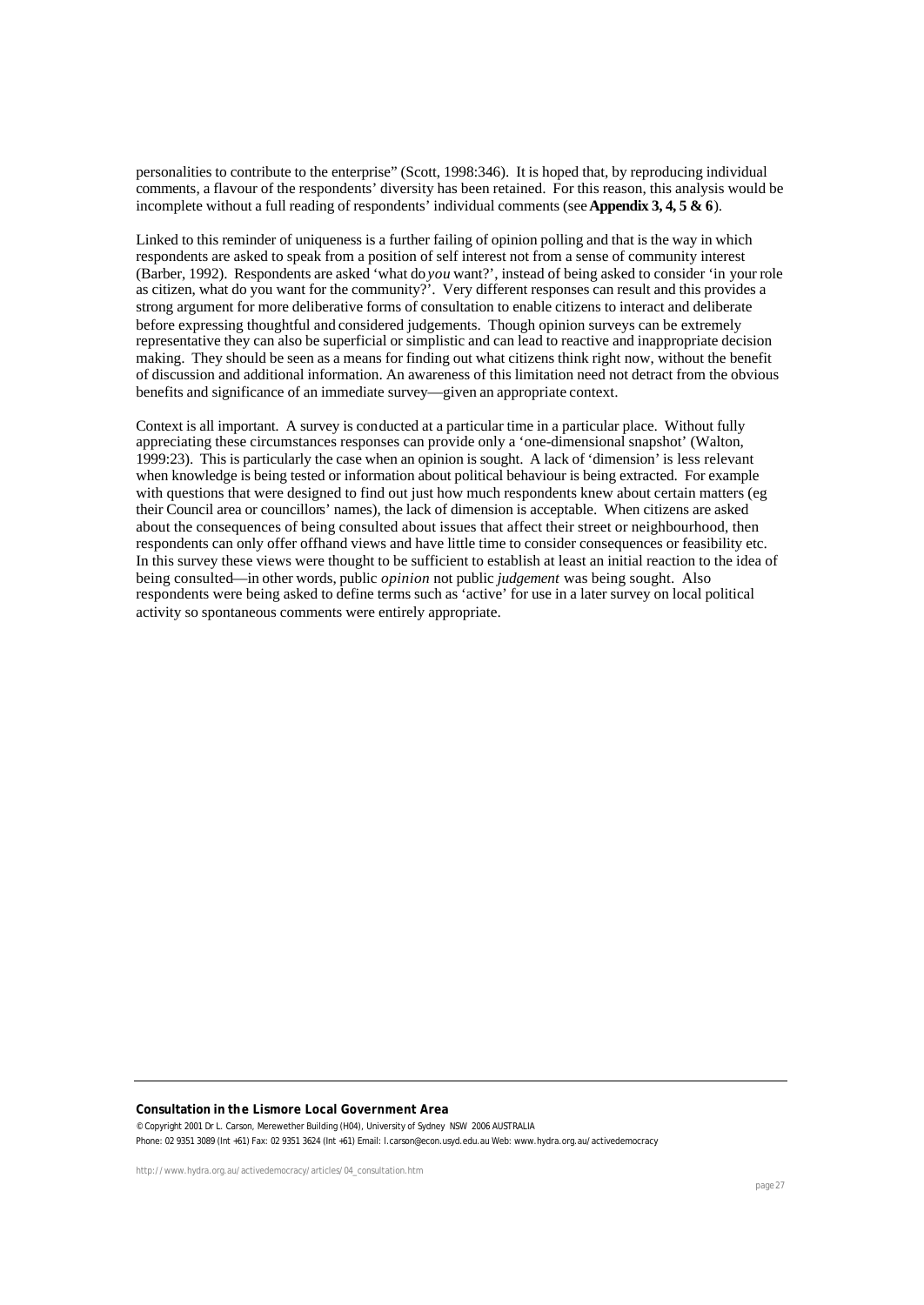personalities to contribute to the enterprise" (Scott, 1998:346). It is hoped that, by reproducing individual comments, a flavour of the respondents' diversity has been retained. For this reason, this analysis would be incomplete without a full reading of respondents' individual comments (see **Appendix 3, 4, 5 & 6**).

Linked to this reminder of uniqueness is a further failing of opinion polling and that is the way in which respondents are asked to speak from a position of self interest not from a sense of community interest (Barber, 1992). Respondents are asked 'what do *you* want?', instead of being asked to consider 'in your role as citizen, what do you want for the community?'. Very different responses can result and this provides a strong argument for more deliberative forms of consultation to enable citizens to interact and deliberate before expressing thoughtful and considered judgements. Though opinion surveys can be extremely representative they can also be superficial or simplistic and can lead to reactive and inappropriate decision making. They should be seen as a means for finding out what citizens think right now, without the benefit of discussion and additional information. An awareness of this limitation need not detract from the obvious benefits and significance of an immediate survey—given an appropriate context.

Context is all important. A survey is conducted at a particular time in a particular place. Without fully appreciating these circumstances responses can provide only a 'one-dimensional snapshot' (Walton, 1999:23). This is particularly the case when an opinion is sought. A lack of 'dimension' is less relevant when knowledge is being tested or information about political behaviour is being extracted. For example with questions that were designed to find out just how much respondents knew about certain matters (eg their Council area or councillors' names), the lack of dimension is acceptable. When citizens are asked about the consequences of being consulted about issues that affect their street or neighbourhood, then respondents can only offer offhand views and have little time to consider consequences or feasibility etc. In this survey these views were thought to be sufficient to establish at least an initial reaction to the idea of being consulted—in other words, public *opinion* not public *judgement* was being sought. Also respondents were being asked to define terms such as 'active' for use in a later survey on local political activity so spontaneous comments were entirely appropriate.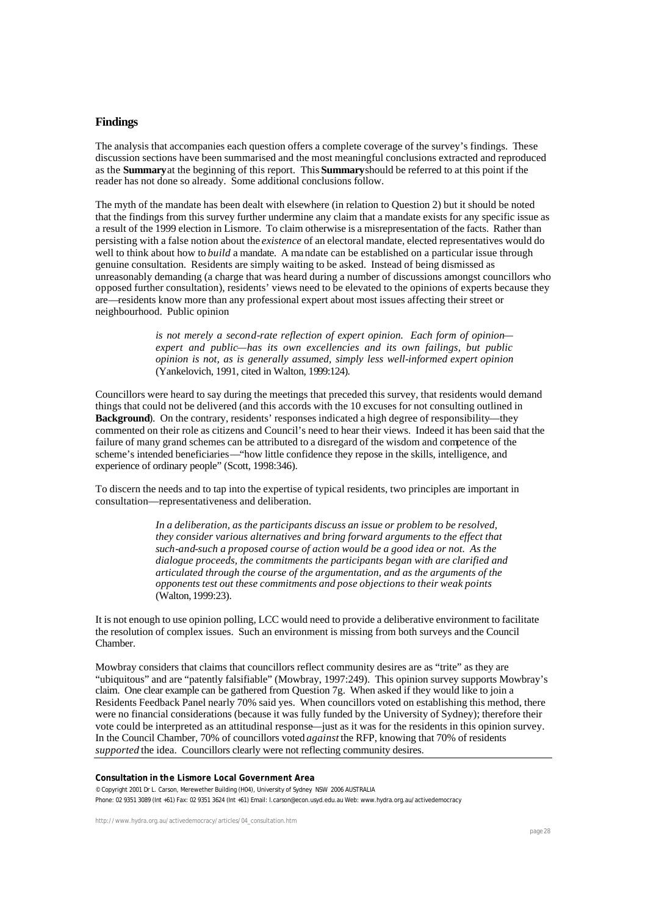## Findings

The analysis that accompanies each question offers a complete coverage of the survey's findings. These discussion sections have been summarised and the most meaningful conclusions extracted and reproduced as the **Summary** at the beginning of this report. This **Summary** should be referred to at this point if the reader has not done so already. Some additional conclusions follow.

The myth of the mandate has been dealt with elsewhere (in relation to Question 2) but it should be noted that the findings from this survey further undermine any claim that a mandate exists for any specific issue as a result of the 1999 election in Lismore. To claim otherwise is a misrepresentation of the facts. Rather than persisting with a false notion about the *existence* of an electoral mandate, elected representatives would do well to think about how to *build* a mandate. A mandate can be established on a particular issue through genuine consultation. Residents are simply waiting to be asked. Instead of being dismissed as unreasonably demanding (a charge that was heard during a number of discussions amongst councillors who opposed further consultation), residents' views need to be elevated to the opinions of experts because they are—residents know more than any professional expert about most issues affecting their street or neighbourhood. Public opinion

> *is not merely a second-rate reflection of expert opinion. Each form of opinion—expert and public—has its own excellencies and its own failings, but public opinion is not, as is generally assumed, simply less well-informed expert opinion* (Yankelovich, 1991, cited in Walton, 1999:124).

Councillors were heard to say during the meetings that preceded this survey, that residents would demand things that could not be delivered (and this accords with the 10 excuses for not consulting outlined in **Background**). On the contrary, residents' responses indicated a high degree of responsibility—they commented on their role as citizens and Council's need to hear their views. Indeed it has been said that the failure of many grand schemes can be attributed to a disregard of the wisdom and competence of the scheme's intended beneficiaries—"how little confidence they repose in the skills, intelligence, and experience of ordinary people" (Scott, 1998:346).

To discern the needs and to tap into the expertise of typical residents, two principles are important in consultation—representativeness and deliberation.

> *In a deliberation, as the participants discuss an issue or problem to be resolved, they consider various alternatives and bring forward arguments to the effect that such-and-such a proposed course of action would be a good idea or not. As the dialogue proceeds, the commitments the participants began with are clarified and articulated through the course of the argumentation, and as the arguments of the opponents test out these commitments and pose objections to their weak points* (Walton, 1999:23).

It is not enough to use opinion polling, LCC would need to provide a deliberative environment to facilitate the resolution of complex issues. Such an environment is missing from both surveys and the Council Chamber.

Mowbray considers that claims that councillors reflect community desires are as "trite" as they are "ubiquitous" and are "patently falsifiable" (Mowbray, 1997:249). This opinion survey supports Mowbray's claim. One clear example can be gathered from Question 7g. When asked if they would like to join a Residents Feedback Panel nearly 70% said yes. When councillors voted on establishing this method, there were no financial considerations (because it was fully funded by the University of Sydney); therefore their vote could be interpreted as an attitudinal response—just as it was for the residents in this opinion survey. In the Council Chamber, 70% of councillors voted *against* the RFP, knowing that 70% of residents *supported* the idea. Councillors clearly were not reflecting community desires.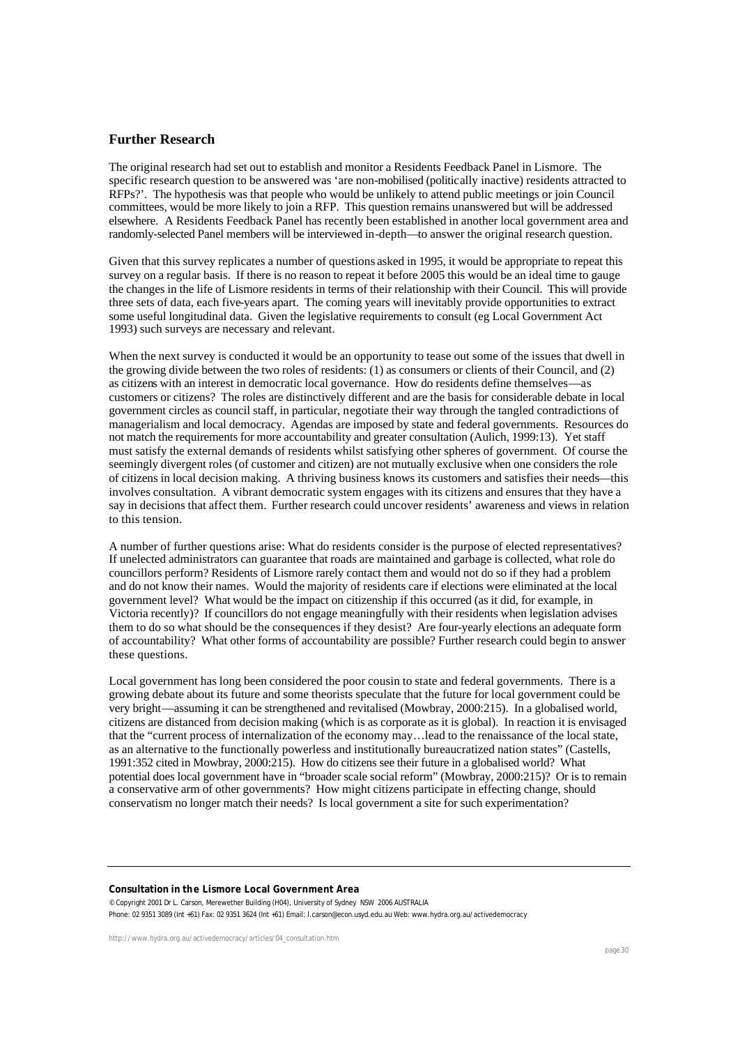## Further Research

The original research had set out to establish and monitor a Residents Feedback Panel in Lismore. The specific research question to be answered was 'are non-mobilised (politically inactive) residents attracted to RFPs?'. The hypothesis was that people who would be unlikely to attend public meetings or join Council committees, would be more likely to join a RFP. This question remains unanswered but will be addressed elsewhere. A Residents Feedback Panel has recently been established in another local government area and randomly-selected Panel members will be interviewed in-depth—to answer the original research question.

Given that this survey replicates a number of questions asked in 1995, it would be appropriate to repeat this survey on a regular basis. If there is no reason to repeat it before 2005 this would be an ideal time to gauge the changes in the life of Lismore residents in terms of their relationship with their Council. This will provide three sets of data, each five-years apart. The coming years will inevitably provide opportunities to extract some useful longitudinal data. Given the legislative requirements to consult (eg Local Government Act 1993) such surveys are necessary and relevant.

When the next survey is conducted it would be an opportunity to tease out some of the issues that dwell in the growing divide between the two roles of residents: (1) as consumers or clients of their Council, and (2) as citizens with an interest in democratic local governance. How do residents define themselves—as customers or citizens? The roles are distinctively different and are the basis for considerable debate in local government circles as council staff, in particular, negotiate their way through the tangled contradictions of managerialism and local democracy. Agendas are imposed by state and federal governments. Resources do not match the requirements for more accountability and greater consultation (Aulich, 1999:13). Yet staff must satisfy the external demands of residents whilst satisfying other spheres of government. Of course the seemingly divergent roles (of customer and citizen) are not mutually exclusive when one considers the role of citizens in local decision making. A thriving business knows its customers and satisfies their needs—this involves consultation. A vibrant democratic system engages with its citizens and ensures that they have a say in decisions that affect them. Further research could uncover residents' awareness and views in relation to this tension.

A number of further questions arise: What do residents consider is the purpose of elected representatives? If unelected administrators can guarantee that roads are maintained and garbage is collected, what role do councillors perform? Residents of Lismore rarely contact them and would not do so if they had a problem and do not know their names. Would the majority of residents care if elections were eliminated at the local government level? What would be the impact on citizenship if this occurred (as it did, for example, in Victoria recently)? If councillors do not engage meaningfully with their residents when legislation advises them to do so what should be the consequences if they desist? Are four-yearly elections an adequate form of accountability? What other forms of accountability are possible? Further research could begin to answer these questions.

Local government has long been considered the poor cousin to state and federal governments. There is a growing debate about its future and some theorists speculate that the future for local government could be very bright—assuming it can be strengthened and revitalised (Mowbray, 2000:215). In a globalised world, citizens are distanced from decision making (which is as corporate as it is global). In reaction it is envisaged that the "current process of internalization of the economy may…lead to the renaissance of the local state, as an alternative to the functionally powerless and institutionally bureaucratized nation states" (Castells, 1991:352 cited in Mowbray, 2000:215). How do citizens see their future in a globalised world? What potential does local government have in "broader scale social reform" (Mowbray, 2000:215)? Or is to remain a conservative arm of other governments? How might citizens participate in effecting change, should conservatism no longer match their needs? Is local government a site for such experimentation?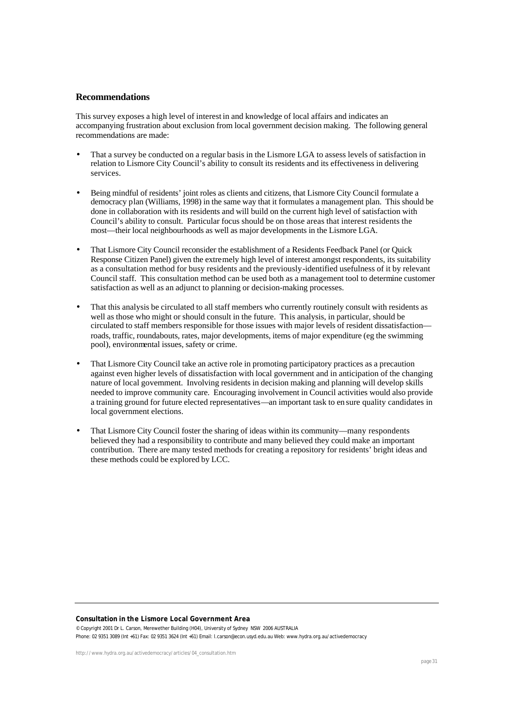## Recommendations

This survey exposes a high level of interest in and knowledge of local affairs and indicates an accompanying frustration about exclusion from local government decision making. The following general recommendations are made:

- That a survey be conducted on a regular basis in the Lismore LGA to assess levels of satisfaction in relation to Lismore City Council's ability to consult its residents and its effectiveness in delivering services.

- Being mindful of residents' joint roles as clients and citizens, that Lismore City Council formulate a democracy plan (Williams, 1998) in the same way that it formulates a management plan. This should be done in collaboration with its residents and will build on the current high level of satisfaction with Council's ability to consult. Particular focus should be on those areas that interest residents the most—their local neighbourhoods as well as major developments in the Lismore LGA.

- That Lismore City Council reconsider the establishment of a Residents Feedback Panel (or Quick Response Citizen Panel) given the extremely high level of interest amongst respondents, its suitability as a consultation method for busy residents and the previously-identified usefulness of it by relevant Council staff. This consultation method can be used both as a management tool to determine customer satisfaction as well as an adjunct to planning or decision-making processes.

- That this analysis be circulated to all staff members who currently routinely consult with residents as well as those who might or should consult in the future. This analysis, in particular, should be circulated to staff members responsible for those issues with major levels of resident dissatisfaction—roads, traffic, roundabouts, rates, major developments, items of major expenditure (eg the swimming pool), environmental issues, safety or crime.

- That Lismore City Council take an active role in promoting participatory practices as a precaution against even higher levels of dissatisfaction with local government and in anticipation of the changing nature of local government. Involving residents in decision making and planning will develop skills needed to improve community care. Encouraging involvement in Council activities would also provide a training ground for future elected representatives—an important task to ensure quality candidates in local government elections.

- That Lismore City Council foster the sharing of ideas within its community—many respondents believed they had a responsibility to contribute and many believed they could make an important contribution. There are many tested methods for creating a repository for residents' bright ideas and these methods could be explored by LCC.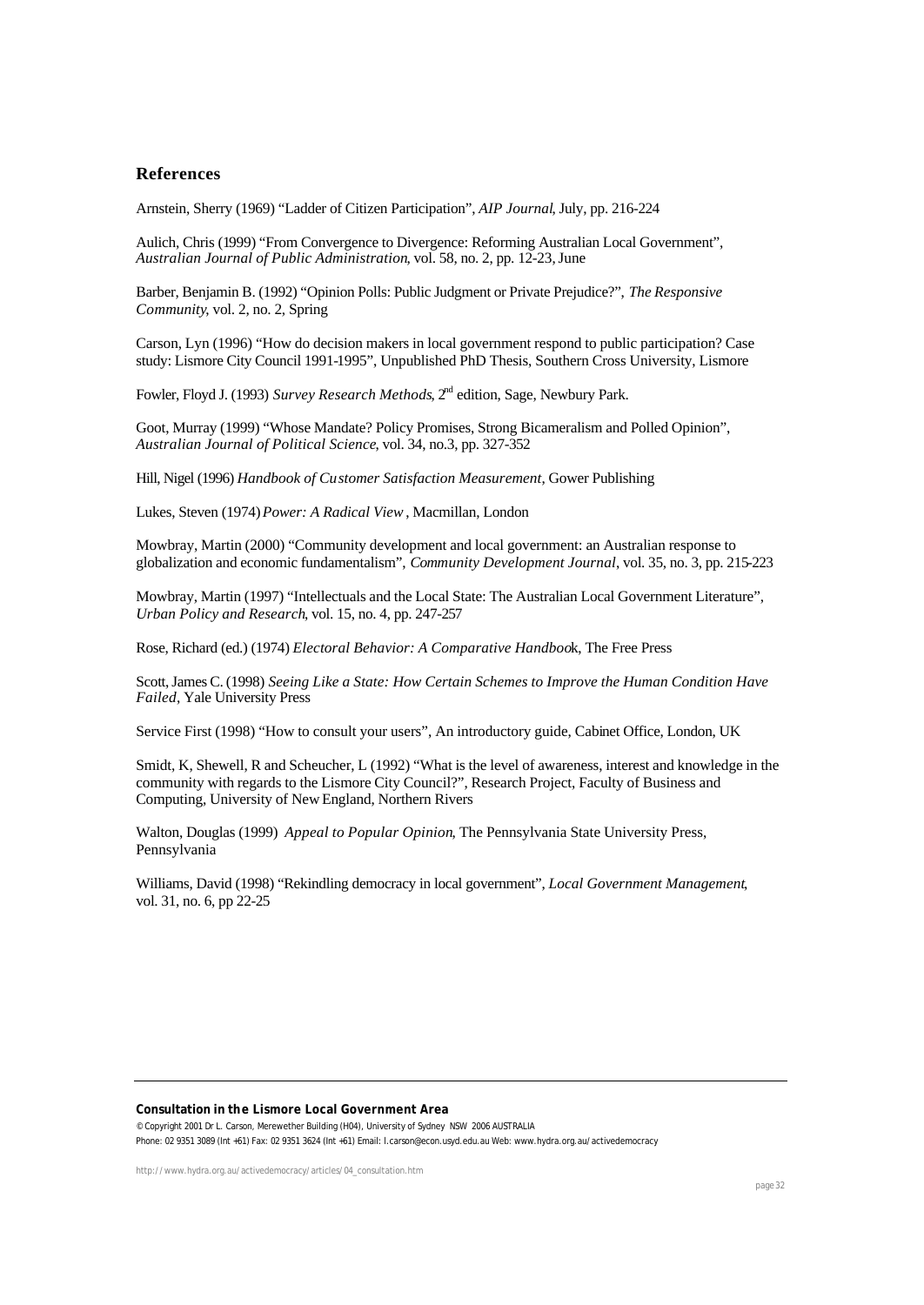## References

Arnstein, Sherry (1969) "Ladder of Citizen Participation", *AIP Journal*, July, pp. 216-224

Aulich, Chris (1999) "From Convergence to Divergence: Reforming Australian Local Government", *Australian Journal of Public Administration*, vol. 58, no. 2, pp. 12-23, June

Barber, Benjamin B. (1992) "Opinion Polls: Public Judgment or Private Prejudice?", *The Responsive Community*, vol. 2, no. 2, Spring

Carson, Lyn (1996) "How do decision makers in local government respond to public participation? Case study: Lismore City Council 1991-1995", Unpublished PhD Thesis, Southern Cross University, Lismore

Fowler, Floyd J. (1993) *Survey Research Methods*, 2nd edition, Sage, Newbury Park.

Goot, Murray (1999) "Whose Mandate? Policy Promises, Strong Bicameralism and Polled Opinion", *Australian Journal of Political Science*, vol. 34, no.3, pp. 327-352

Hill, Nigel (1996) *Handbook of Customer Satisfaction Measurement*, Gower Publishing

Lukes, Steven (1974) *Power: A Radical View*, Macmillan, London

Mowbray, Martin (2000) "Community development and local government: an Australian response to globalization and economic fundamentalism", *Community Development Journal*, vol. 35, no. 3, pp. 215-223

Mowbray, Martin (1997) "Intellectuals and the Local State: The Australian Local Government Literature", *Urban Policy and Research*, vol. 15, no. 4, pp. 247-257

Rose, Richard (ed.) (1974) *Electoral Behavior: A Comparative Handbook*, The Free Press

Scott, James C. (1998) *Seeing Like a State: How Certain Schemes to Improve the Human Condition Have Failed*, Yale University Press

Service First (1998) "How to consult your users", An introductory guide, Cabinet Office, London, UK

Smidt, K, Shewell, R and Scheucher, L (1992) "What is the level of awareness, interest and knowledge in the community with regards to the Lismore City Council?", Research Project, Faculty of Business and Computing, University of New England, Northern Rivers

Walton, Douglas (1999) *Appeal to Popular Opinion*, The Pennsylvania State University Press, Pennsylvania

Williams, David (1998) "Rekindling democracy in local government", *Local Government Management*, vol. 31, no. 6, pp 22-25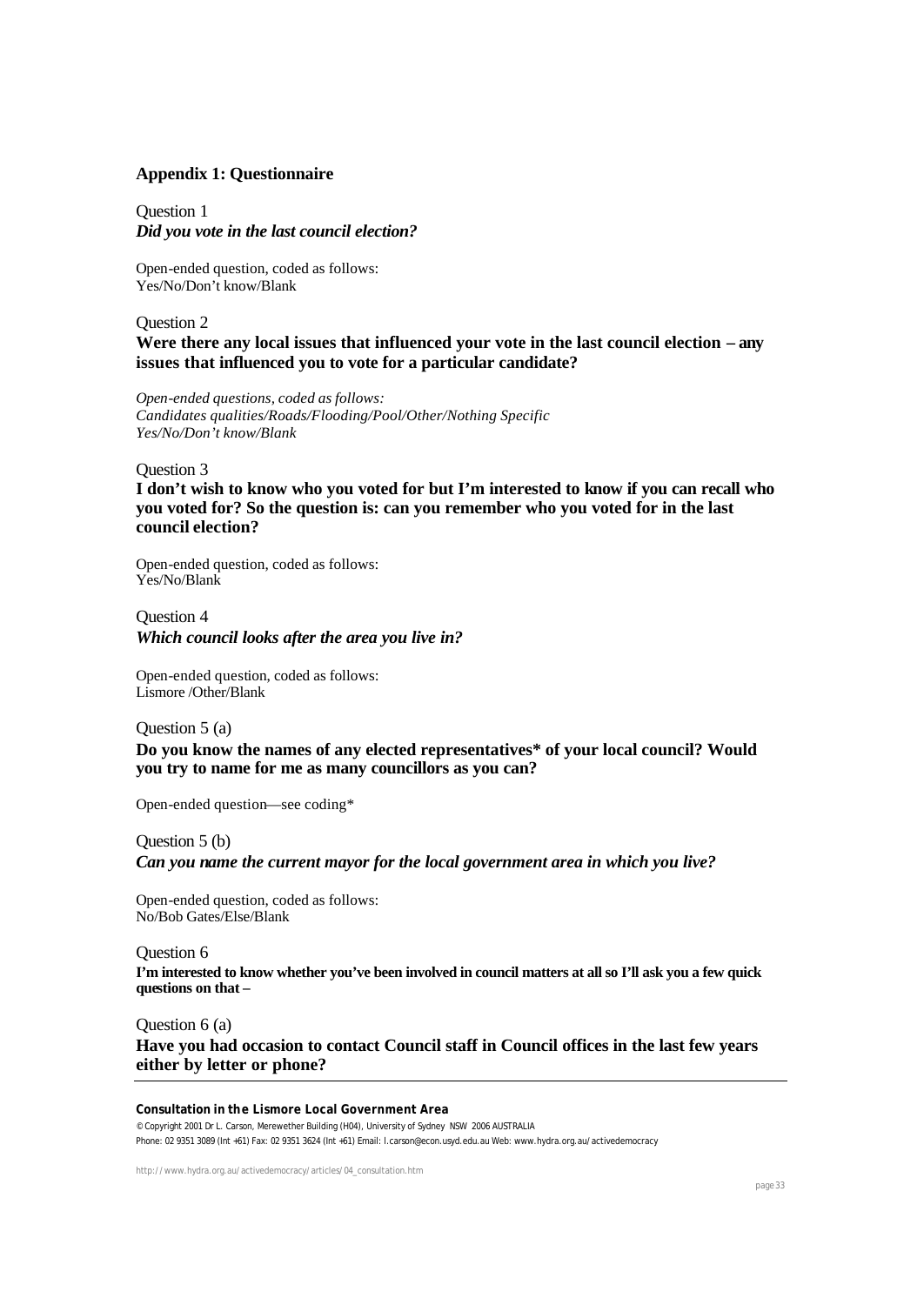## Appendix 1: Questionnaire

Question 1
***Did you vote in the last council election?***

Open-ended question, coded as follows:
Yes/No/Don't know/Blank

Question 2
**Were there any local issues that influenced your vote in the last council election – any issues that influenced you to vote for a particular candidate?**

*Open-ended questions, coded as follows:*
*Candidates qualities/Roads/Flooding/Pool/Other/Nothing Specific*
*Yes/No/Don't know/Blank*

Question 3
**I don't wish to know who you voted for but I'm interested to know if you can recall who you voted for? So the question is: can you remember who you voted for in the last council election?**

Open-ended question, coded as follows:
Yes/No/Blank

Question 4
***Which council looks after the area you live in?***

Open-ended question, coded as follows:
Lismore /Other/Blank

Question 5 (a)
**Do you know the names of any elected representatives* of your local council? Would you try to name for me as many councillors as you can?**

Open-ended question—see coding*

Question 5 (b)
***Can you name the current mayor for the local government area in which you live?***

Open-ended question, coded as follows:
No/Bob Gates/Else/Blank

Question 6
**I'm interested to know whether you've been involved in council matters at all so I'll ask you a few quick questions on that –**

Question 6 (a)
**Have you had occasion to contact Council staff in Council offices in the last few years either by letter or phone?**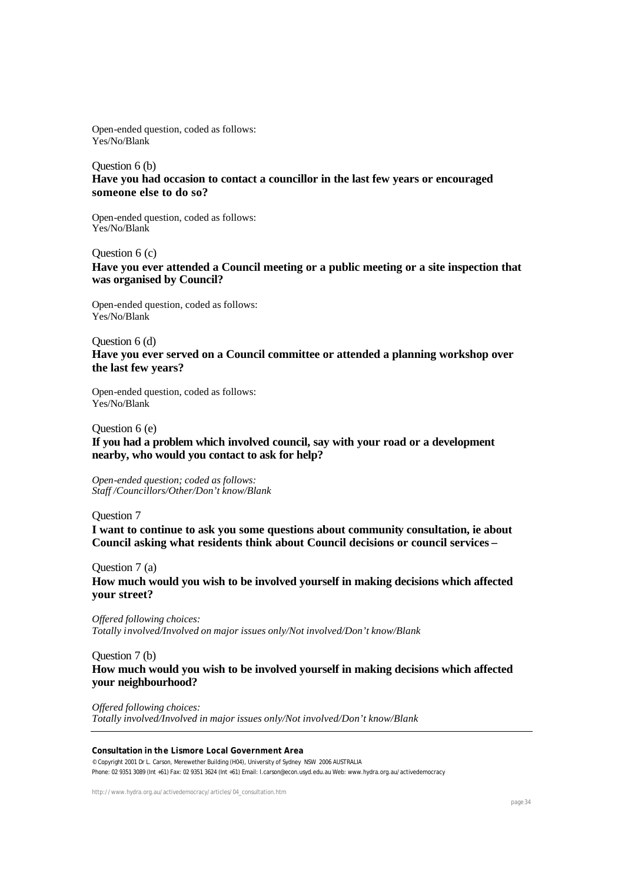Open-ended question, coded as follows:
Yes/No/Blank

Question 6 (b)

**Have you had occasion to contact a councillor in the last few years or encouraged someone else to do so?**

Open-ended question, coded as follows:
Yes/No/Blank

Question 6 (c)

**Have you ever attended a Council meeting or a public meeting or a site inspection that was organised by Council?**

Open-ended question, coded as follows:
Yes/No/Blank

Question 6 (d)

**Have you ever served on a Council committee or attended a planning workshop over the last few years?**

Open-ended question, coded as follows:
Yes/No/Blank

Question 6 (e)

**If you had a problem which involved council, say with your road or a development nearby, who would you contact to ask for help?**

*Open-ended question; coded as follows:*
*Staff /Councillors/Other/Don't know/Blank*

Question 7

**I want to continue to ask you some questions about community consultation, ie about Council asking what residents think about Council decisions or council services –**

Question 7 (a)

**How much would you wish to be involved yourself in making decisions which affected your street?**

*Offered following choices:*
*Totally involved/Involved on major issues only/Not involved/Don't know/Blank*

Question 7 (b)

**How much would you wish to be involved yourself in making decisions which affected your neighbourhood?**

*Offered following choices:*
*Totally involved/Involved in major issues only/Not involved/Don't know/Blank*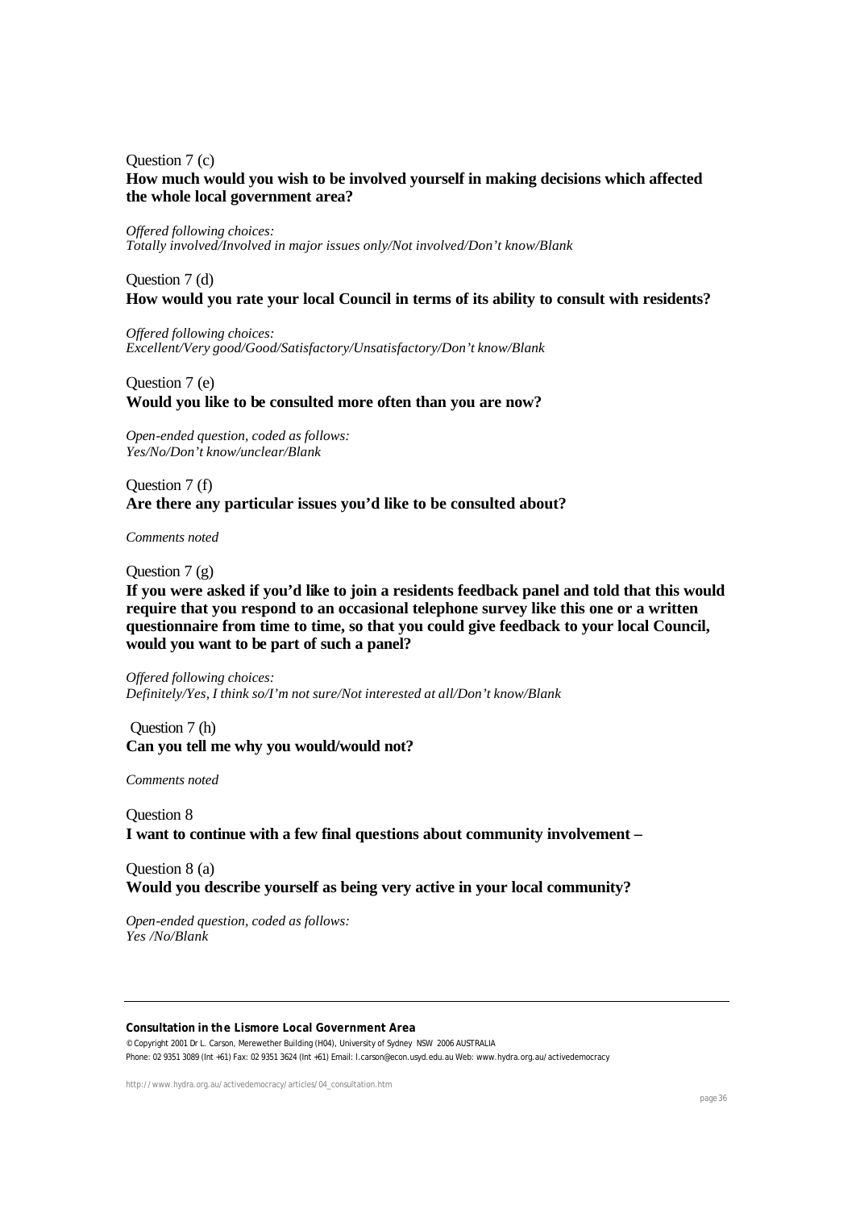Question 7 (c)
**How much would you wish to be involved yourself in making decisions which affected the whole local government area?**

*Offered following choices:*
*Totally involved/Involved in major issues only/Not involved/Don't know/Blank*

Question 7 (d)
**How would you rate your local Council in terms of its ability to consult with residents?**

*Offered following choices:*
*Excellent/Very good/Good/Satisfactory/Unsatisfactory/Don't know/Blank*

Question 7 (e)
**Would you like to be consulted more often than you are now?**

*Open-ended question, coded as follows:*
*Yes/No/Don't know/unclear/Blank*

Question 7 (f)
**Are there any particular issues you'd like to be consulted about?**

*Comments noted*

Question 7 (g)
**If you were asked if you'd like to join a residents feedback panel and told that this would require that you respond to an occasional telephone survey like this one or a written questionnaire from time to time, so that you could give feedback to your local Council, would you want to be part of such a panel?**

*Offered following choices:*
*Definitely/Yes, I think so/I'm not sure/Not interested at all/Don't know/Blank*

Question 7 (h)
**Can you tell me why you would/would not?**

*Comments noted*

Question 8
**I want to continue with a few final questions about community involvement –**

Question 8 (a)
**Would you describe yourself as being very active in your local community?**

*Open-ended question, coded as follows:*
*Yes /No/Blank*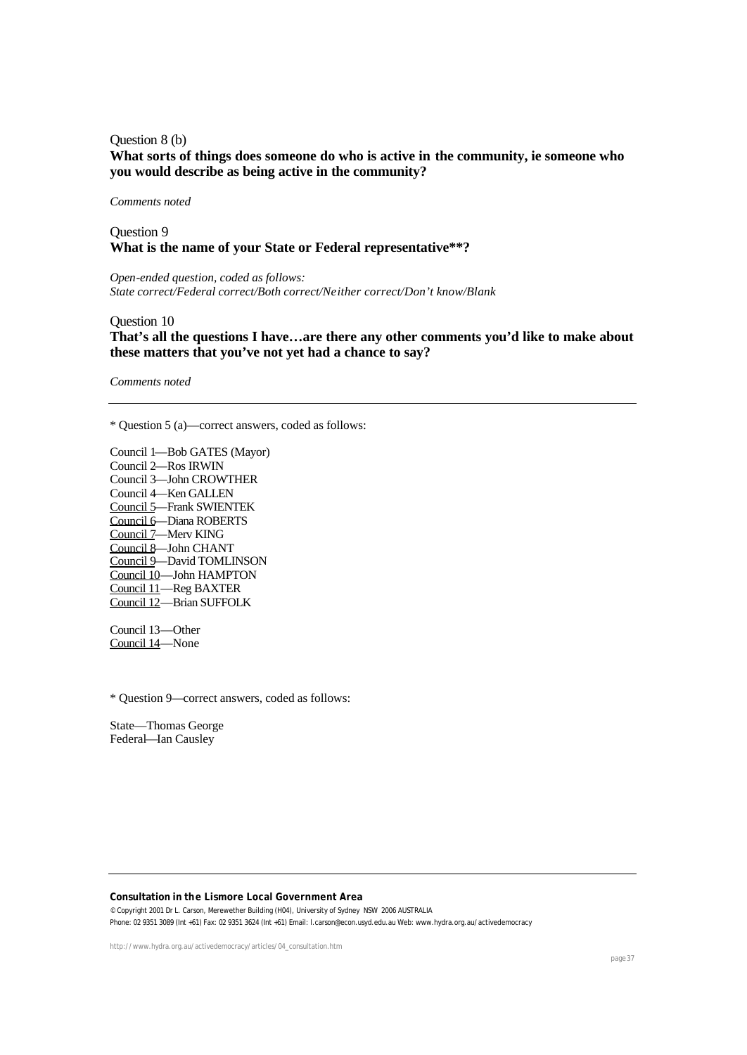Question 8 (b)

**What sorts of things does someone do who is active in the community, ie someone who you would describe as being active in the community?**

*Comments noted*

Question 9

**What is the name of your State or Federal representative**?**

*Open-ended question, coded as follows:*
*State correct/Federal correct/Both correct/Neither correct/Don't know/Blank*

Question 10

**That's all the questions I have…are there any other comments you'd like to make about these matters that you've not yet had a chance to say?**

*Comments noted*

---

* Question 5 (a)—correct answers, coded as follows:

Council 1—Bob GATES (Mayor)
Council 2—Ros IRWIN
Council 3—John CROWTHER
Council 4—Ken GALLEN
Council 5—Frank SWIENTEK
Council 6—Diana ROBERTS
Council 7—Merv KING
Council 8—John CHANT
Council 9—David TOMLINSON
Council 10—John HAMPTON
Council 11—Reg BAXTER
Council 12—Brian SUFFOLK

Council 13—Other
Council 14—None

* Question 9—correct answers, coded as follows:

State—Thomas George
Federal—Ian Causley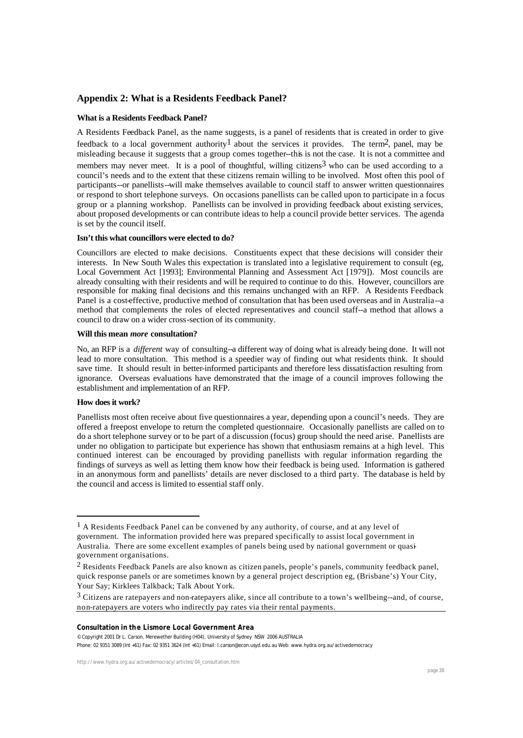## Appendix 2: What is a Residents Feedback Panel?

**What is a Residents Feedback Panel?**

A Residents Feedback Panel, as the name suggests, is a panel of residents that is created in order to give feedback to a local government authority[1] about the services it provides. The term[2], panel, may be misleading because it suggests that a group comes together--this is not the case. It is not a committee and members may never meet. It is a pool of thoughtful, willing citizens[3] who can be used according to a council's needs and to the extent that these citizens remain willing to be involved. Most often this pool of participants--or panellists--will make themselves available to council staff to answer written questionnaires or respond to short telephone surveys. On occasions panellists can be called upon to participate in a focus group or a planning workshop. Panellists can be involved in providing feedback about existing services, about proposed developments or can contribute ideas to help a council provide better services. The agenda is set by the council itself.

**Isn't this what councillors were elected to do?**

Councillors are elected to make decisions. Constituents expect that these decisions will consider their interests. In New South Wales this expectation is translated into a legislative requirement to consult (eg, Local Government Act [1993]; Environmental Planning and Assessment Act [1979]). Most councils are already consulting with their residents and will be required to continue to do this. However, councillors are responsible for making final decisions and this remains unchanged with an RFP. A Residents Feedback Panel is a cost-effective, productive method of consultation that has been used overseas and in Australia--a method that complements the roles of elected representatives and council staff--a method that allows a council to draw on a wider cross-section of its community.

**Will this mean *more* consultation?**

No, an RFP is a *different* way of consulting--a different way of doing what is already being done. It will not lead to more consultation. This method is a speedier way of finding out what residents think. It should save time. It should result in better-informed participants and therefore less dissatisfaction resulting from ignorance. Overseas evaluations have demonstrated that the image of a council improves following the establishment and implementation of an RFP.

**How does it work?**

Panellists most often receive about five questionnaires a year, depending upon a council's needs. They are offered a freepost envelope to return the completed questionnaire. Occasionally panellists are called on to do a short telephone survey or to be part of a discussion (focus) group should the need arise. Panellists are under no obligation to participate but experience has shown that enthusiasm remains at a high level. This continued interest can be encouraged by providing panellists with regular information regarding the findings of surveys as well as letting them know how their feedback is being used. Information is gathered in an anonymous form and panellists' details are never disclosed to a third party. The database is held by the council and access is limited to essential staff only.

---

[1] A Residents Feedback Panel can be convened by any authority, of course, and at any level of government. The information provided here was prepared specifically to assist local government in Australia. There are some excellent examples of panels being used by national government or quasi-government organisations.

[2] Residents Feedback Panels are also known as citizen panels, people's panels, community feedback panel, quick response panels or are sometimes known by a general project description eg, (Brisbane's) Your City, Your Say; Kirklees Talkback; Talk About York.

[3] Citizens are ratepayers and non-ratepayers alike, since all contribute to a town's wellbeing--and, of course, non-ratepayers are voters who indirectly pay rates via their rental payments.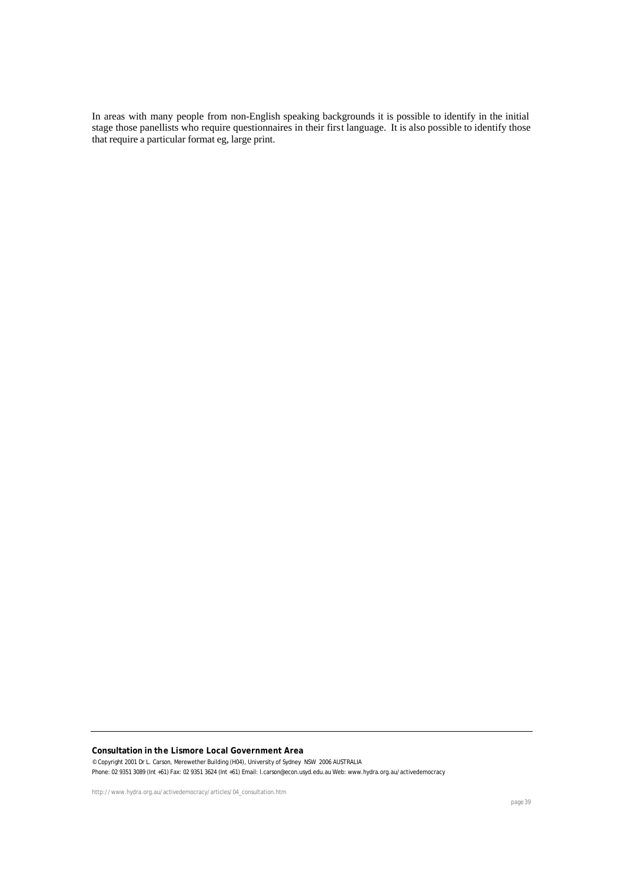In areas with many people from non-English speaking backgrounds it is possible to identify in the initial stage those panellists who require questionnaires in their first language. It is also possible to identify those that require a particular format eg, large print.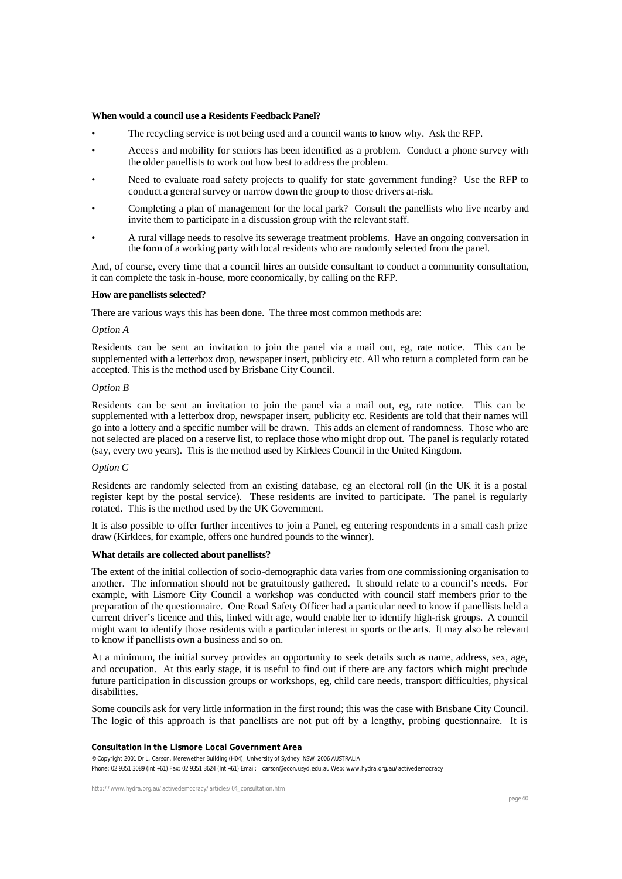**When would a council use a Residents Feedback Panel?**

- The recycling service is not being used and a council wants to know why. Ask the RFP.
- Access and mobility for seniors has been identified as a problem. Conduct a phone survey with the older panellists to work out how best to address the problem.
- Need to evaluate road safety projects to qualify for state government funding? Use the RFP to conduct a general survey or narrow down the group to those drivers at-risk.
- Completing a plan of management for the local park? Consult the panellists who live nearby and invite them to participate in a discussion group with the relevant staff.
- A rural village needs to resolve its sewerage treatment problems. Have an ongoing conversation in the form of a working party with local residents who are randomly selected from the panel.

And, of course, every time that a council hires an outside consultant to conduct a community consultation, it can complete the task in-house, more economically, by calling on the RFP.

**How are panellists selected?**

There are various ways this has been done. The three most common methods are:

*Option A*

Residents can be sent an invitation to join the panel via a mail out, eg, rate notice. This can be supplemented with a letterbox drop, newspaper insert, publicity etc. All who return a completed form can be accepted. This is the method used by Brisbane City Council.

*Option B*

Residents can be sent an invitation to join the panel via a mail out, eg, rate notice. This can be supplemented with a letterbox drop, newspaper insert, publicity etc. Residents are told that their names will go into a lottery and a specific number will be drawn. This adds an element of randomness. Those who are not selected are placed on a reserve list, to replace those who might drop out. The panel is regularly rotated (say, every two years). This is the method used by Kirklees Council in the United Kingdom.

*Option C*

Residents are randomly selected from an existing database, eg an electoral roll (in the UK it is a postal register kept by the postal service). These residents are invited to participate. The panel is regularly rotated. This is the method used by the UK Government.

It is also possible to offer further incentives to join a Panel, eg entering respondents in a small cash prize draw (Kirklees, for example, offers one hundred pounds to the winner).

**What details are collected about panellists?**

The extent of the initial collection of socio-demographic data varies from one commissioning organisation to another. The information should not be gratuitously gathered. It should relate to a council's needs. For example, with Lismore City Council a workshop was conducted with council staff members prior to the preparation of the questionnaire. One Road Safety Officer had a particular need to know if panellists held a current driver's licence and this, linked with age, would enable her to identify high-risk groups. A council might want to identify those residents with a particular interest in sports or the arts. It may also be relevant to know if panellists own a business and so on.

At a minimum, the initial survey provides an opportunity to seek details such as name, address, sex, age, and occupation. At this early stage, it is useful to find out if there are any factors which might preclude future participation in discussion groups or workshops, eg, child care needs, transport difficulties, physical disabilities.

Some councils ask for very little information in the first round; this was the case with Brisbane City Council. The logic of this approach is that panellists are not put off by a lengthy, probing questionnaire. It is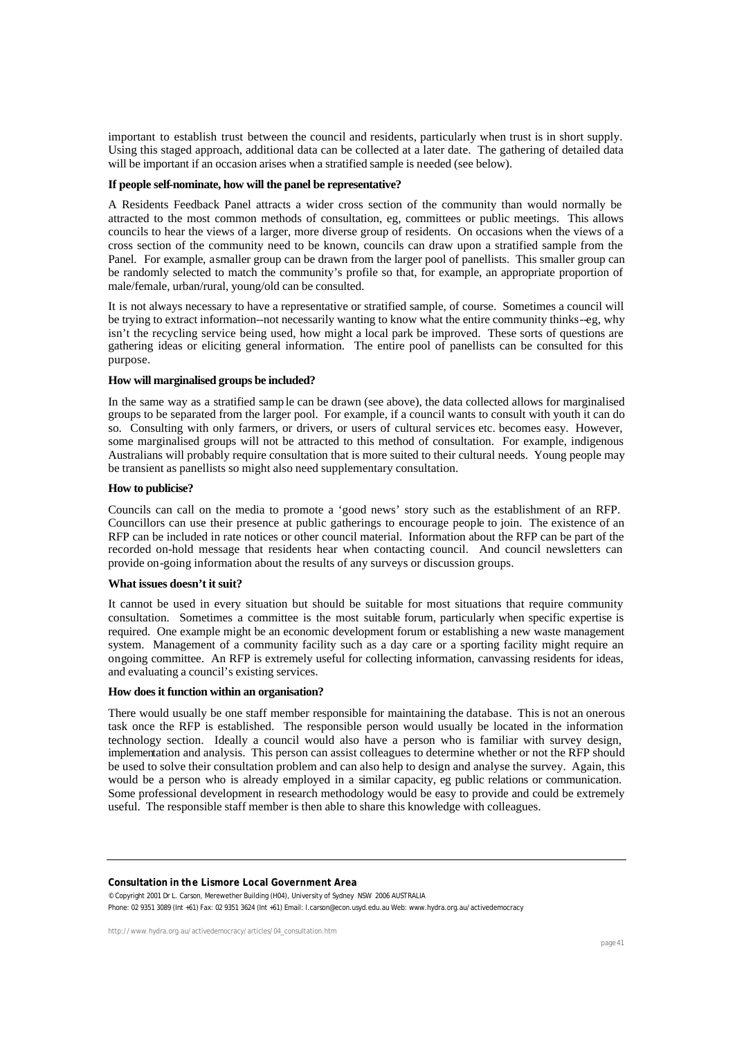important to establish trust between the council and residents, particularly when trust is in short supply. Using this staged approach, additional data can be collected at a later date. The gathering of detailed data will be important if an occasion arises when a stratified sample is needed (see below).

**If people self-nominate, how will the panel be representative?**

A Residents Feedback Panel attracts a wider cross section of the community than would normally be attracted to the most common methods of consultation, eg, committees or public meetings. This allows councils to hear the views of a larger, more diverse group of residents. On occasions when the views of a cross section of the community need to be known, councils can draw upon a stratified sample from the Panel. For example, a smaller group can be drawn from the larger pool of panellists. This smaller group can be randomly selected to match the community's profile so that, for example, an appropriate proportion of male/female, urban/rural, young/old can be consulted.

It is not always necessary to have a representative or stratified sample, of course. Sometimes a council will be trying to extract information--not necessarily wanting to know what the entire community thinks--eg, why isn't the recycling service being used, how might a local park be improved. These sorts of questions are gathering ideas or eliciting general information. The entire pool of panellists can be consulted for this purpose.

**How will marginalised groups be included?**

In the same way as a stratified sample can be drawn (see above), the data collected allows for marginalised groups to be separated from the larger pool. For example, if a council wants to consult with youth it can do so. Consulting with only farmers, or drivers, or users of cultural services etc. becomes easy. However, some marginalised groups will not be attracted to this method of consultation. For example, indigenous Australians will probably require consultation that is more suited to their cultural needs. Young people may be transient as panellists so might also need supplementary consultation.

**How to publicise?**

Councils can call on the media to promote a 'good news' story such as the establishment of an RFP. Councillors can use their presence at public gatherings to encourage people to join. The existence of an RFP can be included in rate notices or other council material. Information about the RFP can be part of the recorded on-hold message that residents hear when contacting council. And council newsletters can provide on-going information about the results of any surveys or discussion groups.

**What issues doesn't it suit?**

It cannot be used in every situation but should be suitable for most situations that require community consultation. Sometimes a committee is the most suitable forum, particularly when specific expertise is required. One example might be an economic development forum or establishing a new waste management system. Management of a community facility such as a day care or a sporting facility might require an ongoing committee. An RFP is extremely useful for collecting information, canvassing residents for ideas, and evaluating a council's existing services.

**How does it function within an organisation?**

There would usually be one staff member responsible for maintaining the database. This is not an onerous task once the RFP is established. The responsible person would usually be located in the information technology section. Ideally a council would also have a person who is familiar with survey design, implementation and analysis. This person can assist colleagues to determine whether or not the RFP should be used to solve their consultation problem and can also help to design and analyse the survey. Again, this would be a person who is already employed in a similar capacity, eg public relations or communication. Some professional development in research methodology would be easy to provide and could be extremely useful. The responsible staff member is then able to share this knowledge with colleagues.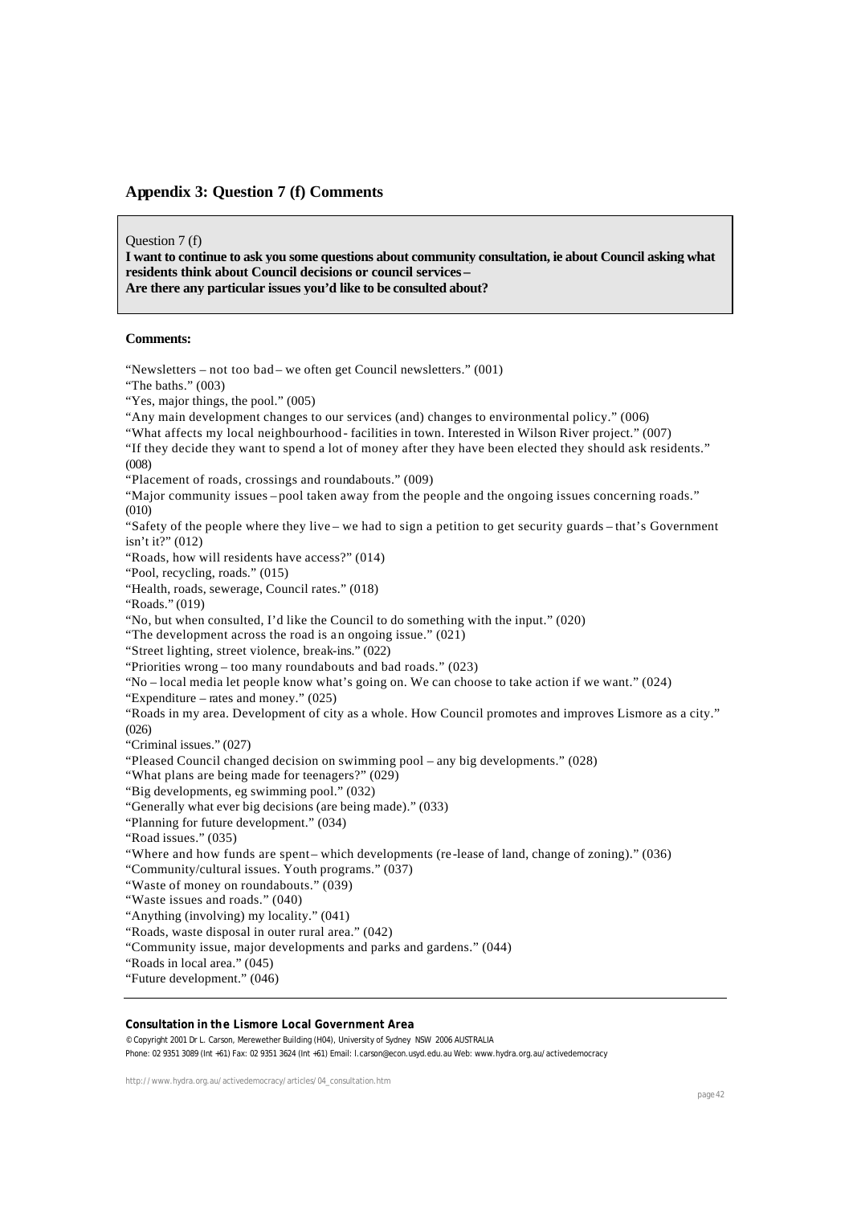## Appendix 3: Question 7 (f) Comments

Question 7 (f)

**I want to continue to ask you some questions about community consultation, ie about Council asking what residents think about Council decisions or council services –**
**Are there any particular issues you'd like to be consulted about?**

**Comments:**

"Newsletters – not too bad – we often get Council newsletters." (001)
"The baths." (003)
"Yes, major things, the pool." (005)
"Any main development changes to our services (and) changes to environmental policy." (006)
"What affects my local neighbourhood - facilities in town. Interested in Wilson River project." (007)
"If they decide they want to spend a lot of money after they have been elected they should ask residents." (008)
"Placement of roads, crossings and roundabouts." (009)
"Major community issues – pool taken away from the people and the ongoing issues concerning roads." (010)
"Safety of the people where they live – we had to sign a petition to get security guards – that's Government isn't it?" (012)
"Roads, how will residents have access?" (014)
"Pool, recycling, roads." (015)
"Health, roads, sewerage, Council rates." (018)
"Roads." (019)
"No, but when consulted, I'd like the Council to do something with the input." (020)
"The development across the road is an ongoing issue." (021)
"Street lighting, street violence, break-ins." (022)
"Priorities wrong – too many roundabouts and bad roads." (023)
"No – local media let people know what's going on. We can choose to take action if we want." (024)
"Expenditure – rates and money." (025)
"Roads in my area. Development of city as a whole. How Council promotes and improves Lismore as a city." (026)
"Criminal issues." (027)
"Pleased Council changed decision on swimming pool – any big developments." (028)
"What plans are being made for teenagers?" (029)
"Big developments, eg swimming pool." (032)
"Generally what ever big decisions (are being made)." (033)
"Planning for future development." (034)
"Road issues." (035)
"Where and how funds are spent – which developments (re-lease of land, change of zoning)." (036)
"Community/cultural issues. Youth programs." (037)
"Waste of money on roundabouts." (039)
"Waste issues and roads." (040)
"Anything (involving) my locality." (041)
"Roads, waste disposal in outer rural area." (042)
"Community issue, major developments and parks and gardens." (044)
"Roads in local area." (045)
"Future development." (046)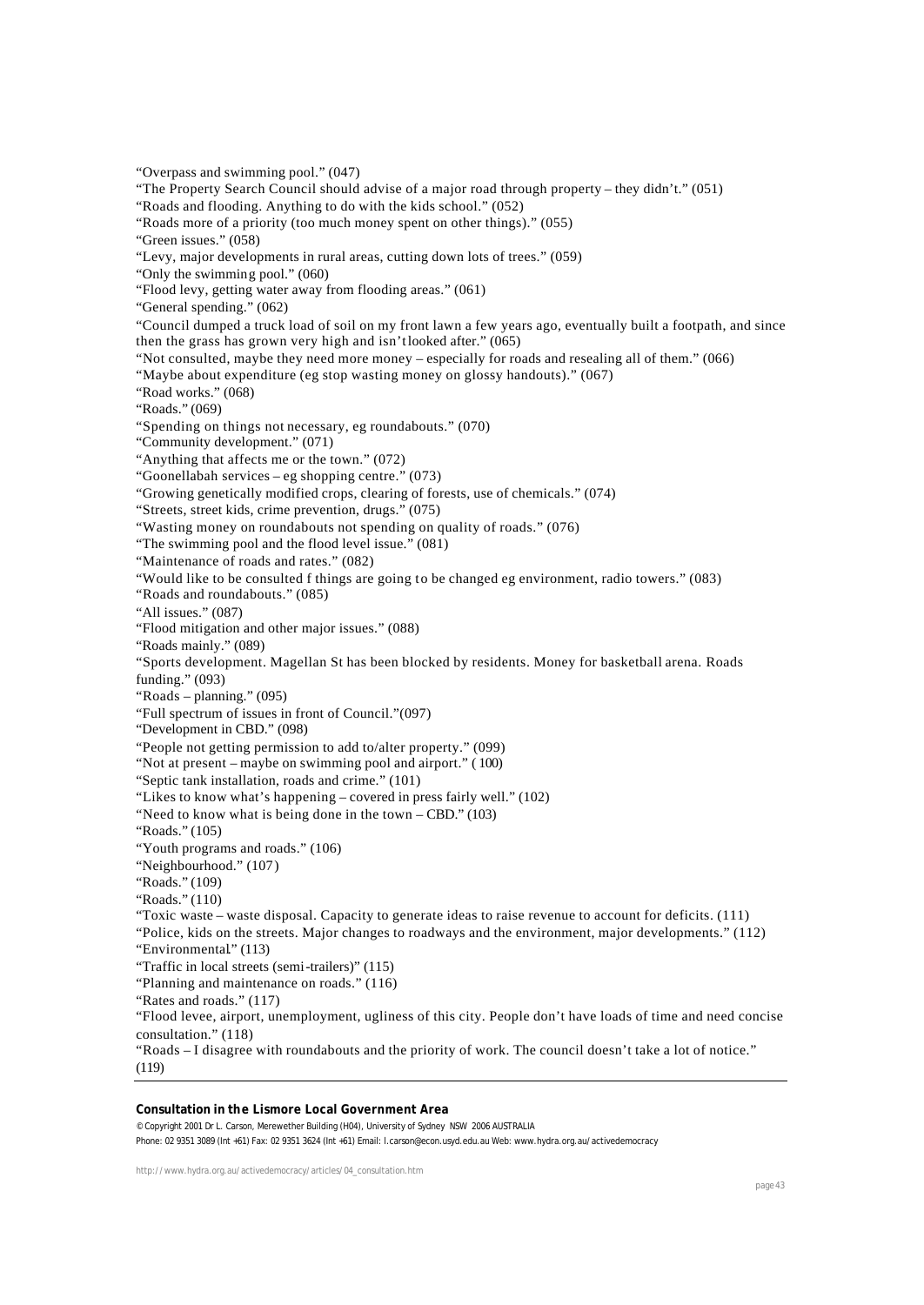"Overpass and swimming pool." (047)

"The Property Search Council should advise of a major road through property – they didn't." (051)

"Roads and flooding. Anything to do with the kids school." (052)

"Roads more of a priority (too much money spent on other things)." (055)

"Green issues." (058)

"Levy, major developments in rural areas, cutting down lots of trees." (059)

"Only the swimming pool." (060)

"Flood levy, getting water away from flooding areas." (061)

"General spending." (062)

"Council dumped a truck load of soil on my front lawn a few years ago, eventually built a footpath, and since then the grass has grown very high and isn't looked after." (065)

"Not consulted, maybe they need more money – especially for roads and resealing all of them." (066)

"Maybe about expenditure (eg stop wasting money on glossy handouts)." (067)

"Road works." (068)

"Roads." (069)

"Spending on things not necessary, eg roundabouts." (070)

"Community development." (071)

"Anything that affects me or the town." (072)

"Goonellabah services – eg shopping centre." (073)

"Growing genetically modified crops, clearing of forests, use of chemicals." (074)

"Streets, street kids, crime prevention, drugs." (075)

"Wasting money on roundabouts not spending on quality of roads." (076)

"The swimming pool and the flood level issue." (081)

"Maintenance of roads and rates." (082)

"Would like to be consulted f things are going to be changed eg environment, radio towers." (083)

"Roads and roundabouts." (085)

"All issues." (087)

"Flood mitigation and other major issues." (088)

"Roads mainly." (089)

"Sports development. Magellan St has been blocked by residents. Money for basketball arena. Roads funding." (093)

"Roads – planning." (095)

"Full spectrum of issues in front of Council."(097)

"Development in CBD." (098)

"People not getting permission to add to/alter property." (099)

"Not at present – maybe on swimming pool and airport." (100)

"Septic tank installation, roads and crime." (101)

"Likes to know what's happening – covered in press fairly well." (102)

"Need to know what is being done in the town – CBD." (103)

"Roads." (105)

"Youth programs and roads." (106)

"Neighbourhood." (107)

"Roads." (109)

"Roads." (110)

"Toxic waste – waste disposal. Capacity to generate ideas to raise revenue to account for deficits. (111)

"Police, kids on the streets. Major changes to roadways and the environment, major developments." (112)

"Environmental." (113)

"Traffic in local streets (semi-trailers)" (115)

"Planning and maintenance on roads." (116)

"Rates and roads." (117)

"Flood levee, airport, unemployment, ugliness of this city. People don't have loads of time and need concise consultation." (118)

"Roads – I disagree with roundabouts and the priority of work. The council doesn't take a lot of notice." (119)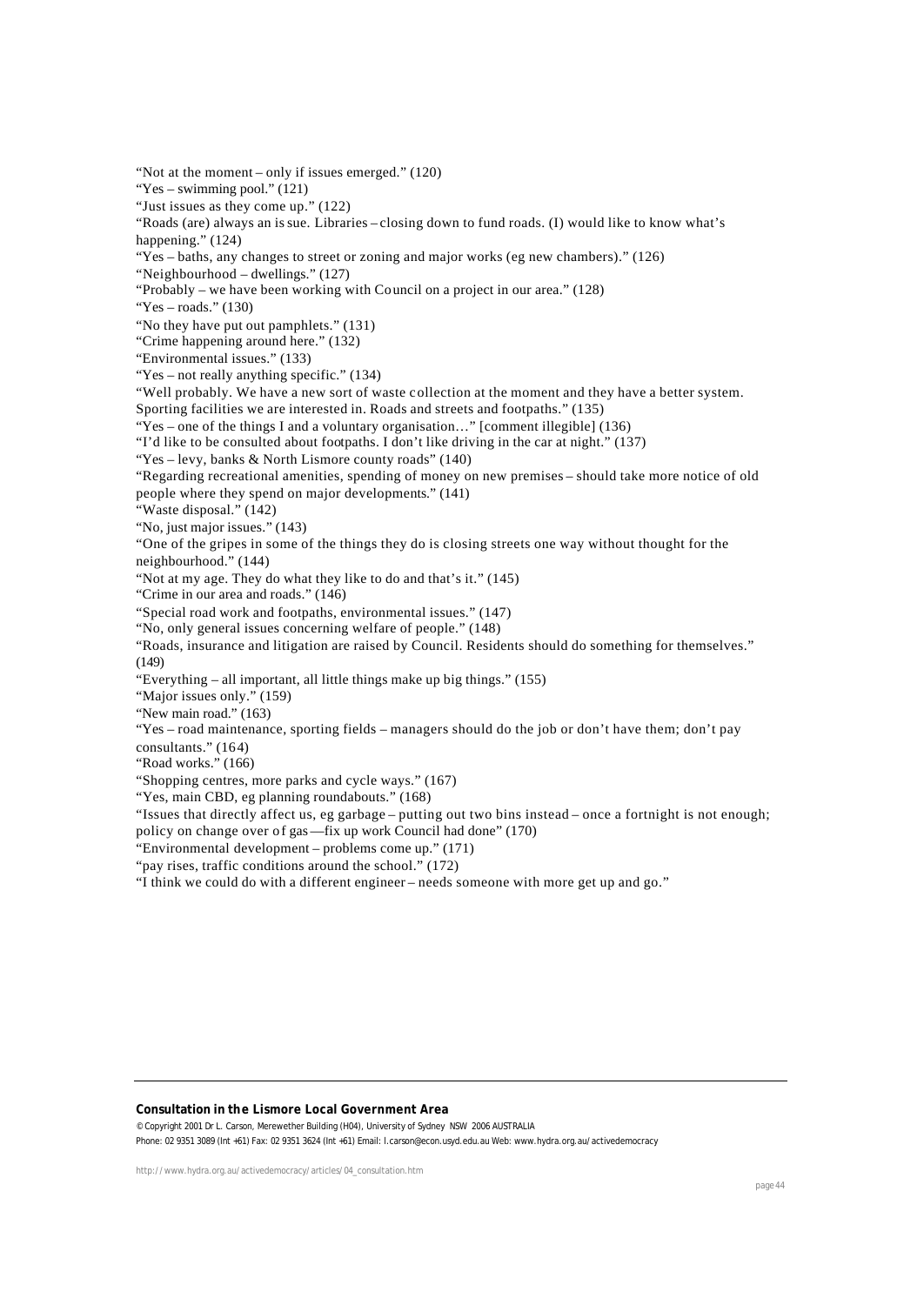"Not at the moment – only if issues emerged." (120)

"Yes – swimming pool." (121)

"Just issues as they come up." (122)

"Roads (are) always an issue. Libraries – closing down to fund roads. (I) would like to know what's happening." (124)

"Yes – baths, any changes to street or zoning and major works (eg new chambers)." (126)

"Neighbourhood – dwellings." (127)

"Probably – we have been working with Council on a project in our area." (128)

"Yes – roads." (130)

"No they have put out pamphlets." (131)

"Crime happening around here." (132)

"Environmental issues." (133)

"Yes – not really anything specific." (134)

"Well probably. We have a new sort of waste collection at the moment and they have a better system. Sporting facilities we are interested in. Roads and streets and footpaths." (135)

"Yes – one of the things I and a voluntary organisation…" [comment illegible] (136)

"I'd like to be consulted about footpaths. I don't like driving in the car at night." (137)

"Yes – levy, banks & North Lismore county roads" (140)

"Regarding recreational amenities, spending of money on new premises – should take more notice of old people where they spend on major developments." (141)

"Waste disposal." (142)

"No, just major issues." (143)

"One of the gripes in some of the things they do is closing streets one way without thought for the neighbourhood." (144)

"Not at my age. They do what they like to do and that's it." (145)

"Crime in our area and roads." (146)

"Special road work and footpaths, environmental issues." (147)

"No, only general issues concerning welfare of people." (148)

"Roads, insurance and litigation are raised by Council. Residents should do something for themselves." (149)

"Everything – all important, all little things make up big things." (155)

"Major issues only." (159)

"New main road." (163)

"Yes – road maintenance, sporting fields – managers should do the job or don't have them; don't pay consultants." (164)

"Road works." (166)

"Shopping centres, more parks and cycle ways." (167)

"Yes, main CBD, eg planning roundabouts." (168)

"Issues that directly affect us, eg garbage – putting out two bins instead – once a fortnight is not enough; policy on change over of gas—fix up work Council had done" (170)

"Environmental development – problems come up." (171)

"pay rises, traffic conditions around the school." (172)

"I think we could do with a different engineer – needs someone with more get up and go."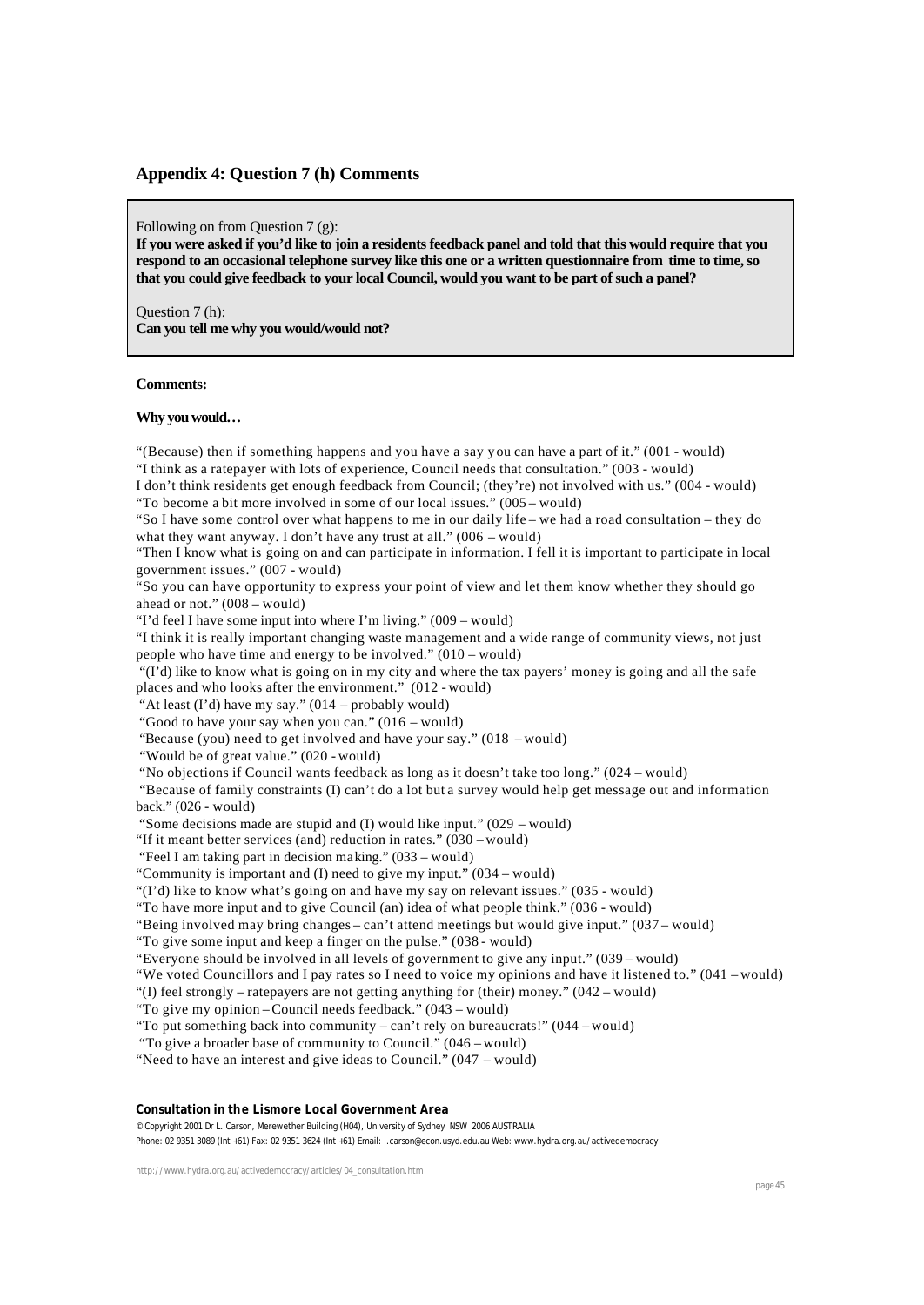## Appendix 4: Question 7 (h) Comments

Following on from Question 7 (g):

**If you were asked if you'd like to join a residents feedback panel and told that this would require that you respond to an occasional telephone survey like this one or a written questionnaire from time to time, so that you could give feedback to your local Council, would you want to be part of such a panel?**

Question 7 (h):

**Can you tell me why you would/would not?**

**Comments:**

**Why you would…**

"(Because) then if something happens and you have a say you can have a part of it." (001 - would)

"I think as a ratepayer with lots of experience, Council needs that consultation." (003 - would)

I don't think residents get enough feedback from Council; (they're) not involved with us." (004 - would)

"To become a bit more involved in some of our local issues." (005 – would)

"So I have some control over what happens to me in our daily life – we had a road consultation – they do what they want anyway. I don't have any trust at all." (006 – would)

"Then I know what is going on and can participate in information. I fell it is important to participate in local government issues." (007 - would)

"So you can have opportunity to express your point of view and let them know whether they should go ahead or not." (008 – would)

"I'd feel I have some input into where I'm living." (009 – would)

"I think it is really important changing waste management and a wide range of community views, not just people who have time and energy to be involved." (010 – would)

"(I'd) like to know what is going on in my city and where the tax payers' money is going and all the safe places and who looks after the environment." (012 - would)

"At least (I'd) have my say." (014 – probably would)

"Good to have your say when you can." (016 – would)

"Because (you) need to get involved and have your say." (018 – would)

"Would be of great value." (020 - would)

"No objections if Council wants feedback as long as it doesn't take too long." (024 – would)

"Because of family constraints (I) can't do a lot but a survey would help get message out and information back." (026 - would)

"Some decisions made are stupid and (I) would like input." (029 – would)

"If it meant better services (and) reduction in rates." (030 – would)

"Feel I am taking part in decision making." (033 – would)

"Community is important and (I) need to give my input." (034 – would)

"(I'd) like to know what's going on and have my say on relevant issues." (035 - would)

"To have more input and to give Council (an) idea of what people think." (036 - would)

"Being involved may bring changes – can't attend meetings but would give input." (037 – would)

"To give some input and keep a finger on the pulse." (038 - would)

"Everyone should be involved in all levels of government to give any input." (039 – would)

"We voted Councillors and I pay rates so I need to voice my opinions and have it listened to." (041 – would)

"(I) feel strongly – ratepayers are not getting anything for (their) money." (042 – would)

"To give my opinion – Council needs feedback." (043 – would)

"To put something back into community – can't rely on bureaucrats!" (044 – would)

"To give a broader base of community to Council." (046 – would)

"Need to have an interest and give ideas to Council." (047 – would)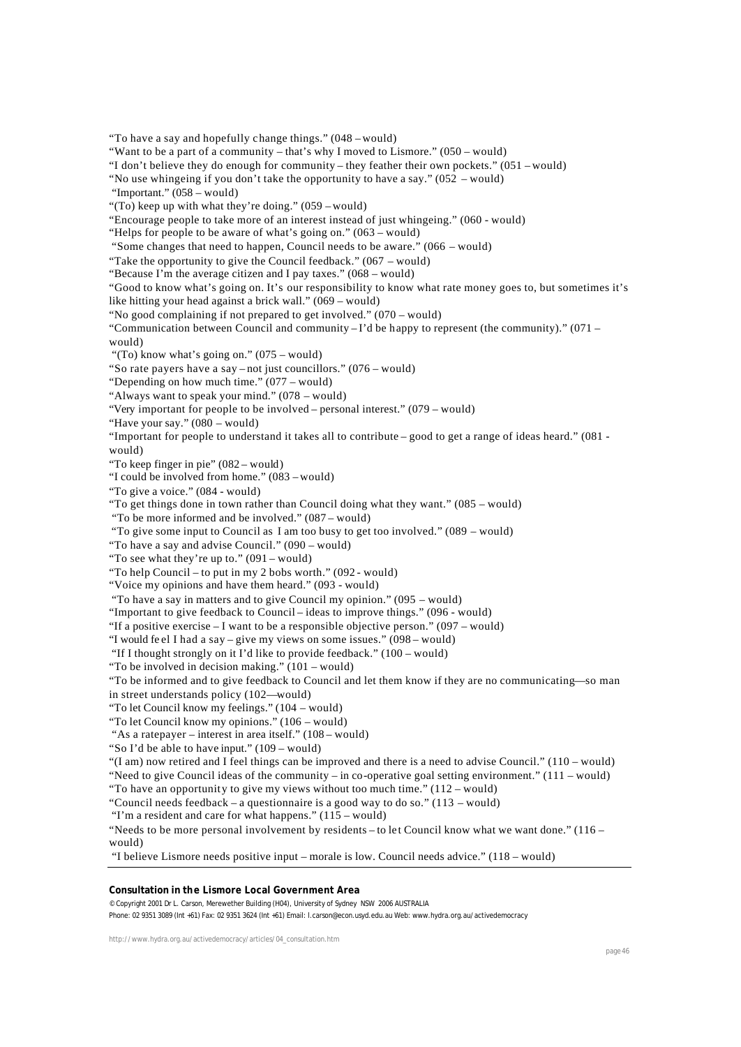"To have a say and hopefully change things." (048 – would)

"Want to be a part of a community – that's why I moved to Lismore." (050 – would)

"I don't believe they do enough for community – they feather their own pockets." (051 – would)

"No use whingeing if you don't take the opportunity to have a say." (052 – would)

"Important." (058 – would)

"(To) keep up with what they're doing." (059 – would)

"Encourage people to take more of an interest instead of just whingeing." (060 - would)

"Helps for people to be aware of what's going on." (063 – would)

"Some changes that need to happen, Council needs to be aware." (066 – would)

"Take the opportunity to give the Council feedback." (067 – would)

"Because I'm the average citizen and I pay taxes." (068 – would)

"Good to know what's going on. It's our responsibility to know what rate money goes to, but sometimes it's like hitting your head against a brick wall." (069 – would)

"No good complaining if not prepared to get involved." (070 – would)

"Communication between Council and community – I'd be happy to represent (the community)." (071 – would)

"(To) know what's going on." (075 – would)

"So rate payers have a say – not just councillors." (076 – would)

"Depending on how much time." (077 – would)

"Always want to speak your mind." (078 – would)

"Very important for people to be involved – personal interest." (079 – would)

"Have your say." (080 – would)

"Important for people to understand it takes all to contribute – good to get a range of ideas heard." (081 - would)

"To keep finger in pie" (082 – would)

"I could be involved from home." (083 – would)

"To give a voice." (084 - would)

"To get things done in town rather than Council doing what they want." (085 – would)

"To be more informed and be involved." (087 – would)

"To give some input to Council as I am too busy to get too involved." (089 – would)

"To have a say and advise Council." (090 – would)

"To see what they're up to." (091 – would)

"To help Council – to put in my 2 bobs worth." (092 - would)

"Voice my opinions and have them heard." (093 - would)

"To have a say in matters and to give Council my opinion." (095 – would)

"Important to give feedback to Council – ideas to improve things." (096 - would)

"If a positive exercise – I want to be a responsible objective person." (097 – would)

"I would feel I had a say – give my views on some issues." (098 – would)

"If I thought strongly on it I'd like to provide feedback." (100 – would)

"To be involved in decision making." (101 – would)

"To be informed and to give feedback to Council and let them know if they are no communicating—so man in street understands policy (102—would)

"To let Council know my feelings." (104 – would)

"To let Council know my opinions." (106 – would)

"As a ratepayer – interest in area itself." (108 – would)

"So I'd be able to have input." (109 – would)

"(I am) now retired and I feel things can be improved and there is a need to advise Council." (110 – would)

"Need to give Council ideas of the community – in co-operative goal setting environment." (111 – would)

"To have an opportunity to give my views without too much time." (112 – would)

"Council needs feedback – a questionnaire is a good way to do so." (113 – would)

"I'm a resident and care for what happens." (115 – would)

"Needs to be more personal involvement by residents – to let Council know what we want done." (116 – would)

"I believe Lismore needs positive input – morale is low. Council needs advice." (118 – would)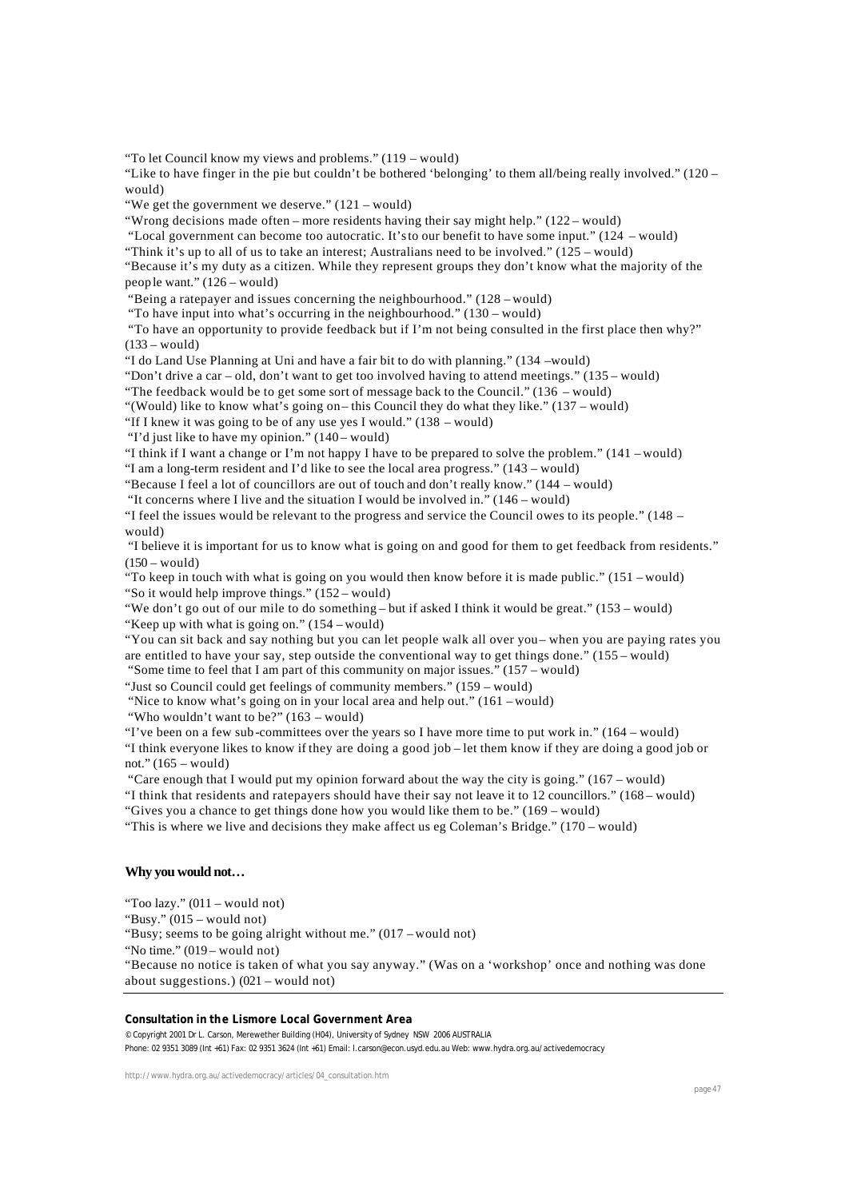"To let Council know my views and problems." (119 – would)

"Like to have finger in the pie but couldn't be bothered 'belonging' to them all/being really involved." (120 – would)

"We get the government we deserve." (121 – would)

"Wrong decisions made often – more residents having their say might help." (122 – would)

"Local government can become too autocratic. It's to our benefit to have some input." (124 – would)

"Think it's up to all of us to take an interest; Australians need to be involved." (125 – would)

"Because it's my duty as a citizen. While they represent groups they don't know what the majority of the people want." (126 – would)

"Being a ratepayer and issues concerning the neighbourhood." (128 – would)

"To have input into what's occurring in the neighbourhood." (130 – would)

"To have an opportunity to provide feedback but if I'm not being consulted in the first place then why?" (133 – would)

"I do Land Use Planning at Uni and have a fair bit to do with planning." (134 –would)

"Don't drive a car – old, don't want to get too involved having to attend meetings." (135 – would)

"The feedback would be to get some sort of message back to the Council." (136 – would)

"(Would) like to know what's going on – this Council they do what they like." (137 – would)

"If I knew it was going to be of any use yes I would." (138 – would)

"I'd just like to have my opinion." (140 – would)

"I think if I want a change or I'm not happy I have to be prepared to solve the problem." (141 – would)

"I am a long-term resident and I'd like to see the local area progress." (143 – would)

"Because I feel a lot of councillors are out of touch and don't really know." (144 – would)

"It concerns where I live and the situation I would be involved in." (146 – would)

"I feel the issues would be relevant to the progress and service the Council owes to its people." (148 – would)

"I believe it is important for us to know what is going on and good for them to get feedback from residents." (150 – would)

"To keep in touch with what is going on you would then know before it is made public." (151 – would)

"So it would help improve things." (152 – would)

"We don't go out of our mile to do something – but if asked I think it would be great." (153 – would)

"Keep up with what is going on." (154 – would)

"You can sit back and say nothing but you can let people walk all over you – when you are paying rates you are entitled to have your say, step outside the conventional way to get things done." (155 – would)

"Some time to feel that I am part of this community on major issues." (157 – would)

"Just so Council could get feelings of community members." (159 – would)

"Nice to know what's going on in your local area and help out." (161 – would)

"Who wouldn't want to be?" (163 – would)

"I've been on a few sub-committees over the years so I have more time to put work in." (164 – would)

"I think everyone likes to know if they are doing a good job – let them know if they are doing a good job or not." (165 – would)

"Care enough that I would put my opinion forward about the way the city is going." (167 – would)

"I think that residents and ratepayers should have their say not leave it to 12 councillors." (168 – would)

"Gives you a chance to get things done how you would like them to be." (169 – would)

"This is where we live and decisions they make affect us eg Coleman's Bridge." (170 – would)

**Why you would not…**

"Too lazy." (011 – would not)

"Busy." (015 – would not)

"Busy; seems to be going alright without me." (017 – would not)

"No time." (019 – would not)

"Because no notice is taken of what you say anyway." (Was on a 'workshop' once and nothing was done about suggestions.) (021 – would not)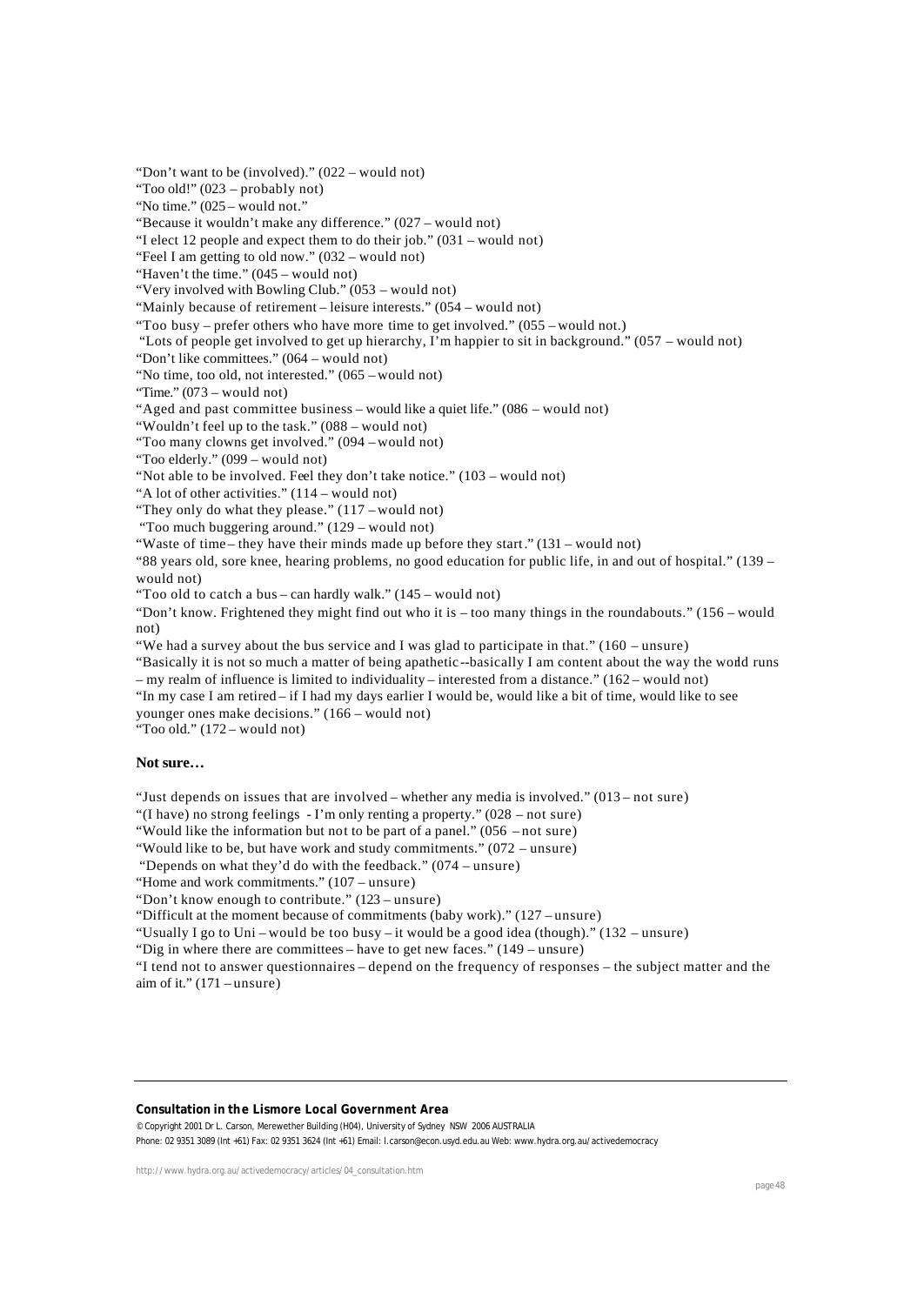"Don't want to be (involved)." (022 – would not)

"Too old!" (023 – probably not)

"No time." (025 – would not."

"Because it wouldn't make any difference." (027 – would not)

"I elect 12 people and expect them to do their job." (031 – would not)

"Feel I am getting to old now." (032 – would not)

"Haven't the time." (045 – would not)

"Very involved with Bowling Club." (053 – would not)

"Mainly because of retirement – leisure interests." (054 – would not)

"Too busy – prefer others who have more time to get involved." (055 – would not.)

"Lots of people get involved to get up hierarchy, I'm happier to sit in background." (057 – would not)

"Don't like committees." (064 – would not)

"No time, too old, not interested." (065 – would not)

"Time." (073 – would not)

"Aged and past committee business – would like a quiet life." (086 – would not)

"Wouldn't feel up to the task." (088 – would not)

"Too many clowns get involved." (094 – would not)

"Too elderly." (099 – would not)

"Not able to be involved. Feel they don't take notice." (103 – would not)

"A lot of other activities." (114 – would not)

"They only do what they please." (117 – would not)

"Too much buggering around." (129 – would not)

"Waste of time – they have their minds made up before they start." (131 – would not)

"88 years old, sore knee, hearing problems, no good education for public life, in and out of hospital." (139 – would not)

"Too old to catch a bus – can hardly walk." (145 – would not)

"Don't know. Frightened they might find out who it is – too many things in the roundabouts." (156 – would not)

"We had a survey about the bus service and I was glad to participate in that." (160 – unsure)

"Basically it is not so much a matter of being apathetic--basically I am content about the way the world runs – my realm of influence is limited to individuality – interested from a distance." (162 – would not)

"In my case I am retired – if I had my days earlier I would be, would like a bit of time, would like to see younger ones make decisions." (166 – would not)

"Too old." (172 – would not)

**Not sure…**

"Just depends on issues that are involved – whether any media is involved." (013 – not sure)

"(I have) no strong feelings - I'm only renting a property." (028 – not sure)

"Would like the information but not to be part of a panel." (056 – not sure)

"Would like to be, but have work and study commitments." (072 – unsure)

"Depends on what they'd do with the feedback." (074 – unsure)

"Home and work commitments." (107 – unsure)

"Don't know enough to contribute." (123 – unsure)

"Difficult at the moment because of commitments (baby work)." (127 – unsure)

"Usually I go to Uni – would be too busy – it would be a good idea (though)." (132 – unsure)

"Dig in where there are committees – have to get new faces." (149 – unsure)

"I tend not to answer questionnaires – depend on the frequency of responses – the subject matter and the aim of it." (171 – unsure)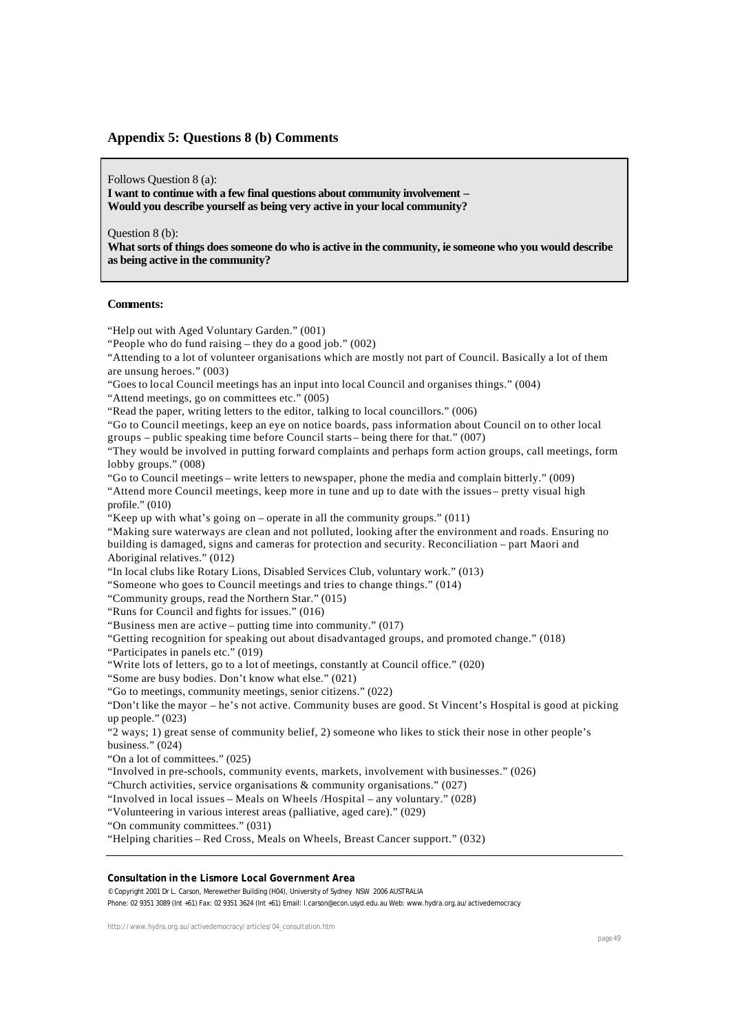## Appendix 5: Questions 8 (b) Comments

Follows Question 8 (a):
**I want to continue with a few final questions about community involvement – Would you describe yourself as being very active in your local community?**

Question 8 (b):
**What sorts of things does someone do who is active in the community, ie someone who you would describe as being active in the community?**

**Comments:**

"Help out with Aged Voluntary Garden." (001)

"People who do fund raising – they do a good job." (002)

"Attending to a lot of volunteer organisations which are mostly not part of Council. Basically a lot of them are unsung heroes." (003)

"Goes to local Council meetings has an input into local Council and organises things." (004)

"Attend meetings, go on committees etc." (005)

"Read the paper, writing letters to the editor, talking to local councillors." (006)

"Go to Council meetings, keep an eye on notice boards, pass information about Council on to other local groups – public speaking time before Council starts – being there for that." (007)

"They would be involved in putting forward complaints and perhaps form action groups, call meetings, form lobby groups." (008)

"Go to Council meetings – write letters to newspaper, phone the media and complain bitterly." (009)

"Attend more Council meetings, keep more in tune and up to date with the issues – pretty visual high profile." (010)

"Keep up with what's going on – operate in all the community groups." (011)

"Making sure waterways are clean and not polluted, looking after the environment and roads. Ensuring no building is damaged, signs and cameras for protection and security. Reconciliation – part Maori and Aboriginal relatives." (012)

"In local clubs like Rotary Lions, Disabled Services Club, voluntary work." (013)

"Someone who goes to Council meetings and tries to change things." (014)

"Community groups, read the Northern Star." (015)

"Runs for Council and fights for issues." (016)

"Business men are active – putting time into community." (017)

"Getting recognition for speaking out about disadvantaged groups, and promoted change." (018)

"Participates in panels etc." (019)

"Write lots of letters, go to a lot of meetings, constantly at Council office." (020)

"Some are busy bodies. Don't know what else." (021)

"Go to meetings, community meetings, senior citizens." (022)

"Don't like the mayor – he's not active. Community buses are good. St Vincent's Hospital is good at picking up people." (023)

"2 ways; 1) great sense of community belief, 2) someone who likes to stick their nose in other people's business." (024)

"On a lot of committees." (025)

"Involved in pre-schools, community events, markets, involvement with businesses." (026)

"Church activities, service organisations & community organisations." (027)

"Involved in local issues – Meals on Wheels /Hospital – any voluntary." (028)

"Volunteering in various interest areas (palliative, aged care)." (029)

"On community committees." (031)

"Helping charities – Red Cross, Meals on Wheels, Breast Cancer support." (032)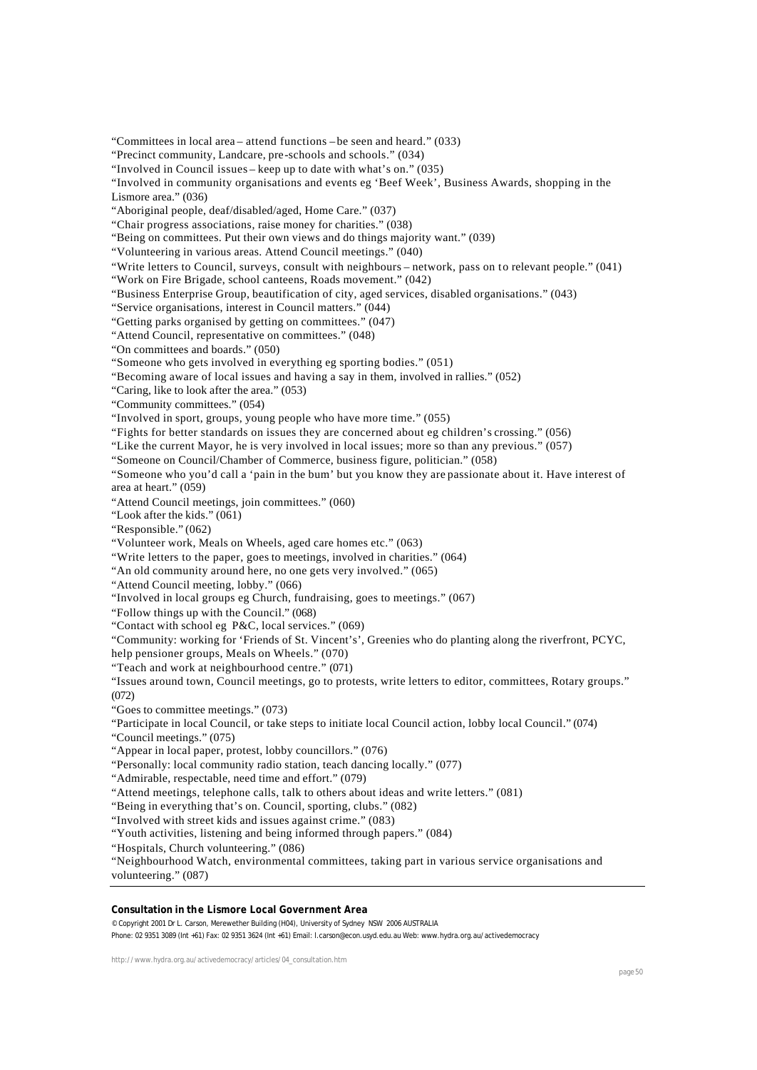"Committees in local area – attend functions – be seen and heard." (033)

"Precinct community, Landcare, pre-schools and schools." (034)

"Involved in Council issues – keep up to date with what's on." (035)

"Involved in community organisations and events eg 'Beef Week', Business Awards, shopping in the Lismore area." (036)

"Aboriginal people, deaf/disabled/aged, Home Care." (037)

"Chair progress associations, raise money for charities." (038)

"Being on committees. Put their own views and do things majority want." (039)

"Volunteering in various areas. Attend Council meetings." (040)

"Write letters to Council, surveys, consult with neighbours – network, pass on to relevant people." (041)

"Work on Fire Brigade, school canteens, Roads movement." (042)

"Business Enterprise Group, beautification of city, aged services, disabled organisations." (043)

"Service organisations, interest in Council matters." (044)

"Getting parks organised by getting on committees." (047)

"Attend Council, representative on committees." (048)

"On committees and boards." (050)

"Someone who gets involved in everything eg sporting bodies." (051)

"Becoming aware of local issues and having a say in them, involved in rallies." (052)

"Caring, like to look after the area." (053)

"Community committees." (054)

"Involved in sport, groups, young people who have more time." (055)

"Fights for better standards on issues they are concerned about eg children's crossing." (056)

"Like the current Mayor, he is very involved in local issues; more so than any previous." (057)

"Someone on Council/Chamber of Commerce, business figure, politician." (058)

"Someone who you'd call a 'pain in the bum' but you know they are passionate about it. Have interest of area at heart." (059)

"Attend Council meetings, join committees." (060)

"Look after the kids." (061)

"Responsible." (062)

"Volunteer work, Meals on Wheels, aged care homes etc." (063)

"Write letters to the paper, goes to meetings, involved in charities." (064)

"An old community around here, no one gets very involved." (065)

"Attend Council meeting, lobby." (066)

"Involved in local groups eg Church, fundraising, goes to meetings." (067)

"Follow things up with the Council." (068)

"Contact with school eg P&C, local services." (069)

"Community: working for 'Friends of St. Vincent's', Greenies who do planting along the riverfront, PCYC, help pensioner groups, Meals on Wheels." (070)

"Teach and work at neighbourhood centre." (071)

"Issues around town, Council meetings, go to protests, write letters to editor, committees, Rotary groups." (072)

"Goes to committee meetings." (073)

"Participate in local Council, or take steps to initiate local Council action, lobby local Council." (074)

"Council meetings." (075)

"Appear in local paper, protest, lobby councillors." (076)

"Personally: local community radio station, teach dancing locally." (077)

"Admirable, respectable, need time and effort." (079)

"Attend meetings, telephone calls, talk to others about ideas and write letters." (081)

"Being in everything that's on. Council, sporting, clubs." (082)

"Involved with street kids and issues against crime." (083)

"Youth activities, listening and being informed through papers." (084)

"Hospitals, Church volunteering." (086)

"Neighbourhood Watch, environmental committees, taking part in various service organisations and volunteering." (087)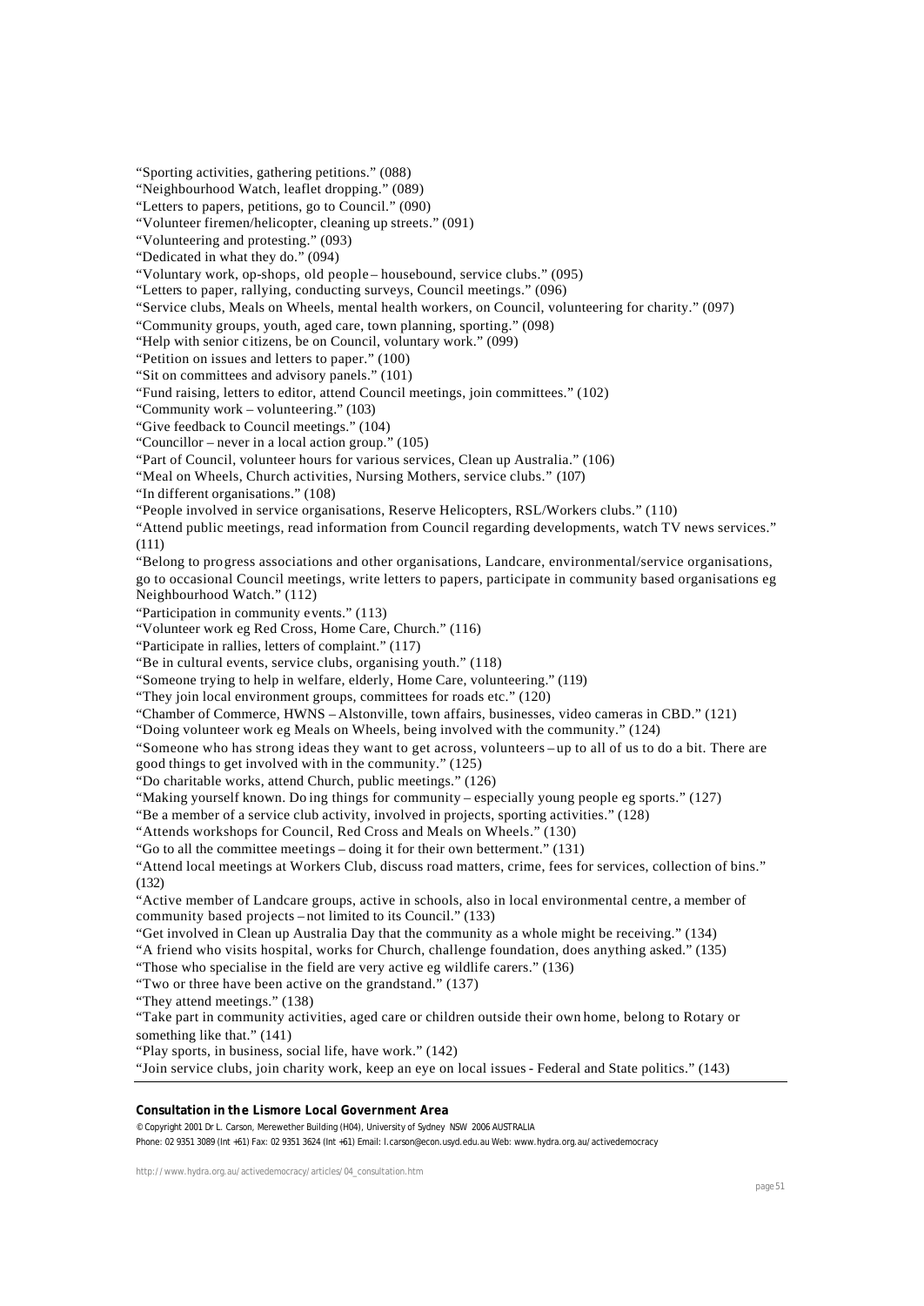"Sporting activities, gathering petitions." (088)

"Neighbourhood Watch, leaflet dropping." (089)

"Letters to papers, petitions, go to Council." (090)

"Volunteer firemen/helicopter, cleaning up streets." (091)

"Volunteering and protesting." (093)

"Dedicated in what they do." (094)

"Voluntary work, op-shops, old people – housebound, service clubs." (095)

"Letters to paper, rallying, conducting surveys, Council meetings." (096)

"Service clubs, Meals on Wheels, mental health workers, on Council, volunteering for charity." (097)

"Community groups, youth, aged care, town planning, sporting." (098)

"Help with senior citizens, be on Council, voluntary work." (099)

"Petition on issues and letters to paper." (100)

"Sit on committees and advisory panels." (101)

"Fund raising, letters to editor, attend Council meetings, join committees." (102)

"Community work – volunteering." (103)

"Give feedback to Council meetings." (104)

"Councillor – never in a local action group." (105)

"Part of Council, volunteer hours for various services, Clean up Australia." (106)

"Meal on Wheels, Church activities, Nursing Mothers, service clubs." (107)

"In different organisations." (108)

"People involved in service organisations, Reserve Helicopters, RSL/Workers clubs." (110)

"Attend public meetings, read information from Council regarding developments, watch TV news services." (111)

"Belong to progress associations and other organisations, Landcare, environmental/service organisations, go to occasional Council meetings, write letters to papers, participate in community based organisations eg Neighbourhood Watch." (112)

"Participation in community events." (113)

"Volunteer work eg Red Cross, Home Care, Church." (116)

"Participate in rallies, letters of complaint." (117)

"Be in cultural events, service clubs, organising youth." (118)

"Someone trying to help in welfare, elderly, Home Care, volunteering." (119)

"They join local environment groups, committees for roads etc." (120)

"Chamber of Commerce, HWNS – Alstonville, town affairs, businesses, video cameras in CBD." (121)

"Doing volunteer work eg Meals on Wheels, being involved with the community." (124)

"Someone who has strong ideas they want to get across, volunteers – up to all of us to do a bit. There are good things to get involved with in the community." (125)

"Do charitable works, attend Church, public meetings." (126)

"Making yourself known. Doing things for community – especially young people eg sports." (127)

"Be a member of a service club activity, involved in projects, sporting activities." (128)

"Attends workshops for Council, Red Cross and Meals on Wheels." (130)

"Go to all the committee meetings – doing it for their own betterment." (131)

"Attend local meetings at Workers Club, discuss road matters, crime, fees for services, collection of bins." (132)

"Active member of Landcare groups, active in schools, also in local environmental centre, a member of community based projects – not limited to its Council." (133)

"Get involved in Clean up Australia Day that the community as a whole might be receiving." (134)

"A friend who visits hospital, works for Church, challenge foundation, does anything asked." (135)

"Those who specialise in the field are very active eg wildlife carers." (136)

"Two or three have been active on the grandstand." (137)

"They attend meetings." (138)

"Take part in community activities, aged care or children outside their own home, belong to Rotary or something like that." (141)

"Play sports, in business, social life, have work." (142)

"Join service clubs, join charity work, keep an eye on local issues - Federal and State politics." (143)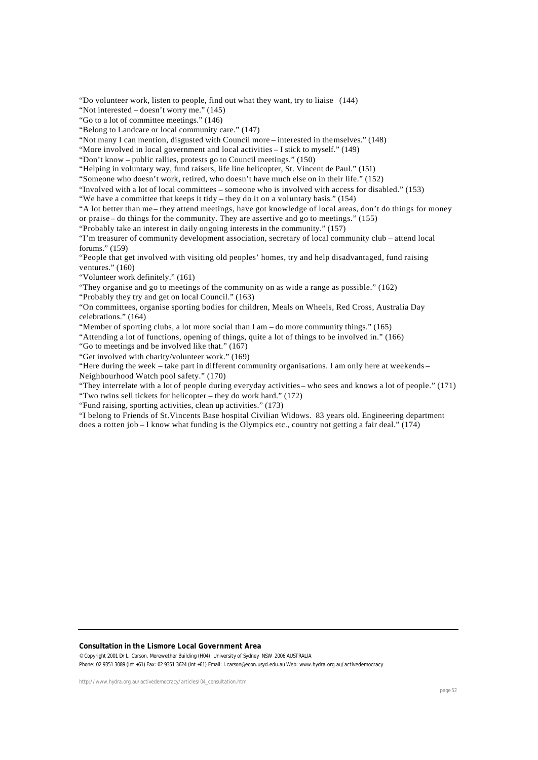"Do volunteer work, listen to people, find out what they want, try to liaise (144)

"Not interested – doesn't worry me." (145)

"Go to a lot of committee meetings." (146)

"Belong to Landcare or local community care." (147)

"Not many I can mention, disgusted with Council more – interested in themselves." (148)

"More involved in local government and local activities – I stick to myself." (149)

"Don't know – public rallies, protests go to Council meetings." (150)

"Helping in voluntary way, fund raisers, life line helicopter, St. Vincent de Paul." (151)

"Someone who doesn't work, retired, who doesn't have much else on in their life." (152)

"Involved with a lot of local committees – someone who is involved with access for disabled." (153)

"We have a committee that keeps it tidy – they do it on a voluntary basis." (154)

"A lot better than me – they attend meetings, have got knowledge of local areas, don't do things for money or praise – do things for the community. They are assertive and go to meetings." (155)

"Probably take an interest in daily ongoing interests in the community." (157)

"I'm treasurer of community development association, secretary of local community club – attend local forums." (159)

"People that get involved with visiting old peoples' homes, try and help disadvantaged, fund raising ventures." (160)

"Volunteer work definitely." (161)

"They organise and go to meetings of the community on as wide a range as possible." (162)

"Probably they try and get on local Council." (163)

"On committees, organise sporting bodies for children, Meals on Wheels, Red Cross, Australia Day celebrations." (164)

"Member of sporting clubs, a lot more social than I am – do more community things." (165)

"Attending a lot of functions, opening of things, quite a lot of things to be involved in." (166)

"Go to meetings and be involved like that." (167)

"Get involved with charity/volunteer work." (169)

"Here during the week – take part in different community organisations. I am only here at weekends – Neighbourhood Watch pool safety." (170)

"They interrelate with a lot of people during everyday activities – who sees and knows a lot of people." (171)

"Two twins sell tickets for helicopter – they do work hard." (172)

"Fund raising, sporting activities, clean up activities." (173)

"I belong to Friends of St.Vincents Base hospital Civilian Widows. 83 years old. Engineering department does a rotten job – I know what funding is the Olympics etc., country not getting a fair deal." (174)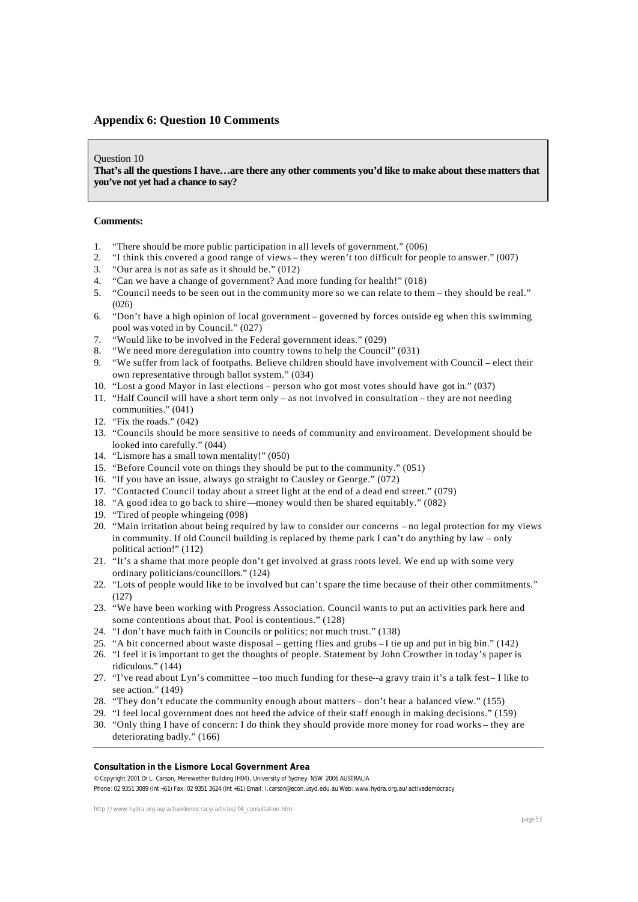## Appendix 6: Question 10 Comments

Question 10

**That's all the questions I have…are there any other comments you'd like to make about these matters that you've not yet had a chance to say?**

**Comments:**

1. "There should be more public participation in all levels of government." (006)
2. "I think this covered a good range of views – they weren't too difficult for people to answer." (007)
3. "Our area is not as safe as it should be." (012)
4. "Can we have a change of government? And more funding for health!" (018)
5. "Council needs to be seen out in the community more so we can relate to them – they should be real." (026)
6. "Don't have a high opinion of local government – governed by forces outside eg when this swimming pool was voted in by Council." (027)
7. "Would like to be involved in the Federal government ideas." (029)
8. "We need more deregulation into country towns to help the Council" (031)
9. "We suffer from lack of footpaths. Believe children should have involvement with Council – elect their own representative through ballot system." (034)
10. "Lost a good Mayor in last elections – person who got most votes should have got in." (037)
11. "Half Council will have a short term only – as not involved in consultation – they are not needing communities." (041)
12. "Fix the roads." (042)
13. "Councils should be more sensitive to needs of community and environment. Development should be looked into carefully." (044)
14. "Lismore has a small town mentality!" (050)
15. "Before Council vote on things they should be put to the community." (051)
16. "If you have an issue, always go straight to Causley or George." (072)
17. "Contacted Council today about a street light at the end of a dead end street." (079)
18. "A good idea to go back to shire—money would then be shared equitably." (082)
19. "Tired of people whingeing (098)
20. "Main irritation about being required by law to consider our concerns – no legal protection for my views in community. If old Council building is replaced by theme park I can't do anything by law – only political action!" (112)
21. "It's a shame that more people don't get involved at grass roots level. We end up with some very ordinary politicians/councillors." (124)
22. "Lots of people would like to be involved but can't spare the time because of their other commitments." (127)
23. "We have been working with Progress Association. Council wants to put an activities park here and some contentions about that. Pool is contentious." (128)
24. "I don't have much faith in Councils or politics; not much trust." (138)
25. "A bit concerned about waste disposal – getting flies and grubs – I tie up and put in big bin." (142)
26. "I feel it is important to get the thoughts of people. Statement by John Crowther in today's paper is ridiculous." (144)
27. "I've read about Lyn's committee – too much funding for these--a gravy train it's a talk fest – I like to see action." (149)
28. "They don't educate the community enough about matters – don't hear a balanced view." (155)
29. "I feel local government does not heed the advice of their staff enough in making decisions." (159)
30. "Only thing I have of concern: I do think they should provide more money for road works – they are deteriorating badly." (166)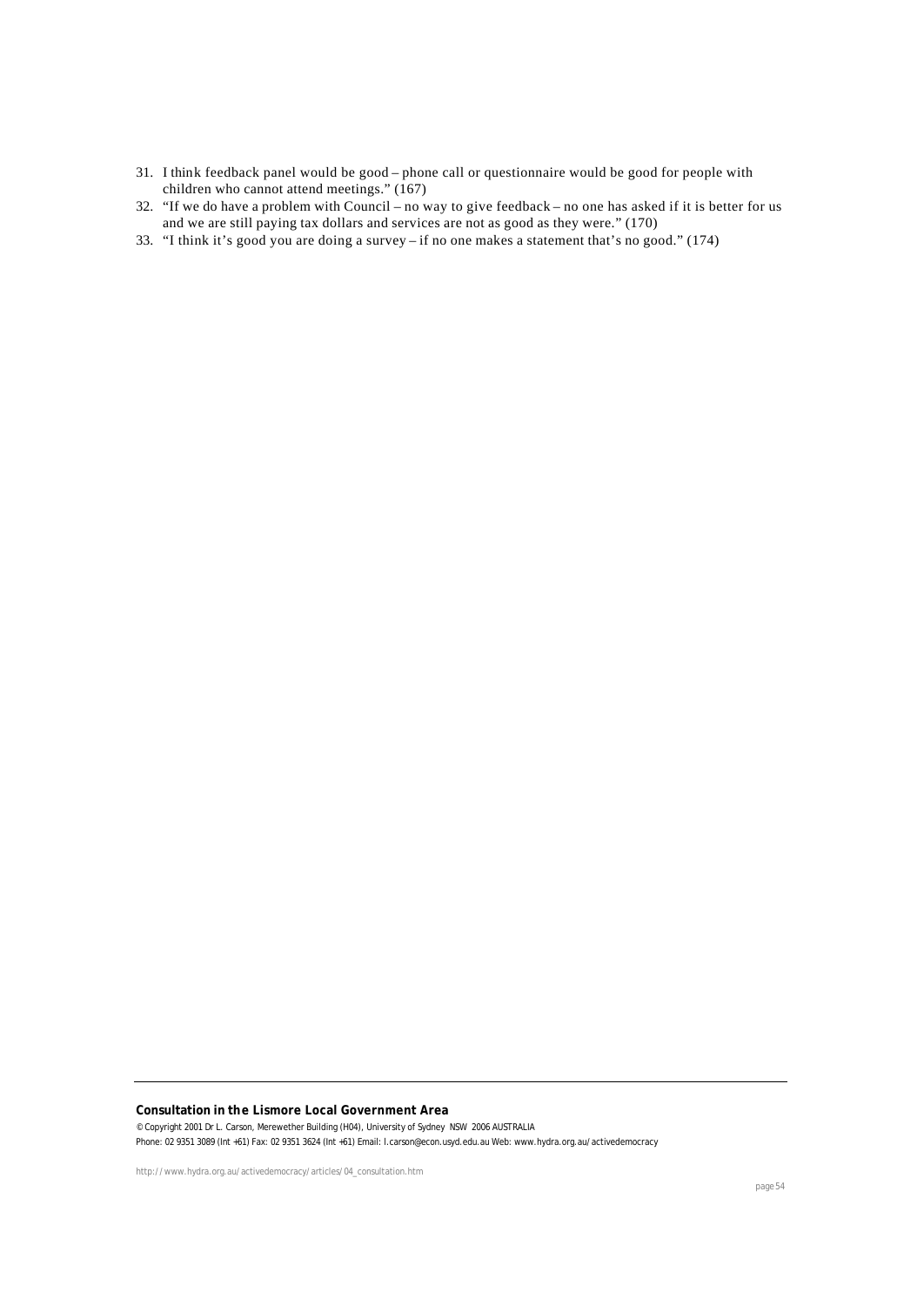31. I think feedback panel would be good – phone call or questionnaire would be good for people with children who cannot attend meetings." (167)
32. "If we do have a problem with Council – no way to give feedback – no one has asked if it is better for us and we are still paying tax dollars and services are not as good as they were." (170)
33. "I think it's good you are doing a survey – if no one makes a statement that's no good." (174)